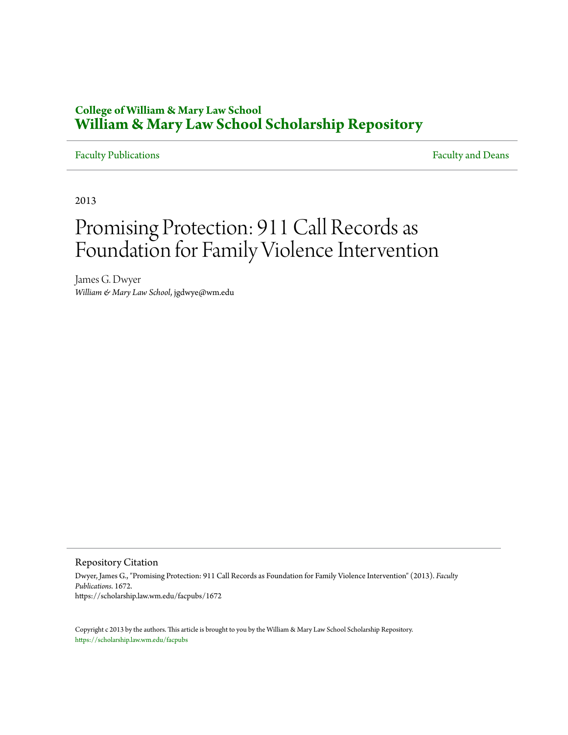**College of William & Mary Law School**
**William & Mary Law School Scholarship Repository**

Faculty Publications | Faculty and Deans

2013

# Promising Protection: 911 Call Records as Foundation for Family Violence Intervention

James G. Dwyer
*William & Mary Law School*, jgdwye@wm.edu

## Repository Citation

Dwyer, James G., "Promising Protection: 911 Call Records as Foundation for Family Violence Intervention" (2013). *Faculty Publications*. 1672.
https://scholarship.law.wm.edu/facpubs/1672

Copyright c 2013 by the authors. This article is brought to you by the William & Mary Law School Scholarship Repository.
https://scholarship.law.wm.edu/facpubs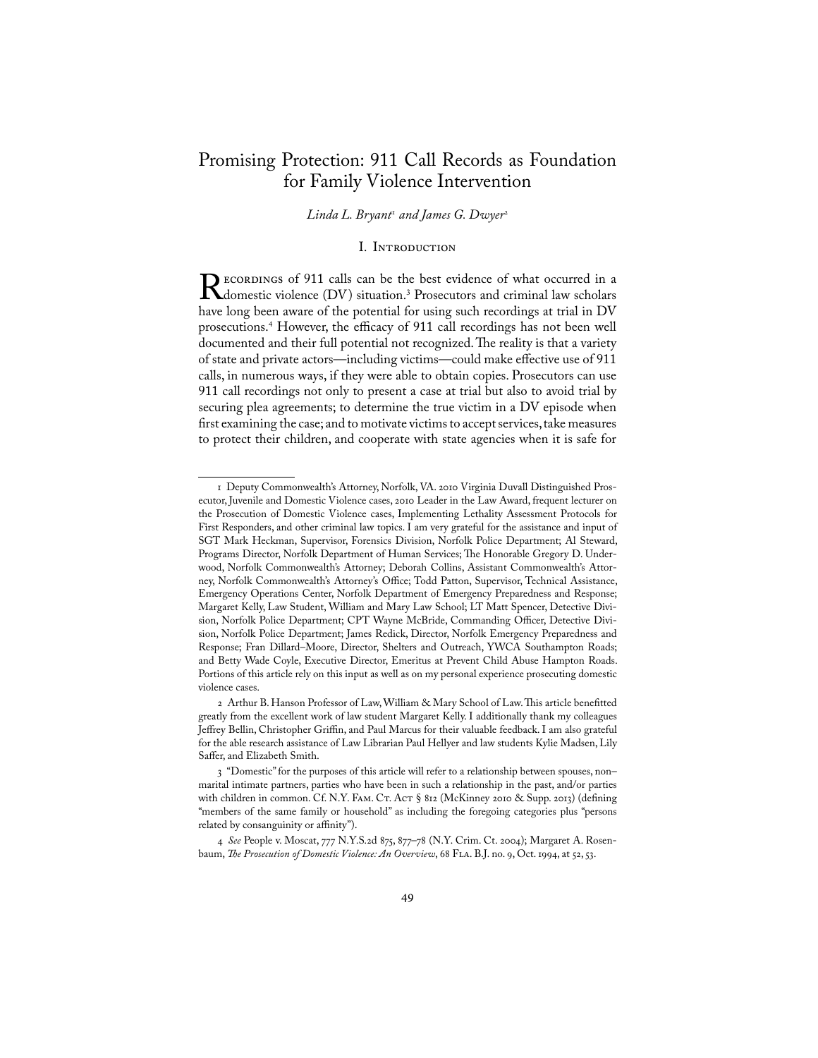# Promising Protection: 911 Call Records as Foundation for Family Violence Intervention

*Linda L. Bryant*[1] *and James G. Dwyer*[2]

## I. Introduction

Recordings of 911 calls can be the best evidence of what occurred in a domestic violence (DV) situation.[3] Prosecutors and criminal law scholars have long been aware of the potential for using such recordings at trial in DV prosecutions.[4] However, the efficacy of 911 call recordings has not been well documented and their full potential not recognized. The reality is that a variety of state and private actors—including victims—could make effective use of 911 calls, in numerous ways, if they were able to obtain copies. Prosecutors can use 911 call recordings not only to present a case at trial but also to avoid trial by securing plea agreements; to determine the true victim in a DV episode when first examining the case; and to motivate victims to accept services, take measures to protect their children, and cooperate with state agencies when it is safe for

---

1 Deputy Commonwealth's Attorney, Norfolk, VA. 2010 Virginia Duvall Distinguished Prosecutor, Juvenile and Domestic Violence cases, 2010 Leader in the Law Award, frequent lecturer on the Prosecution of Domestic Violence cases, Implementing Lethality Assessment Protocols for First Responders, and other criminal law topics. I am very grateful for the assistance and input of SGT Mark Heckman, Supervisor, Forensics Division, Norfolk Police Department; Al Steward, Programs Director, Norfolk Department of Human Services; The Honorable Gregory D. Underwood, Norfolk Commonwealth's Attorney; Deborah Collins, Assistant Commonwealth's Attorney, Norfolk Commonwealth's Attorney's Office; Todd Patton, Supervisor, Technical Assistance, Emergency Operations Center, Norfolk Department of Emergency Preparedness and Response; Margaret Kelly, Law Student, William and Mary Law School; LT Matt Spencer, Detective Division, Norfolk Police Department; CPT Wayne McBride, Commanding Officer, Detective Division, Norfolk Police Department; James Redick, Director, Norfolk Emergency Preparedness and Response; Fran Dillard–Moore, Director, Shelters and Outreach, YWCA Southampton Roads; and Betty Wade Coyle, Executive Director, Emeritus at Prevent Child Abuse Hampton Roads. Portions of this article rely on this input as well as on my personal experience prosecuting domestic violence cases.

2 Arthur B. Hanson Professor of Law, William & Mary School of Law. This article benefitted greatly from the excellent work of law student Margaret Kelly. I additionally thank my colleagues Jeffrey Bellin, Christopher Griffin, and Paul Marcus for their valuable feedback. I am also grateful for the able research assistance of Law Librarian Paul Hellyer and law students Kylie Madsen, Lily Saffer, and Elizabeth Smith.

3 "Domestic" for the purposes of this article will refer to a relationship between spouses, non–marital intimate partners, parties who have been in such a relationship in the past, and/or parties with children in common. Cf. N.Y. Fam. Ct. Act § 812 (McKinney 2010 & Supp. 2013) (defining "members of the same family or household" as including the foregoing categories plus "persons related by consanguinity or affinity").

4 *See* People v. Moscat, 777 N.Y.S.2d 875, 877–78 (N.Y. Crim. Ct. 2004); Margaret A. Rosenbaum, *The Prosecution of Domestic Violence: An Overview*, 68 Fla. B.J. no. 9, Oct. 1994, at 52, 53.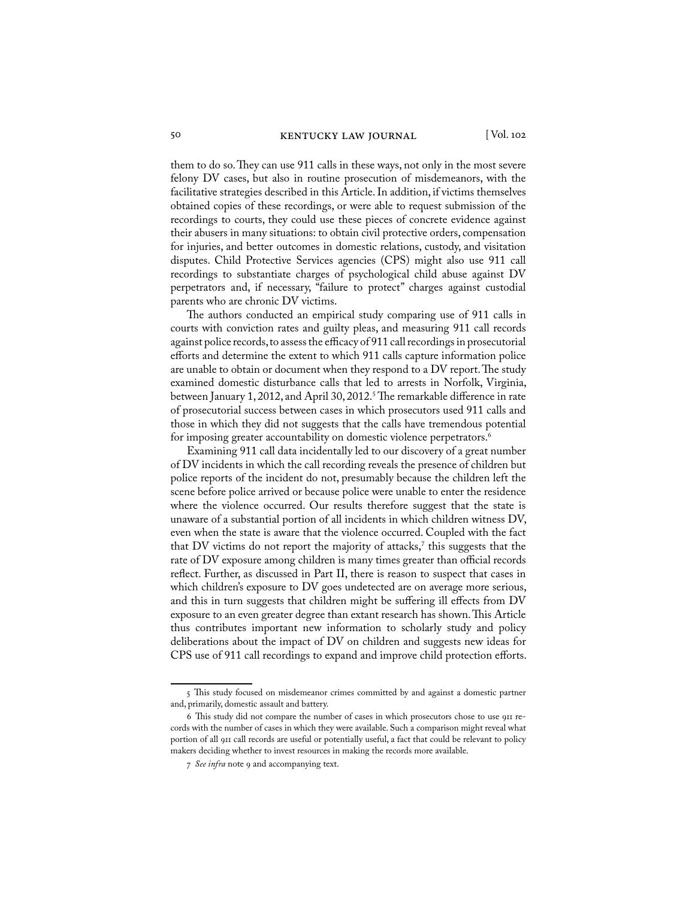them to do so. They can use 911 calls in these ways, not only in the most severe felony DV cases, but also in routine prosecution of misdemeanors, with the facilitative strategies described in this Article. In addition, if victims themselves obtained copies of these recordings, or were able to request submission of the recordings to courts, they could use these pieces of concrete evidence against their abusers in many situations: to obtain civil protective orders, compensation for injuries, and better outcomes in domestic relations, custody, and visitation disputes. Child Protective Services agencies (CPS) might also use 911 call recordings to substantiate charges of psychological child abuse against DV perpetrators and, if necessary, "failure to protect" charges against custodial parents who are chronic DV victims.

The authors conducted an empirical study comparing use of 911 calls in courts with conviction rates and guilty pleas, and measuring 911 call records against police records, to assess the efficacy of 911 call recordings in prosecutorial efforts and determine the extent to which 911 calls capture information police are unable to obtain or document when they respond to a DV report. The study examined domestic disturbance calls that led to arrests in Norfolk, Virginia, between January 1, 2012, and April 30, 2012.[5] The remarkable difference in rate of prosecutorial success between cases in which prosecutors used 911 calls and those in which they did not suggests that the calls have tremendous potential for imposing greater accountability on domestic violence perpetrators.[6]

Examining 911 call data incidentally led to our discovery of a great number of DV incidents in which the call recording reveals the presence of children but police reports of the incident do not, presumably because the children left the scene before police arrived or because police were unable to enter the residence where the violence occurred. Our results therefore suggest that the state is unaware of a substantial portion of all incidents in which children witness DV, even when the state is aware that the violence occurred. Coupled with the fact that DV victims do not report the majority of attacks,[7] this suggests that the rate of DV exposure among children is many times greater than official records reflect. Further, as discussed in Part II, there is reason to suspect that cases in which children's exposure to DV goes undetected are on average more serious, and this in turn suggests that children might be suffering ill effects from DV exposure to an even greater degree than extant research has shown. This Article thus contributes important new information to scholarly study and policy deliberations about the impact of DV on children and suggests new ideas for CPS use of 911 call recordings to expand and improve child protection efforts.

---

5 This study focused on misdemeanor crimes committed by and against a domestic partner and, primarily, domestic assault and battery.

6 This study did not compare the number of cases in which prosecutors chose to use 911 records with the number of cases in which they were available. Such a comparison might reveal what portion of all 911 call records are useful or potentially useful, a fact that could be relevant to policy makers deciding whether to invest resources in making the records more available.

7 *See infra* note 9 and accompanying text.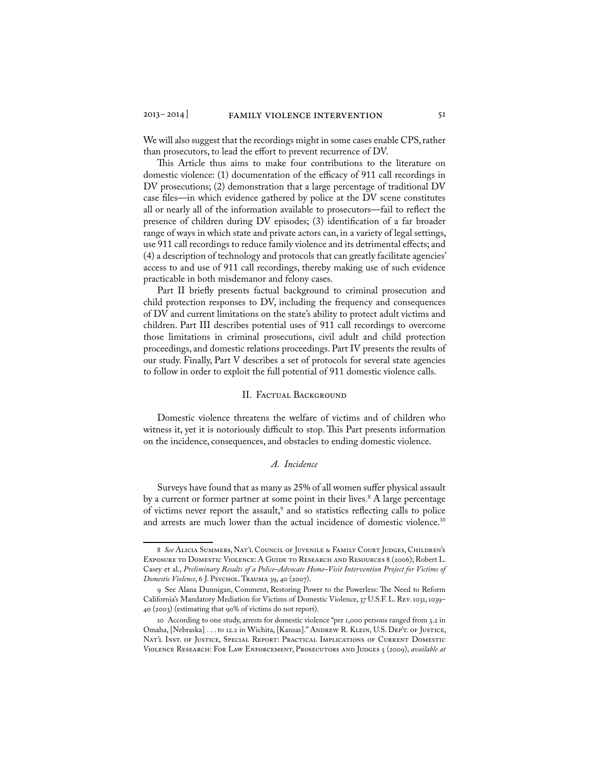We will also suggest that the recordings might in some cases enable CPS, rather than prosecutors, to lead the effort to prevent recurrence of DV.

This Article thus aims to make four contributions to the literature on domestic violence: (1) documentation of the efficacy of 911 call recordings in DV prosecutions; (2) demonstration that a large percentage of traditional DV case files—in which evidence gathered by police at the DV scene constitutes all or nearly all of the information available to prosecutors—fail to reflect the presence of children during DV episodes; (3) identification of a far broader range of ways in which state and private actors can, in a variety of legal settings, use 911 call recordings to reduce family violence and its detrimental effects; and (4) a description of technology and protocols that can greatly facilitate agencies' access to and use of 911 call recordings, thereby making use of such evidence practicable in both misdemeanor and felony cases.

Part II briefly presents factual background to criminal prosecution and child protection responses to DV, including the frequency and consequences of DV and current limitations on the state's ability to protect adult victims and children. Part III describes potential uses of 911 call recordings to overcome those limitations in criminal prosecutions, civil adult and child protection proceedings, and domestic relations proceedings. Part IV presents the results of our study. Finally, Part V describes a set of protocols for several state agencies to follow in order to exploit the full potential of 911 domestic violence calls.

## II. Factual Background

Domestic violence threatens the welfare of victims and of children who witness it, yet it is notoriously difficult to stop. This Part presents information on the incidence, consequences, and obstacles to ending domestic violence.

### *A. Incidence*

Surveys have found that as many as 25% of all women suffer physical assault by a current or former partner at some point in their lives.[8] A large percentage of victims never report the assault,[9] and so statistics reflecting calls to police and arrests are much lower than the actual incidence of domestic violence.[10]

---

8 *See* Alicia Summers, Nat'l Council of Juvenile & Family Court Judges, Children's Exposure to Domestic Violence: A Guide to Research and Resources 8 (2006); Robert L. Casey et al., *Preliminary Results of a Police–Advocate Home–Visit Intervention Project for Victims of Domestic Violence*, 6 J. Psychol. Trauma 39, 40 (2007).

9 See Alana Dunnigan, Comment, Restoring Power to the Powerless: The Need to Reform California's Mandatory Mediation for Victims of Domestic Violence, 37 U.S.F. L. Rev. 1031, 1039–40 (2003) (estimating that 90% of victims do not report).

10 According to one study, arrests for domestic violence "per 1,000 persons ranged from 3.2 in Omaha, [Nebraska] . . . to 12.2 in Wichita, [Kansas]." Andrew R. Klein, U.S. Dep't. of Justice, Nat'l Inst. of Justice, Special Report: Practical Implications of Current Domestic Violence Research: For Law Enforcement, Prosecutors and Judges 5 (2009), *available at*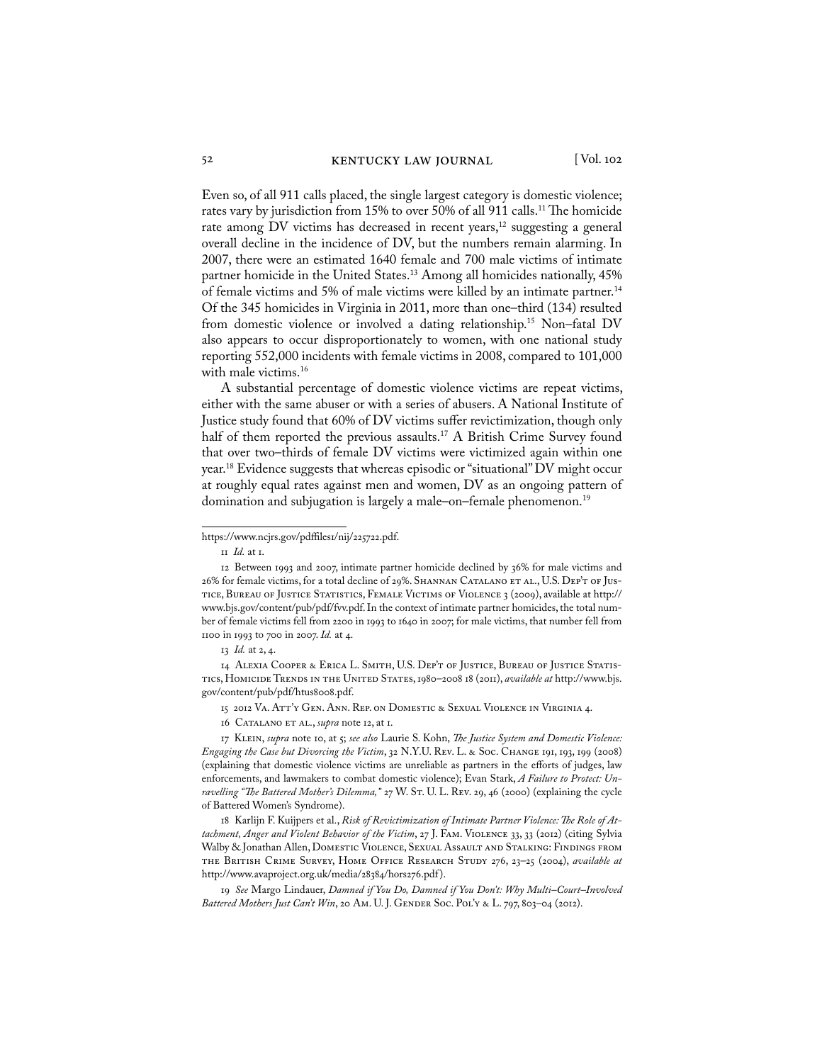Even so, of all 911 calls placed, the single largest category is domestic violence; rates vary by jurisdiction from 15% to over 50% of all 911 calls.[11] The homicide rate among DV victims has decreased in recent years,[12] suggesting a general overall decline in the incidence of DV, but the numbers remain alarming. In 2007, there were an estimated 1640 female and 700 male victims of intimate partner homicide in the United States.[13] Among all homicides nationally, 45% of female victims and 5% of male victims were killed by an intimate partner.[14] Of the 345 homicides in Virginia in 2011, more than one–third (134) resulted from domestic violence or involved a dating relationship.[15] Non–fatal DV also appears to occur disproportionately to women, with one national study reporting 552,000 incidents with female victims in 2008, compared to 101,000 with male victims.[16]

A substantial percentage of domestic violence victims are repeat victims, either with the same abuser or with a series of abusers. A National Institute of Justice study found that 60% of DV victims suffer revictimization, though only half of them reported the previous assaults.[17] A British Crime Survey found that over two–thirds of female DV victims were victimized again within one year.[18] Evidence suggests that whereas episodic or "situational" DV might occur at roughly equal rates against men and women, DV as an ongoing pattern of domination and subjugation is largely a male–on–female phenomenon.[19]

---

https://www.ncjrs.gov/pdffiles1/nij/225722.pdf.

11 *Id.* at 1.

12 Between 1993 and 2007, intimate partner homicide declined by 36% for male victims and 26% for female victims, for a total decline of 29%. Shannan Catalano et al., U.S. Dep't of Justice, Bureau of Justice Statistics, Female Victims of Violence 3 (2009), available at http://www.bjs.gov/content/pub/pdf/fvv.pdf. In the context of intimate partner homicides, the total number of female victims fell from 2200 in 1993 to 1640 in 2007; for male victims, that number fell from 1100 in 1993 to 700 in 2007. *Id.* at 4.

13 *Id.* at 2, 4.

14 Alexia Cooper & Erica L. Smith, U.S. Dep't of Justice, Bureau of Justice Statistics, Homicide Trends in the United States, 1980–2008 18 (2011), *available at* http://www.bjs.gov/content/pub/pdf/htus8008.pdf.

15 2012 Va. Att'y Gen. Ann. Rep. on Domestic & Sexual Violence in Virginia 4.

16 Catalano et al., *supra* note 12, at 1.

17 Klein, *supra* note 10, at 5; *see also* Laurie S. Kohn, *The Justice System and Domestic Violence: Engaging the Case but Divorcing the Victim*, 32 N.Y.U. Rev. L. & Soc. Change 191, 193, 199 (2008) (explaining that domestic violence victims are unreliable as partners in the efforts of judges, law enforcements, and lawmakers to combat domestic violence); Evan Stark, *A Failure to Protect: Unravelling "The Battered Mother's Dilemma,"* 27 W. St. U. L. Rev. 29, 46 (2000) (explaining the cycle of Battered Women's Syndrome).

18 Karlijn F. Kuijpers et al., *Risk of Revictimization of Intimate Partner Violence: The Role of Attachment, Anger and Violent Behavior of the Victim*, 27 J. Fam. Violence 33, 33 (2012) (citing Sylvia Walby & Jonathan Allen, Domestic Violence, Sexual Assault and Stalking: Findings from the British Crime Survey, Home Office Research Study 276, 23–25 (2004), *available at* http://www.avaproject.org.uk/media/28384/hors276.pdf).

19 *See* Margo Lindauer, *Damned if You Do, Damned if You Don't: Why Multi–Court–Involved Battered Mothers Just Can't Win*, 20 Am. U. J. Gender Soc. Pol'y & L. 797, 803–04 (2012).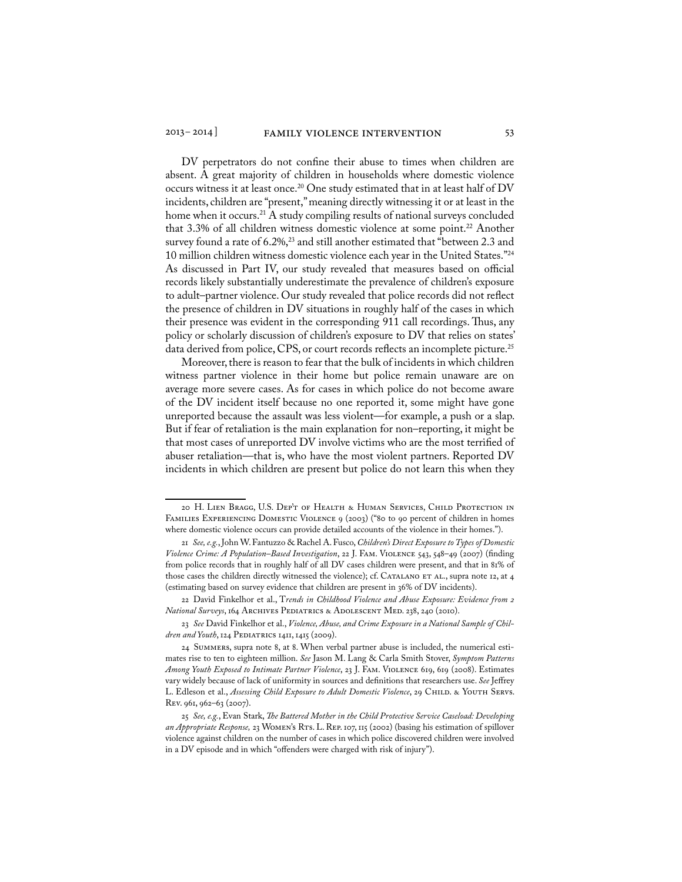DV perpetrators do not confine their abuse to times when children are absent. A great majority of children in households where domestic violence occurs witness it at least once.[20] One study estimated that in at least half of DV incidents, children are "present," meaning directly witnessing it or at least in the home when it occurs.[21] A study compiling results of national surveys concluded that 3.3% of all children witness domestic violence at some point.[22] Another survey found a rate of 6.2%,[23] and still another estimated that "between 2.3 and 10 million children witness domestic violence each year in the United States."[24] As discussed in Part IV, our study revealed that measures based on official records likely substantially underestimate the prevalence of children's exposure to adult–partner violence. Our study revealed that police records did not reflect the presence of children in DV situations in roughly half of the cases in which their presence was evident in the corresponding 911 call recordings. Thus, any policy or scholarly discussion of children's exposure to DV that relies on states' data derived from police, CPS, or court records reflects an incomplete picture.[25]

Moreover, there is reason to fear that the bulk of incidents in which children witness partner violence in their home but police remain unaware are on average more severe cases. As for cases in which police do not become aware of the DV incident itself because no one reported it, some might have gone unreported because the assault was less violent—for example, a push or a slap. But if fear of retaliation is the main explanation for non–reporting, it might be that most cases of unreported DV involve victims who are the most terrified of abuser retaliation—that is, who have the most violent partners. Reported DV incidents in which children are present but police do not learn this when they

---

20 H. Lien Bragg, U.S. Dep't of Health & Human Services, Child Protection in Families Experiencing Domestic Violence 9 (2003) ("80 to 90 percent of children in homes where domestic violence occurs can provide detailed accounts of the violence in their homes.").

21 *See, e.g.*, John W. Fantuzzo & Rachel A. Fusco, *Children's Direct Exposure to Types of Domestic Violence Crime: A Population–Based Investigation*, 22 J. Fam. Violence 543, 548–49 (2007) (finding from police records that in roughly half of all DV cases children were present, and that in 81% of those cases the children directly witnessed the violence); cf. Catalano et al., supra note 12, at 4 (estimating based on survey evidence that children are present in 36% of DV incidents).

22 David Finkelhor et al., T*rends in Childhood Violence and Abuse Exposure: Evidence from 2 National Surveys*, 164 Archives Pediatrics & Adolescent Med. 238, 240 (2010).

23 *See* David Finkelhor et al., *Violence, Abuse, and Crime Exposure in a National Sample of Children and Youth*, 124 Pediatrics 1411, 1415 (2009).

24 Summers, supra note 8, at 8. When verbal partner abuse is included, the numerical estimates rise to ten to eighteen million. *See* Jason M. Lang & Carla Smith Stover, *Symptom Patterns Among Youth Exposed to Intimate Partner Violence*, 23 J. Fam. Violence 619, 619 (2008). Estimates vary widely because of lack of uniformity in sources and definitions that researchers use. *See* Jeffrey L. Edleson et al., *Assessing Child Exposure to Adult Domestic Violence*, 29 Child. & Youth Servs. Rev. 961, 962–63 (2007).

25 *See, e.g.*, Evan Stark, *The Battered Mother in the Child Protective Service Caseload: Developing an Appropriate Response,* 23 Women's Rts. L. Rep. 107, 115 (2002) (basing his estimation of spillover violence against children on the number of cases in which police discovered children were involved in a DV episode and in which "offenders were charged with risk of injury").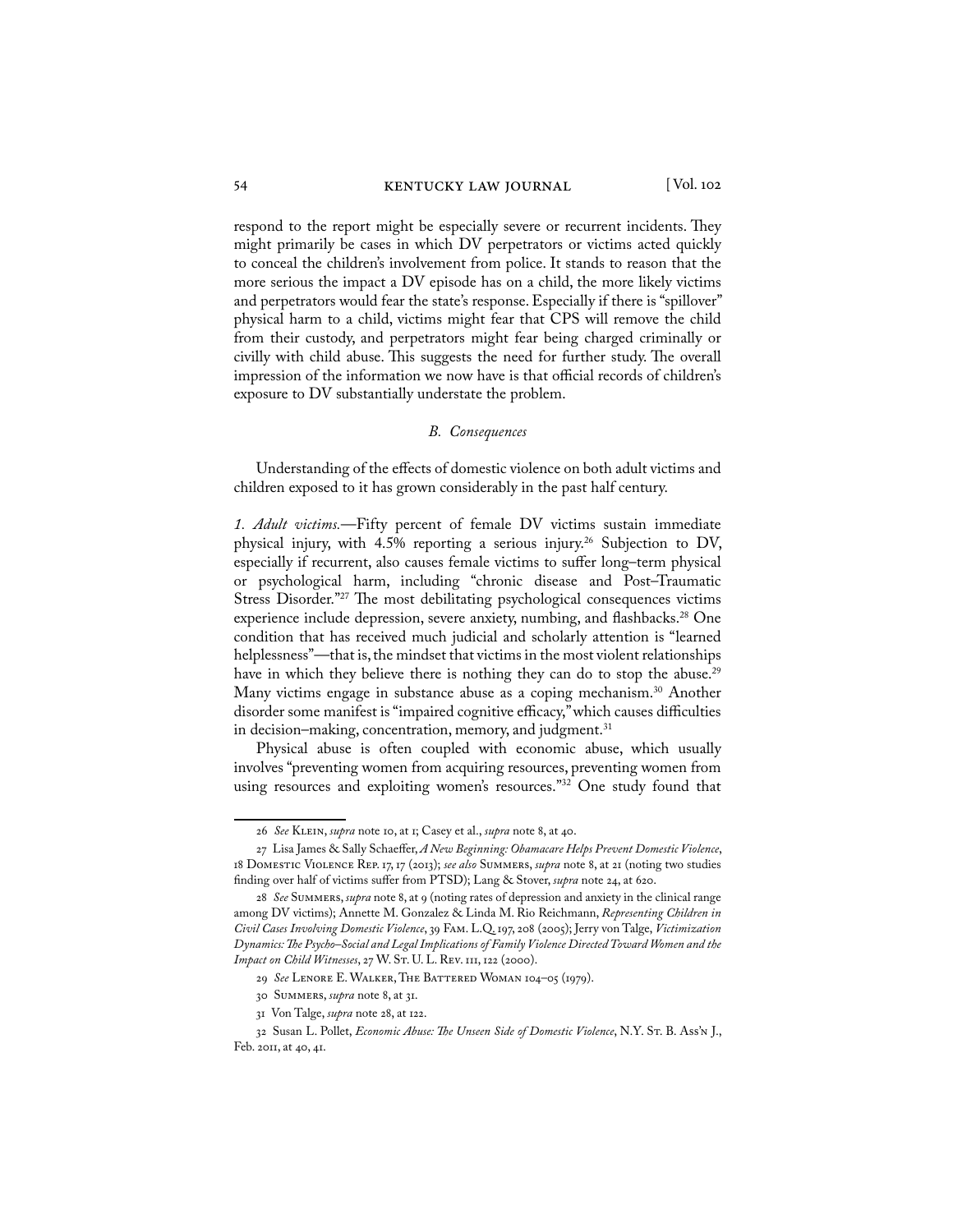respond to the report might be especially severe or recurrent incidents. They might primarily be cases in which DV perpetrators or victims acted quickly to conceal the children's involvement from police. It stands to reason that the more serious the impact a DV episode has on a child, the more likely victims and perpetrators would fear the state's response. Especially if there is "spillover" physical harm to a child, victims might fear that CPS will remove the child from their custody, and perpetrators might fear being charged criminally or civilly with child abuse. This suggests the need for further study. The overall impression of the information we now have is that official records of children's exposure to DV substantially understate the problem.

### *B. Consequences*

Understanding of the effects of domestic violence on both adult victims and children exposed to it has grown considerably in the past half century.

*1. Adult victims.*—Fifty percent of female DV victims sustain immediate physical injury, with 4.5% reporting a serious injury.[26] Subjection to DV, especially if recurrent, also causes female victims to suffer long–term physical or psychological harm, including "chronic disease and Post–Traumatic Stress Disorder."[27] The most debilitating psychological consequences victims experience include depression, severe anxiety, numbing, and flashbacks.[28] One condition that has received much judicial and scholarly attention is "learned helplessness"—that is, the mindset that victims in the most violent relationships have in which they believe there is nothing they can do to stop the abuse.[29] Many victims engage in substance abuse as a coping mechanism.[30] Another disorder some manifest is "impaired cognitive efficacy," which causes difficulties in decision–making, concentration, memory, and judgment.[31]

Physical abuse is often coupled with economic abuse, which usually involves "preventing women from acquiring resources, preventing women from using resources and exploiting women's resources."[32] One study found that

---

26 *See* Klein, *supra* note 10, at 1; Casey et al., *supra* note 8, at 40.

27 Lisa James & Sally Schaeffer, *A New Beginning: Obamacare Helps Prevent Domestic Violence*, 18 Domestic Violence Rep. 17, 17 (2013); *see also* Summers, *supra* note 8, at 21 (noting two studies finding over half of victims suffer from PTSD); Lang & Stover, *supra* note 24, at 620.

28 *See* Summers, *supra* note 8, at 9 (noting rates of depression and anxiety in the clinical range among DV victims); Annette M. Gonzalez & Linda M. Rio Reichmann, *Representing Children in Civil Cases Involving Domestic Violence*, 39 Fam. L.Q. 197, 208 (2005); Jerry von Talge, *Victimization Dynamics: The Psycho–Social and Legal Implications of Family Violence Directed Toward Women and the Impact on Child Witnesses*, 27 W. St. U. L. Rev. 111, 122 (2000).

29 *See* Lenore E. Walker, The Battered Woman 104–05 (1979).

30 Summers, *supra* note 8, at 31.

31 Von Talge, *supra* note 28, at 122.

32 Susan L. Pollet, *Economic Abuse: The Unseen Side of Domestic Violence*, N.Y. St. B. Ass'n J., Feb. 2011, at 40, 41.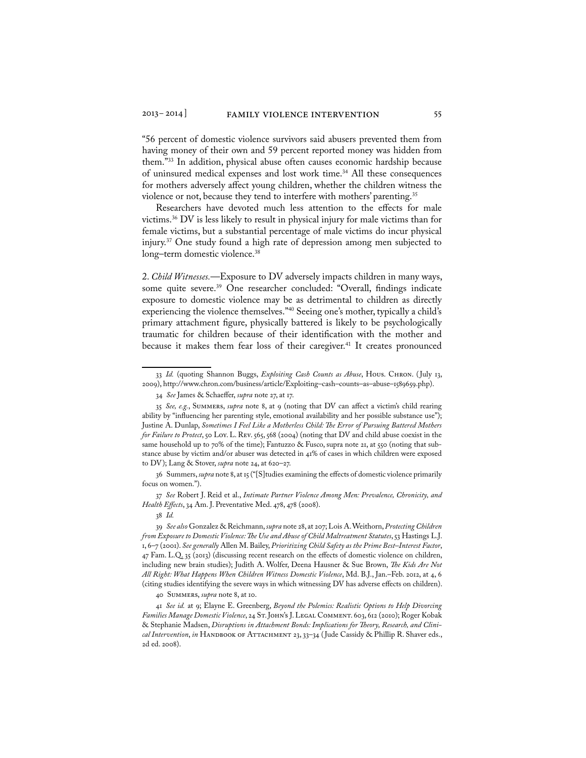"56 percent of domestic violence survivors said abusers prevented them from having money of their own and 59 percent reported money was hidden from them."[33] In addition, physical abuse often causes economic hardship because of uninsured medical expenses and lost work time.[34] All these consequences for mothers adversely affect young children, whether the children witness the violence or not, because they tend to interfere with mothers' parenting.[35]

Researchers have devoted much less attention to the effects for male victims.[36] DV is less likely to result in physical injury for male victims than for female victims, but a substantial percentage of male victims do incur physical injury.[37] One study found a high rate of depression among men subjected to long–term domestic violence.[38]

2. *Child Witnesses.*—Exposure to DV adversely impacts children in many ways, some quite severe.[39] One researcher concluded: "Overall, findings indicate exposure to domestic violence may be as detrimental to children as directly experiencing the violence themselves."[40] Seeing one's mother, typically a child's primary attachment figure, physically battered is likely to be psychologically traumatic for children because of their identification with the mother and because it makes them fear loss of their caregiver.[41] It creates pronounced

---

33 *Id.* (quoting Shannon Buggs, *Exploiting Cash Counts as Abuse*, Hous. Chron. (July 13, 2009), http://www.chron.com/business/article/Exploiting–cash–counts–as–abuse–1589659.php).

34 *See* James & Schaeffer, *supra* note 27, at 17.

35 *See, e.g.*, Summers, *supra* note 8, at 9 (noting that DV can affect a victim's child rearing ability by "influencing her parenting style, emotional availability and her possible substance use"); Justine A. Dunlap, *Sometimes I Feel Like a Motherless Child: The Error of Pursuing Battered Mothers for Failure to Protect*, 50 Loy. L. Rev. 565, 568 (2004) (noting that DV and child abuse coexist in the same household up to 70% of the time); Fantuzzo & Fusco, supra note 21, at 550 (noting that substance abuse by victim and/or abuser was detected in 41% of cases in which children were exposed to DV); Lang & Stover, *supra* note 24, at 620–27.

36 Summers, *supra* note 8, at 15 ("[S]tudies examining the effects of domestic violence primarily focus on women.").

37 *See* Robert J. Reid et al., *Intimate Partner Violence Among Men: Prevalence, Chronicity, and Health Effects*, 34 Am. J. Preventative Med. 478, 478 (2008).

38 *Id.*

39 *See also* Gonzalez & Reichmann, *supra* note 28, at 207; Lois A. Weithorn, *Protecting Children from Exposure to Domestic Violence: The Use and Abuse of Child Maltreatment Statutes*, 53 Hastings L.J. 1, 6–7 (2001). *See generally* Allen M. Bailey, *Prioritizing Child Safety as the Prime Best–Interest Factor*, 47 Fam. L.Q. 35 (2013) (discussing recent research on the effects of domestic violence on children, including new brain studies); Judith A. Wolfer, Deena Hausner & Sue Brown, *The Kids Are Not All Right: What Happens When Children Witness Domestic Violence*, Md. B.J., Jan.–Feb. 2012, at 4, 6 (citing studies identifying the severe ways in which witnessing DV has adverse effects on children).

40 Summers, *supra* note 8, at 10.

41 *See id.* at 9; Elayne E. Greenberg, *Beyond the Polemics: Realistic Options to Help Divorcing Families Manage Domestic Violence*, 24 St. John's J. Legal Comment. 603, 612 (2010); Roger Kobak & Stephanie Madsen, *Disruptions in Attachment Bonds: Implications for Theory, Research, and Clinical Intervention*, *in* Handbook of Attachment 23, 33–34 (Jude Cassidy & Phillip R. Shaver eds., 2d ed. 2008).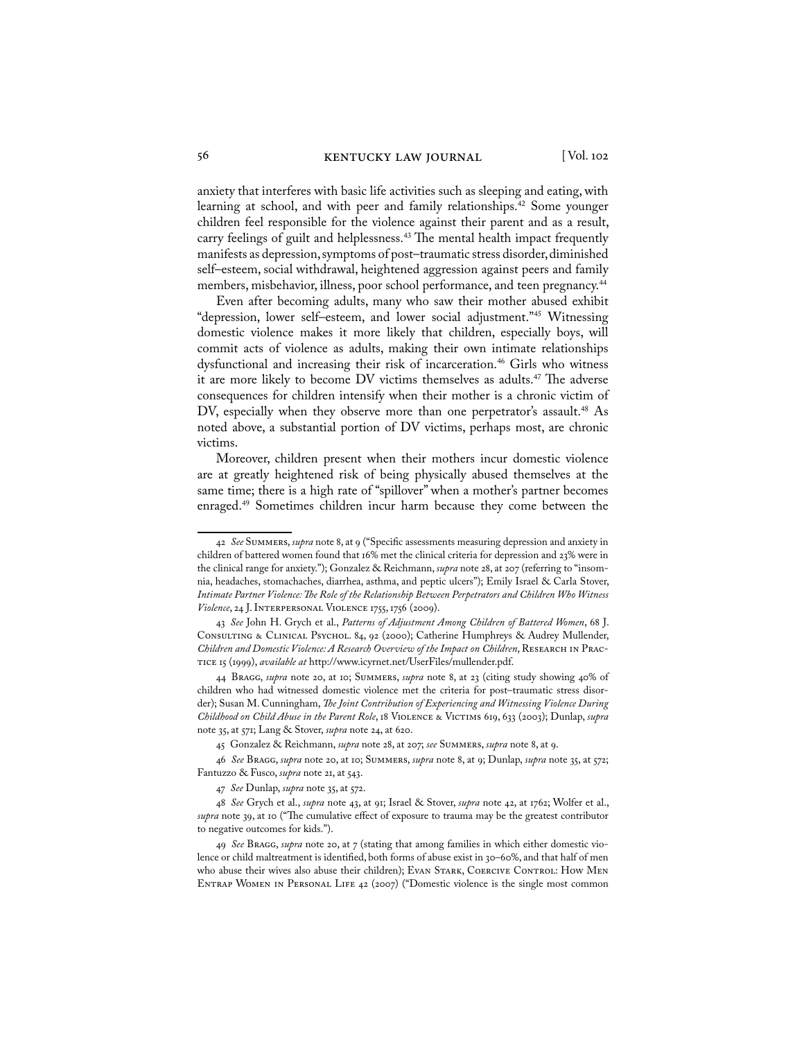anxiety that interferes with basic life activities such as sleeping and eating, with learning at school, and with peer and family relationships.[42] Some younger children feel responsible for the violence against their parent and as a result, carry feelings of guilt and helplessness.[43] The mental health impact frequently manifests as depression, symptoms of post–traumatic stress disorder, diminished self–esteem, social withdrawal, heightened aggression against peers and family members, misbehavior, illness, poor school performance, and teen pregnancy.[44]

Even after becoming adults, many who saw their mother abused exhibit "depression, lower self–esteem, and lower social adjustment."[45] Witnessing domestic violence makes it more likely that children, especially boys, will commit acts of violence as adults, making their own intimate relationships dysfunctional and increasing their risk of incarceration.[46] Girls who witness it are more likely to become DV victims themselves as adults.[47] The adverse consequences for children intensify when their mother is a chronic victim of DV, especially when they observe more than one perpetrator's assault.[48] As noted above, a substantial portion of DV victims, perhaps most, are chronic victims.

Moreover, children present when their mothers incur domestic violence are at greatly heightened risk of being physically abused themselves at the same time; there is a high rate of "spillover" when a mother's partner becomes enraged.[49] Sometimes children incur harm because they come between the

---

42 *See* Summers, *supra* note 8, at 9 ("Specific assessments measuring depression and anxiety in children of battered women found that 16% met the clinical criteria for depression and 23% were in the clinical range for anxiety."); Gonzalez & Reichmann, *supra* note 28, at 207 (referring to "insomnia, headaches, stomachaches, diarrhea, asthma, and peptic ulcers"); Emily Israel & Carla Stover, *Intimate Partner Violence: The Role of the Relationship Between Perpetrators and Children Who Witness Violence*, 24 J. Interpersonal Violence 1755, 1756 (2009).

43 *See* John H. Grych et al., *Patterns of Adjustment Among Children of Battered Women*, 68 J. Consulting & Clinical Psychol. 84, 92 (2000); Catherine Humphreys & Audrey Mullender, *Children and Domestic Violence: A Research Overview of the Impact on Children*, Research in Practice 15 (1999), *available at* http://www.icyrnet.net/UserFiles/mullender.pdf.

44 Bragg, *supra* note 20, at 10; Summers, *supra* note 8, at 23 (citing study showing 40% of children who had witnessed domestic violence met the criteria for post–traumatic stress disorder); Susan M. Cunningham, *The Joint Contribution of Experiencing and Witnessing Violence During Childhood on Child Abuse in the Parent Role*, 18 Violence & Victims 619, 633 (2003); Dunlap, *supra* note 35, at 571; Lang & Stover, *supra* note 24, at 620.

45 Gonzalez & Reichmann, *supra* note 28, at 207; *see* Summers, *supra* note 8, at 9.

46 *See* Bragg, *supra* note 20, at 10; Summers, *supra* note 8, at 9; Dunlap, *supra* note 35, at 572; Fantuzzo & Fusco, *supra* note 21, at 543.

47 *See* Dunlap, *supra* note 35, at 572.

48 *See* Grych et al., *supra* note 43, at 91; Israel & Stover, *supra* note 42, at 1762; Wolfer et al., *supra* note 39, at 10 ("The cumulative effect of exposure to trauma may be the greatest contributor to negative outcomes for kids.").

49 *See* Bragg, *supra* note 20, at 7 (stating that among families in which either domestic violence or child maltreatment is identified, both forms of abuse exist in 30–60%, and that half of men who abuse their wives also abuse their children); Evan Stark, Coercive Control: How Men Entrap Women in Personal Life 42 (2007) ("Domestic violence is the single most common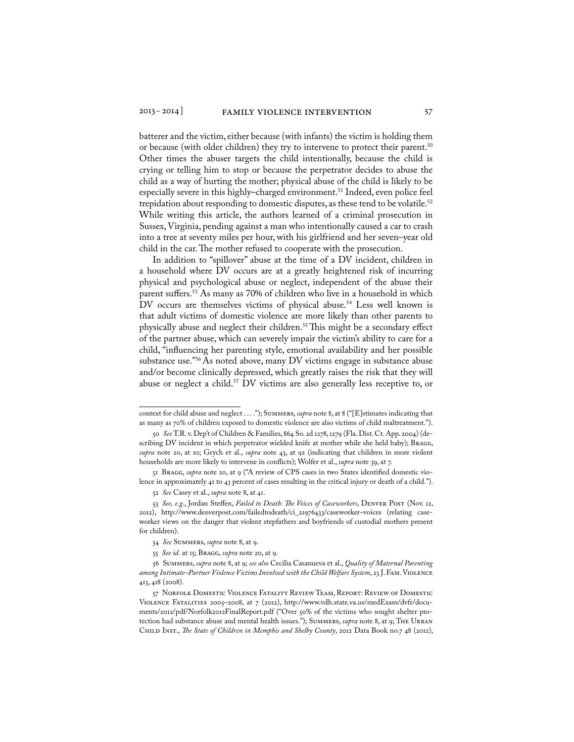batterer and the victim, either because (with infants) the victim is holding them or because (with older children) they try to intervene to protect their parent.[50] Other times the abuser targets the child intentionally, because the child is crying or telling him to stop or because the perpetrator decides to abuse the child as a way of hurting the mother; physical abuse of the child is likely to be especially severe in this highly–charged environment.[51] Indeed, even police feel trepidation about responding to domestic disputes, as these tend to be volatile.[52] While writing this article, the authors learned of a criminal prosecution in Sussex, Virginia, pending against a man who intentionally caused a car to crash into a tree at seventy miles per hour, with his girlfriend and her seven–year old child in the car. The mother refused to cooperate with the prosecution.

In addition to "spillover" abuse at the time of a DV incident, children in a household where DV occurs are at a greatly heightened risk of incurring physical and psychological abuse or neglect, independent of the abuse their parent suffers.[53] As many as 70% of children who live in a household in which DV occurs are themselves victims of physical abuse.[54] Less well known is that adult victims of domestic violence are more likely than other parents to physically abuse and neglect their children.[55] This might be a secondary effect of the partner abuse, which can severely impair the victim's ability to care for a child, "influencing her parenting style, emotional availability and her possible substance use."[56] As noted above, many DV victims engage in substance abuse and/or become clinically depressed, which greatly raises the risk that they will abuse or neglect a child.[57] DV victims are also generally less receptive to, or

---

context for child abuse and neglect . . . ."); Summers, *supra* note 8, at 8 ("[E]stimates indicating that as many as 70% of children exposed to domestic violence are also victims of child maltreatment.").

50 *See* T.R. v. Dep't of Children & Families, 864 So. 2d 1278, 1279 (Fla. Dist. Ct. App. 2004) (describing DV incident in which perpetrator wielded knife at mother while she held baby); Bragg, *supra* note 20, at 10; Grych et al., *supra* note 43, at 92 (indicating that children in more violent households are more likely to intervene in conflicts); Wolfer et al., *supra* note 39, at 7.

51 Bragg, *supra* note 20, at 9 ("A review of CPS cases in two States identified domestic violence in approximately 41 to 43 percent of cases resulting in the critical injury or death of a child.").

52 *See* Casey et al., *supra* note 8, at 41.

53 *See, e.g.*, Jordan Steffen, *Failed to Death: The Voices of Caseworkers*, Denver Post (Nov. 12, 2012), http://www.denverpost.com/failedtodeath/ci_21976433/caseworker–voices (relating caseworker views on the danger that violent stepfathers and boyfriends of custodial mothers present for children).

54 *See* Summers, *supra* note 8, at 9.

55 *See id.* at 15; Bragg, *supra* note 20, at 9.

56 Summers, *supra* note 8, at 9; *see also* Cecilia Casanueva et al., *Quality of Maternal Parenting among Intimate–Partner Violence Victims Involved with the Child Welfare System*, 23 J. Fam. Violence 413, 418 (2008).

57 Norfolk Domestic Violence Fatality Review Team, Report: Review of Domestic Violence Fatalities 2005–2008, at 7 (2012), http://www.vdh.state.va.us/medExam/dvfr/documents/2012/pdf/Norfolk2012FinalReport.pdf ("Over 50% of the victims who sought shelter protection had substance abuse and mental health issues."); Summers, *supra* note 8, at 9; The Urban Child Inst., *The State of Children in Memphis and Shelby County*, 2012 Data Book no.7 48 (2012),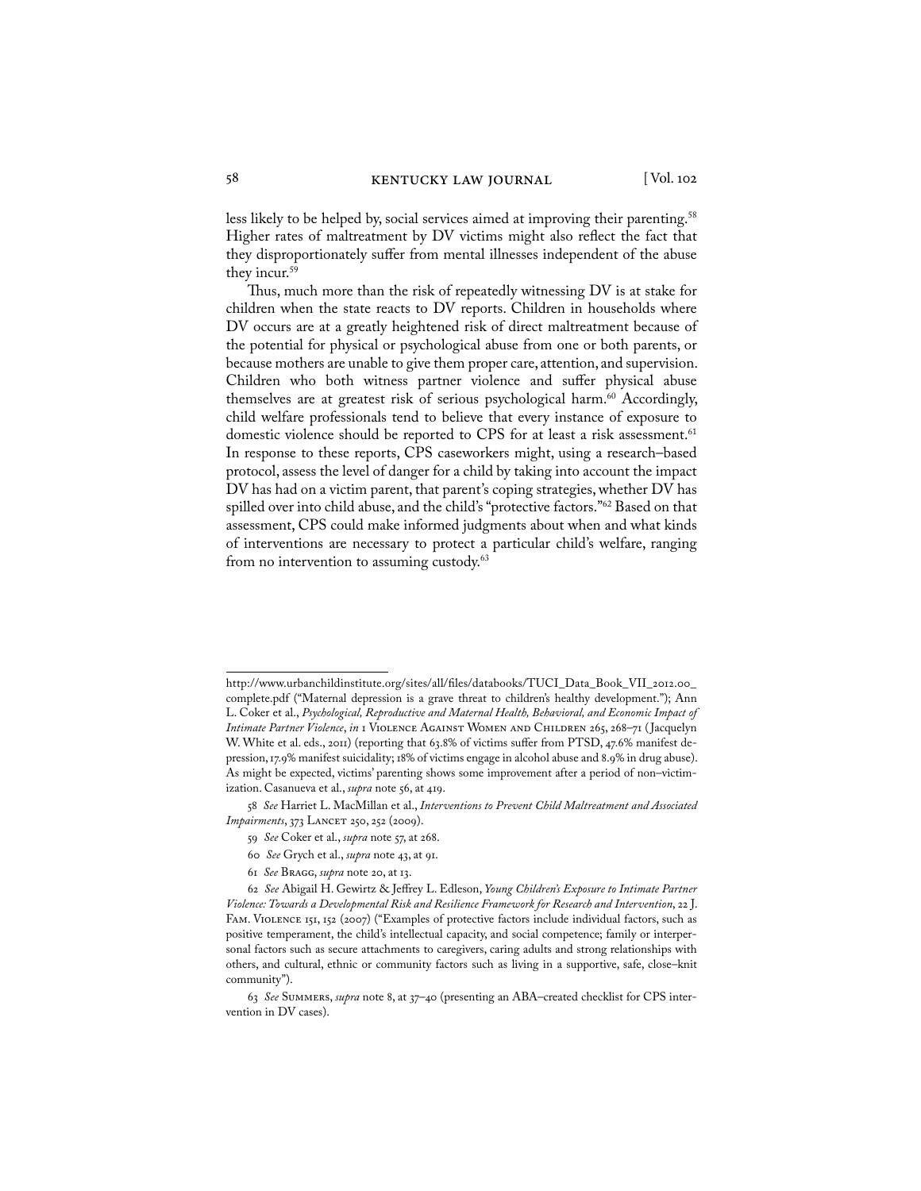less likely to be helped by, social services aimed at improving their parenting.[58] Higher rates of maltreatment by DV victims might also reflect the fact that they disproportionately suffer from mental illnesses independent of the abuse they incur.[59]

Thus, much more than the risk of repeatedly witnessing DV is at stake for children when the state reacts to DV reports. Children in households where DV occurs are at a greatly heightened risk of direct maltreatment because of the potential for physical or psychological abuse from one or both parents, or because mothers are unable to give them proper care, attention, and supervision. Children who both witness partner violence and suffer physical abuse themselves are at greatest risk of serious psychological harm.[60] Accordingly, child welfare professionals tend to believe that every instance of exposure to domestic violence should be reported to CPS for at least a risk assessment.[61] In response to these reports, CPS caseworkers might, using a research–based protocol, assess the level of danger for a child by taking into account the impact DV has had on a victim parent, that parent's coping strategies, whether DV has spilled over into child abuse, and the child's "protective factors."[62] Based on that assessment, CPS could make informed judgments about when and what kinds of interventions are necessary to protect a particular child's welfare, ranging from no intervention to assuming custody.[63]

---

http://www.urbanchildinstitute.org/sites/all/files/databooks/TUCI_Data_Book_VII_2012.00_complete.pdf ("Maternal depression is a grave threat to children's healthy development."); Ann L. Coker et al., *Psychological, Reproductive and Maternal Health, Behavioral, and Economic Impact of Intimate Partner Violence*, *in* 1 Violence Against Women and Children 265, 268–71 (Jacquelyn W. White et al. eds., 2011) (reporting that 63.8% of victims suffer from PTSD, 47.6% manifest depression, 17.9% manifest suicidality; 18% of victims engage in alcohol abuse and 8.9% in drug abuse). As might be expected, victims' parenting shows some improvement after a period of non–victimization. Casanueva et al., *supra* note 56, at 419.

58 *See* Harriet L. MacMillan et al., *Interventions to Prevent Child Maltreatment and Associated Impairments*, 373 Lancet 250, 252 (2009).

59 *See* Coker et al., *supra* note 57, at 268.

60 *See* Grych et al., *supra* note 43, at 91.

61 *See* Bragg, *supra* note 20, at 13.

62 *See* Abigail H. Gewirtz & Jeffrey L. Edleson, *Young Children's Exposure to Intimate Partner Violence: Towards a Developmental Risk and Resilience Framework for Research and Intervention*, 22 J. Fam. Violence 151, 152 (2007) ("Examples of protective factors include individual factors, such as positive temperament, the child's intellectual capacity, and social competence; family or interpersonal factors such as secure attachments to caregivers, caring adults and strong relationships with others, and cultural, ethnic or community factors such as living in a supportive, safe, close–knit community").

63 *See* Summers, *supra* note 8, at 37–40 (presenting an ABA–created checklist for CPS intervention in DV cases).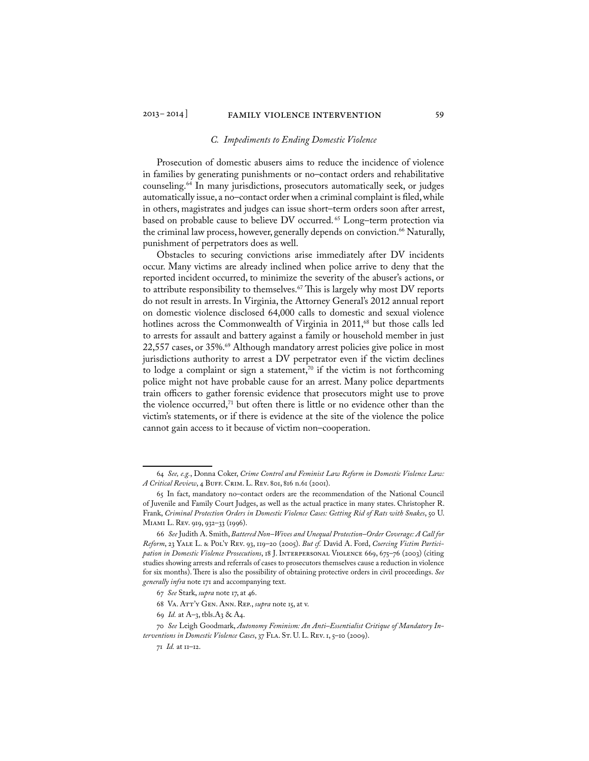### C. Impediments to Ending Domestic Violence

Prosecution of domestic abusers aims to reduce the incidence of violence in families by generating punishments or no–contact orders and rehabilitative counseling.[64] In many jurisdictions, prosecutors automatically seek, or judges automatically issue, a no–contact order when a criminal complaint is filed, while in others, magistrates and judges can issue short–term orders soon after arrest, based on probable cause to believe DV occurred.[65] Long–term protection via the criminal law process, however, generally depends on conviction.[66] Naturally, punishment of perpetrators does as well.

Obstacles to securing convictions arise immediately after DV incidents occur. Many victims are already inclined when police arrive to deny that the reported incident occurred, to minimize the severity of the abuser's actions, or to attribute responsibility to themselves.[67] This is largely why most DV reports do not result in arrests. In Virginia, the Attorney General's 2012 annual report on domestic violence disclosed 64,000 calls to domestic and sexual violence hotlines across the Commonwealth of Virginia in 2011,[68] but those calls led to arrests for assault and battery against a family or household member in just 22,557 cases, or 35%.[69] Although mandatory arrest policies give police in most jurisdictions authority to arrest a DV perpetrator even if the victim declines to lodge a complaint or sign a statement,[70] if the victim is not forthcoming police might not have probable cause for an arrest. Many police departments train officers to gather forensic evidence that prosecutors might use to prove the violence occurred,[71] but often there is little or no evidence other than the victim's statements, or if there is evidence at the site of the violence the police cannot gain access to it because of victim non–cooperation.

---

64 *See, e.g.*, Donna Coker, *Crime Control and Feminist Law Reform in Domestic Violence Law: A Critical Review*, 4 Buff. Crim. L. Rev. 801, 816 n.61 (2001).

65 In fact, mandatory no–contact orders are the recommendation of the National Council of Juvenile and Family Court Judges, as well as the actual practice in many states. Christopher R. Frank, *Criminal Protection Orders in Domestic Violence Cases: Getting Rid of Rats with Snakes*, 50 U. Miami L. Rev. 919, 932–33 (1996).

66 *See* Judith A. Smith, *Battered Non–Wives and Unequal Protection–Order Coverage: A Call for Reform*, 23 Yale L. & Pol'y Rev. 93, 119–20 (2005). *But cf.* David A. Ford, *Coercing Victim Participation in Domestic Violence Prosecutions*, 18 J. Interpersonal Violence 669, 675–76 (2003) (citing studies showing arrests and referrals of cases to prosecutors themselves cause a reduction in violence for six months). There is also the possibility of obtaining protective orders in civil proceedings. *See generally infra* note 171 and accompanying text.

67 *See* Stark, *supra* note 17, at 46.

68 Va. Att'y Gen. Ann. Rep., *supra* note 15, at v.

69 *Id.* at A–3, tbls.A3 & A4.

70 *See* Leigh Goodmark, *Autonomy Feminism: An Anti–Essentialist Critique of Mandatory Interventions in Domestic Violence Cases*, 37 Fla. St. U. L. Rev. 1, 5–10 (2009).

71 *Id.* at 11–12.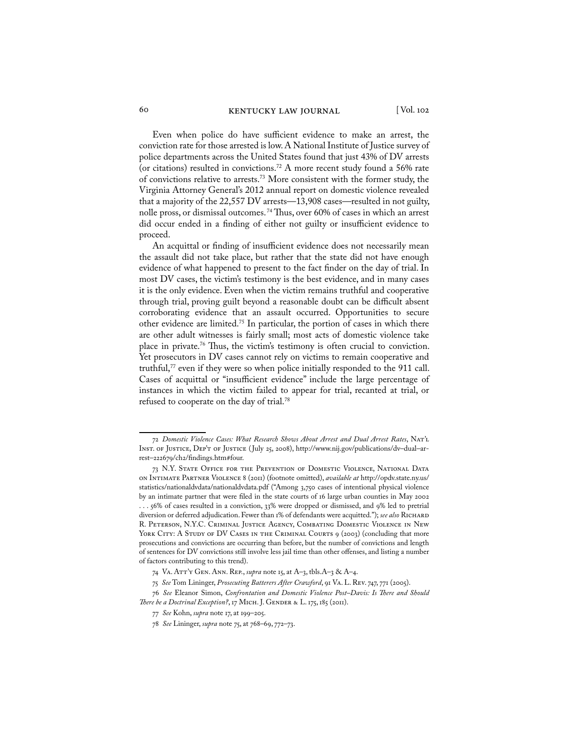Even when police do have sufficient evidence to make an arrest, the conviction rate for those arrested is low. A National Institute of Justice survey of police departments across the United States found that just 43% of DV arrests (or citations) resulted in convictions.[72] A more recent study found a 56% rate of convictions relative to arrests.[73] More consistent with the former study, the Virginia Attorney General's 2012 annual report on domestic violence revealed that a majority of the 22,557 DV arrests—13,908 cases—resulted in not guilty, nolle pross, or dismissal outcomes.[74] Thus, over 60% of cases in which an arrest did occur ended in a finding of either not guilty or insufficient evidence to proceed.

An acquittal or finding of insufficient evidence does not necessarily mean the assault did not take place, but rather that the state did not have enough evidence of what happened to present to the fact finder on the day of trial. In most DV cases, the victim's testimony is the best evidence, and in many cases it is the only evidence. Even when the victim remains truthful and cooperative through trial, proving guilt beyond a reasonable doubt can be difficult absent corroborating evidence that an assault occurred. Opportunities to secure other evidence are limited.[75] In particular, the portion of cases in which there are other adult witnesses is fairly small; most acts of domestic violence take place in private.[76] Thus, the victim's testimony is often crucial to conviction. Yet prosecutors in DV cases cannot rely on victims to remain cooperative and truthful,[77] even if they were so when police initially responded to the 911 call. Cases of acquittal or "insufficient evidence" include the large percentage of instances in which the victim failed to appear for trial, recanted at trial, or refused to cooperate on the day of trial.[78]

---

72 *Domestic Violence Cases: What Research Shows About Arrest and Dual Arrest Rates*, Nat'l Inst. of Justice, Dep't of Justice (July 25, 2008), http://www.nij.gov/publications/dv-dual-arrest-222679/ch2/findings.htm#four.

73 N.Y. State Office for the Prevention of Domestic Violence, National Data on Intimate Partner Violence 8 (2011) (footnote omitted), *available at* http://opdv.state.ny.us/statistics/nationaldvdata/nationaldvdata.pdf ("Among 3,750 cases of intentional physical violence by an intimate partner that were filed in the state courts of 16 large urban counties in May 2002 . . . 56% of cases resulted in a conviction, 33% were dropped or dismissed, and 9% led to pretrial diversion or deferred adjudication. Fewer than 1% of defendants were acquitted."); *see also* Richard R. Peterson, N.Y.C. Criminal Justice Agency, Combating Domestic Violence in New York City: A Study of DV Cases in the Criminal Courts 9 (2003) (concluding that more prosecutions and convictions are occurring than before, but the number of convictions and length of sentences for DV convictions still involve less jail time than other offenses, and listing a number of factors contributing to this trend).

74 Va. Att'y Gen. Ann. Rep., *supra* note 15, at A–3, tbls.A–3 & A–4.

75 *See* Tom Lininger, *Prosecuting Batterers After Crawford*, 91 Va. L. Rev. 747, 771 (2005).

76 *See* Eleanor Simon, *Confrontation and Domestic Violence Post–Davis: Is There and Should There be a Doctrinal Exception?*, 17 Mich. J. Gender & L. 175, 185 (2011).

77 *See* Kohn, *supra* note 17, at 199–205.

78 *See* Lininger, *supra* note 75, at 768–69, 772–73.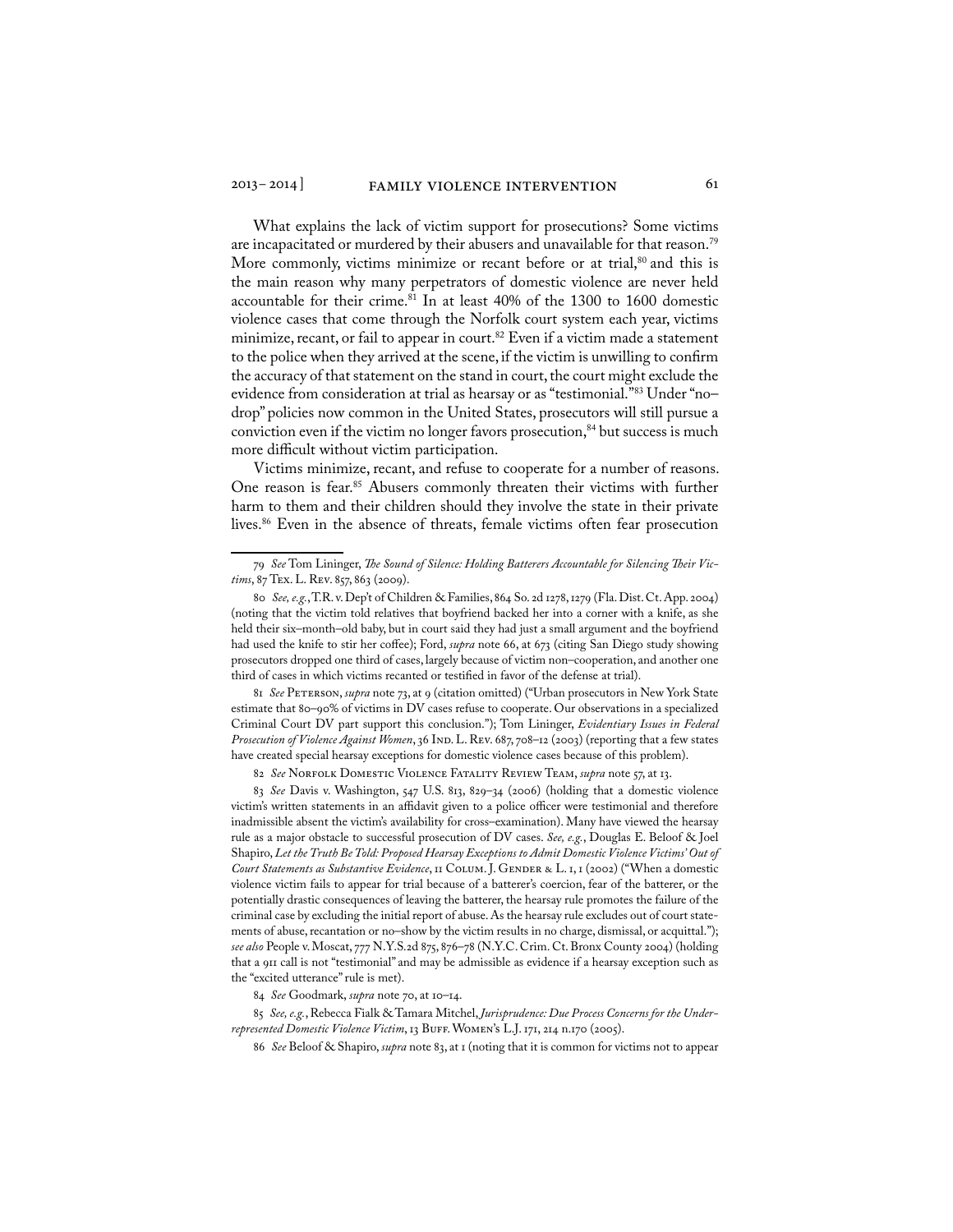What explains the lack of victim support for prosecutions? Some victims are incapacitated or murdered by their abusers and unavailable for that reason.[79] More commonly, victims minimize or recant before or at trial,[80] and this is the main reason why many perpetrators of domestic violence are never held accountable for their crime.[81] In at least 40% of the 1300 to 1600 domestic violence cases that come through the Norfolk court system each year, victims minimize, recant, or fail to appear in court.[82] Even if a victim made a statement to the police when they arrived at the scene, if the victim is unwilling to confirm the accuracy of that statement on the stand in court, the court might exclude the evidence from consideration at trial as hearsay or as "testimonial."[83] Under "no–drop" policies now common in the United States, prosecutors will still pursue a conviction even if the victim no longer favors prosecution,[84] but success is much more difficult without victim participation.

Victims minimize, recant, and refuse to cooperate for a number of reasons. One reason is fear.[85] Abusers commonly threaten their victims with further harm to them and their children should they involve the state in their private lives.[86] Even in the absence of threats, female victims often fear prosecution

---

79 *See* Tom Lininger, *The Sound of Silence: Holding Batterers Accountable for Silencing Their Victims*, 87 Tex. L. Rev. 857, 863 (2009).

80 *See, e.g.*, T.R. v. Dep't of Children & Families, 864 So. 2d 1278, 1279 (Fla. Dist. Ct. App. 2004) (noting that the victim told relatives that boyfriend backed her into a corner with a knife, as she held their six–month–old baby, but in court said they had just a small argument and the boyfriend had used the knife to stir her coffee); Ford, *supra* note 66, at 673 (citing San Diego study showing prosecutors dropped one third of cases, largely because of victim non–cooperation, and another one third of cases in which victims recanted or testified in favor of the defense at trial).

81 *See* Peterson, *supra* note 73, at 9 (citation omitted) ("Urban prosecutors in New York State estimate that 80–90% of victims in DV cases refuse to cooperate. Our observations in a specialized Criminal Court DV part support this conclusion."); Tom Lininger, *Evidentiary Issues in Federal Prosecution of Violence Against Women*, 36 Ind. L. Rev. 687, 708–12 (2003) (reporting that a few states have created special hearsay exceptions for domestic violence cases because of this problem).

82 *See* Norfolk Domestic Violence Fatality Review Team, *supra* note 57, at 13.

83 *See* Davis v. Washington, 547 U.S. 813, 829–34 (2006) (holding that a domestic violence victim's written statements in an affidavit given to a police officer were testimonial and therefore inadmissible absent the victim's availability for cross–examination). Many have viewed the hearsay rule as a major obstacle to successful prosecution of DV cases. *See, e.g.*, Douglas E. Beloof & Joel Shapiro, *Let the Truth Be Told: Proposed Hearsay Exceptions to Admit Domestic Violence Victims' Out of Court Statements as Substantive Evidence*, 11 Colum. J. Gender & L. 1, 1 (2002) ("When a domestic violence victim fails to appear for trial because of a batterer's coercion, fear of the batterer, or the potentially drastic consequences of leaving the batterer, the hearsay rule promotes the failure of the criminal case by excluding the initial report of abuse. As the hearsay rule excludes out of court statements of abuse, recantation or no–show by the victim results in no charge, dismissal, or acquittal."); *see also* People v. Moscat, 777 N.Y.S.2d 875, 876–78 (N.Y.C. Crim. Ct. Bronx County 2004) (holding that a 911 call is not "testimonial" and may be admissible as evidence if a hearsay exception such as the "excited utterance" rule is met).

84 *See* Goodmark, *supra* note 70, at 10–14.

85 *See, e.g.*, Rebecca Fialk & Tamara Mitchel, *Jurisprudence: Due Process Concerns for the Underrepresented Domestic Violence Victim*, 13 Buff. Women's L.J. 171, 214 n.170 (2005).

86 *See* Beloof & Shapiro, *supra* note 83, at 1 (noting that it is common for victims not to appear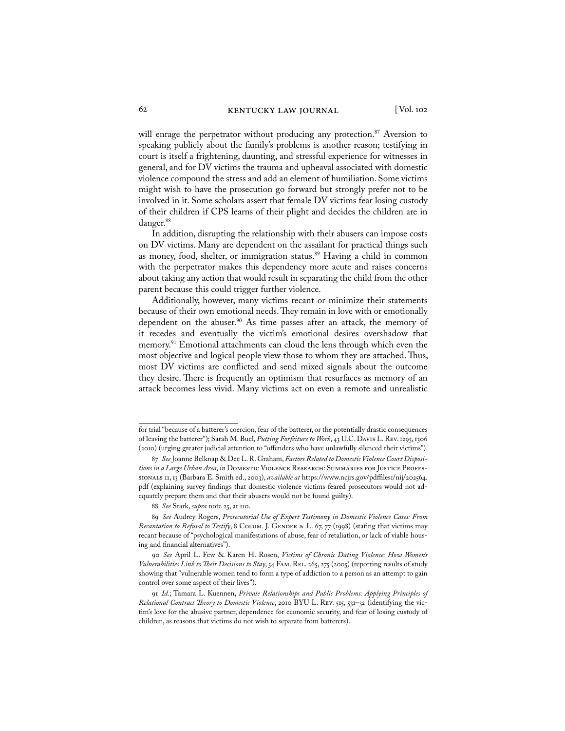will enrage the perpetrator without producing any protection.[87] Aversion to speaking publicly about the family's problems is another reason; testifying in court is itself a frightening, daunting, and stressful experience for witnesses in general, and for DV victims the trauma and upheaval associated with domestic violence compound the stress and add an element of humiliation. Some victims might wish to have the prosecution go forward but strongly prefer not to be involved in it. Some scholars assert that female DV victims fear losing custody of their children if CPS learns of their plight and decides the children are in danger.[88]

In addition, disrupting the relationship with their abusers can impose costs on DV victims. Many are dependent on the assailant for practical things such as money, food, shelter, or immigration status.[89] Having a child in common with the perpetrator makes this dependency more acute and raises concerns about taking any action that would result in separating the child from the other parent because this could trigger further violence.

Additionally, however, many victims recant or minimize their statements because of their own emotional needs. They remain in love with or emotionally dependent on the abuser.[90] As time passes after an attack, the memory of it recedes and eventually the victim's emotional desires overshadow that memory.[91] Emotional attachments can cloud the lens through which even the most objective and logical people view those to whom they are attached. Thus, most DV victims are conflicted and send mixed signals about the outcome they desire. There is frequently an optimism that resurfaces as memory of an attack becomes less vivid. Many victims act on even a remote and unrealistic

---

for trial "because of a batterer's coercion, fear of the batterer, or the potentially drastic consequences of leaving the batterer"); Sarah M. Buel, *Putting Forfeiture to Work*, 43 U.C. Davis L. Rev. 1295, 1306 (2010) (urging greater judicial attention to "offenders who have unlawfully silenced their victims").

87 *See* Joanne Belknap & Dee L. R. Graham, *Factors Related to Domestic Violence Court Dispositions in a Large Urban Area*, *in* Domestic Violence Research: Summaries for Justice Professionals 11, 13 (Barbara E. Smith ed., 2003), *available at* https://www.ncjrs.gov/pdffiles1/nij/202564.pdf (explaining survey findings that domestic violence victims feared prosecutors would not adequately prepare them and that their abusers would not be found guilty).

88 *See* Stark, *supra* note 25, at 110.

89 *See* Audrey Rogers, *Prosecutorial Use of Expert Testimony in Domestic Violence Cases: From Recantation to Refusal to Testify*, 8 Colum. J. Gender & L. 67, 77 (1998) (stating that victims may recant because of "psychological manifestations of abuse, fear of retaliation, or lack of viable housing and financial alternatives").

90 *See* April L. Few & Karen H. Rosen, *Victims of Chronic Dating Violence: How Women's Vulnerabilities Link to Their Decisions to Stay*, 54 Fam. Rel. 265, 275 (2005) (reporting results of study showing that "vulnerable women tend to form a type of addiction to a person as an attempt to gain control over some aspect of their lives").

91 *Id.*; Tamara L. Kuennen, *Private Relationships and Public Problems: Applying Principles of Relational Contract Theory to Domestic Violence*, 2010 BYU L. Rev. 515, 531–32 (identifying the victim's love for the abusive partner, dependence for economic security, and fear of losing custody of children, as reasons that victims do not wish to separate from batterers).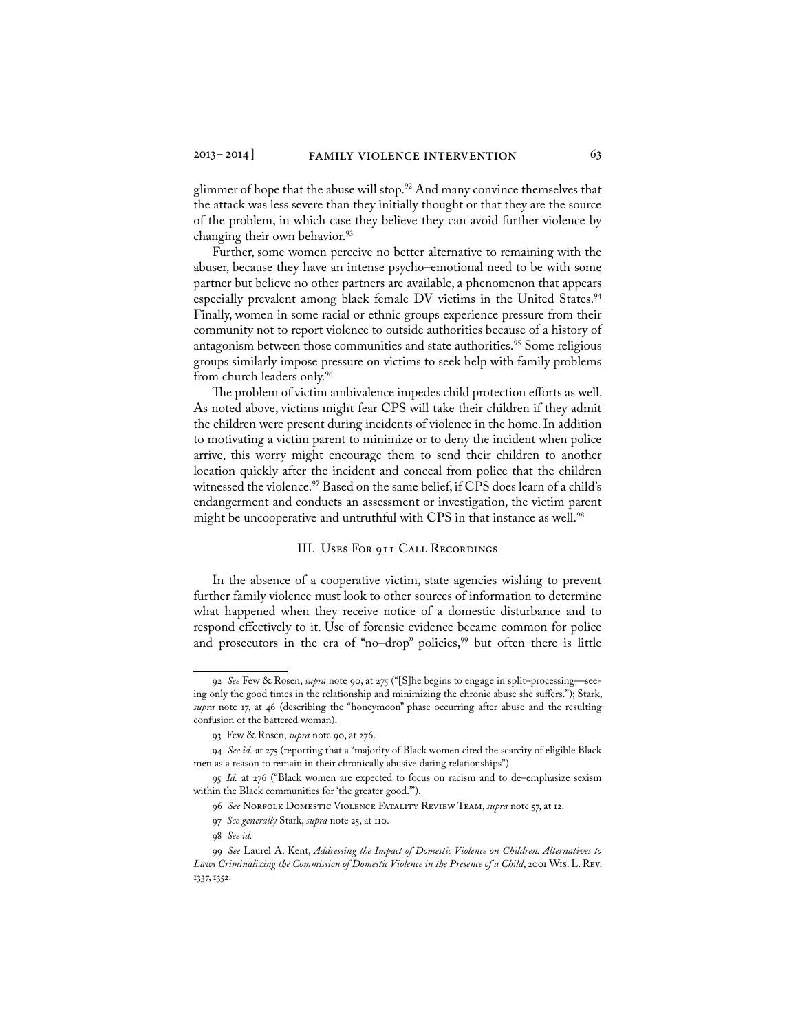glimmer of hope that the abuse will stop.[92] And many convince themselves that the attack was less severe than they initially thought or that they are the source of the problem, in which case they believe they can avoid further violence by changing their own behavior.[93]

Further, some women perceive no better alternative to remaining with the abuser, because they have an intense psycho–emotional need to be with some partner but believe no other partners are available, a phenomenon that appears especially prevalent among black female DV victims in the United States.[94] Finally, women in some racial or ethnic groups experience pressure from their community not to report violence to outside authorities because of a history of antagonism between those communities and state authorities.[95] Some religious groups similarly impose pressure on victims to seek help with family problems from church leaders only.[96]

The problem of victim ambivalence impedes child protection efforts as well. As noted above, victims might fear CPS will take their children if they admit the children were present during incidents of violence in the home. In addition to motivating a victim parent to minimize or to deny the incident when police arrive, this worry might encourage them to send their children to another location quickly after the incident and conceal from police that the children witnessed the violence.[97] Based on the same belief, if CPS does learn of a child's endangerment and conducts an assessment or investigation, the victim parent might be uncooperative and untruthful with CPS in that instance as well.[98]

## III. Uses For 911 Call Recordings

In the absence of a cooperative victim, state agencies wishing to prevent further family violence must look to other sources of information to determine what happened when they receive notice of a domestic disturbance and to respond effectively to it. Use of forensic evidence became common for police and prosecutors in the era of "no–drop" policies,[99] but often there is little

---

92 *See* Few & Rosen, *supra* note 90, at 275 ("[S]he begins to engage in split–processing—seeing only the good times in the relationship and minimizing the chronic abuse she suffers."); Stark, *supra* note 17, at 46 (describing the "honeymoon" phase occurring after abuse and the resulting confusion of the battered woman).

93 Few & Rosen, *supra* note 90, at 276.

94 *See id.* at 275 (reporting that a "majority of Black women cited the scarcity of eligible Black men as a reason to remain in their chronically abusive dating relationships").

95 *Id.* at 276 ("Black women are expected to focus on racism and to de–emphasize sexism within the Black communities for 'the greater good.'").

96 *See* Norfolk Domestic Violence Fatality Review Team, *supra* note 57, at 12.

97 *See generally* Stark, *supra* note 25, at 110.

98 *See id.*

99 *See* Laurel A. Kent, *Addressing the Impact of Domestic Violence on Children: Alternatives to Laws Criminalizing the Commission of Domestic Violence in the Presence of a Child*, 2001 Wis. L. Rev. 1337, 1352.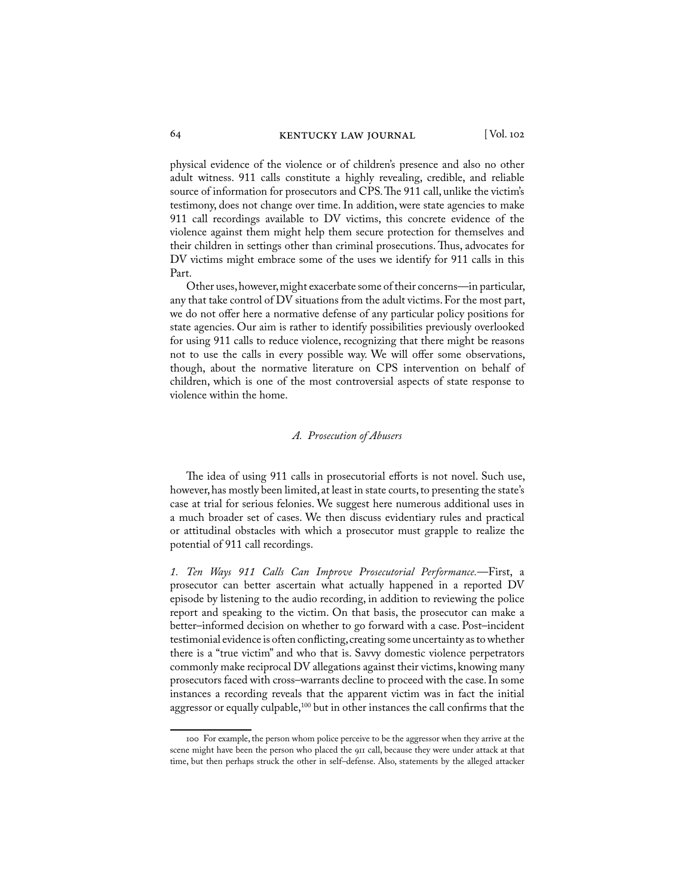physical evidence of the violence or of children's presence and also no other adult witness. 911 calls constitute a highly revealing, credible, and reliable source of information for prosecutors and CPS. The 911 call, unlike the victim's testimony, does not change over time. In addition, were state agencies to make 911 call recordings available to DV victims, this concrete evidence of the violence against them might help them secure protection for themselves and their children in settings other than criminal prosecutions. Thus, advocates for DV victims might embrace some of the uses we identify for 911 calls in this Part.

Other uses, however, might exacerbate some of their concerns—in particular, any that take control of DV situations from the adult victims. For the most part, we do not offer here a normative defense of any particular policy positions for state agencies. Our aim is rather to identify possibilities previously overlooked for using 911 calls to reduce violence, recognizing that there might be reasons not to use the calls in every possible way. We will offer some observations, though, about the normative literature on CPS intervention on behalf of children, which is one of the most controversial aspects of state response to violence within the home.

### *A. Prosecution of Abusers*

The idea of using 911 calls in prosecutorial efforts is not novel. Such use, however, has mostly been limited, at least in state courts, to presenting the state's case at trial for serious felonies. We suggest here numerous additional uses in a much broader set of cases. We then discuss evidentiary rules and practical or attitudinal obstacles with which a prosecutor must grapple to realize the potential of 911 call recordings.

*1. Ten Ways 911 Calls Can Improve Prosecutorial Performance.*—First, a prosecutor can better ascertain what actually happened in a reported DV episode by listening to the audio recording, in addition to reviewing the police report and speaking to the victim. On that basis, the prosecutor can make a better–informed decision on whether to go forward with a case. Post–incident testimonial evidence is often conflicting, creating some uncertainty as to whether there is a "true victim" and who that is. Savvy domestic violence perpetrators commonly make reciprocal DV allegations against their victims, knowing many prosecutors faced with cross–warrants decline to proceed with the case. In some instances a recording reveals that the apparent victim was in fact the initial aggressor or equally culpable,[100] but in other instances the call confirms that the

---

100 For example, the person whom police perceive to be the aggressor when they arrive at the scene might have been the person who placed the 911 call, because they were under attack at that time, but then perhaps struck the other in self–defense. Also, statements by the alleged attacker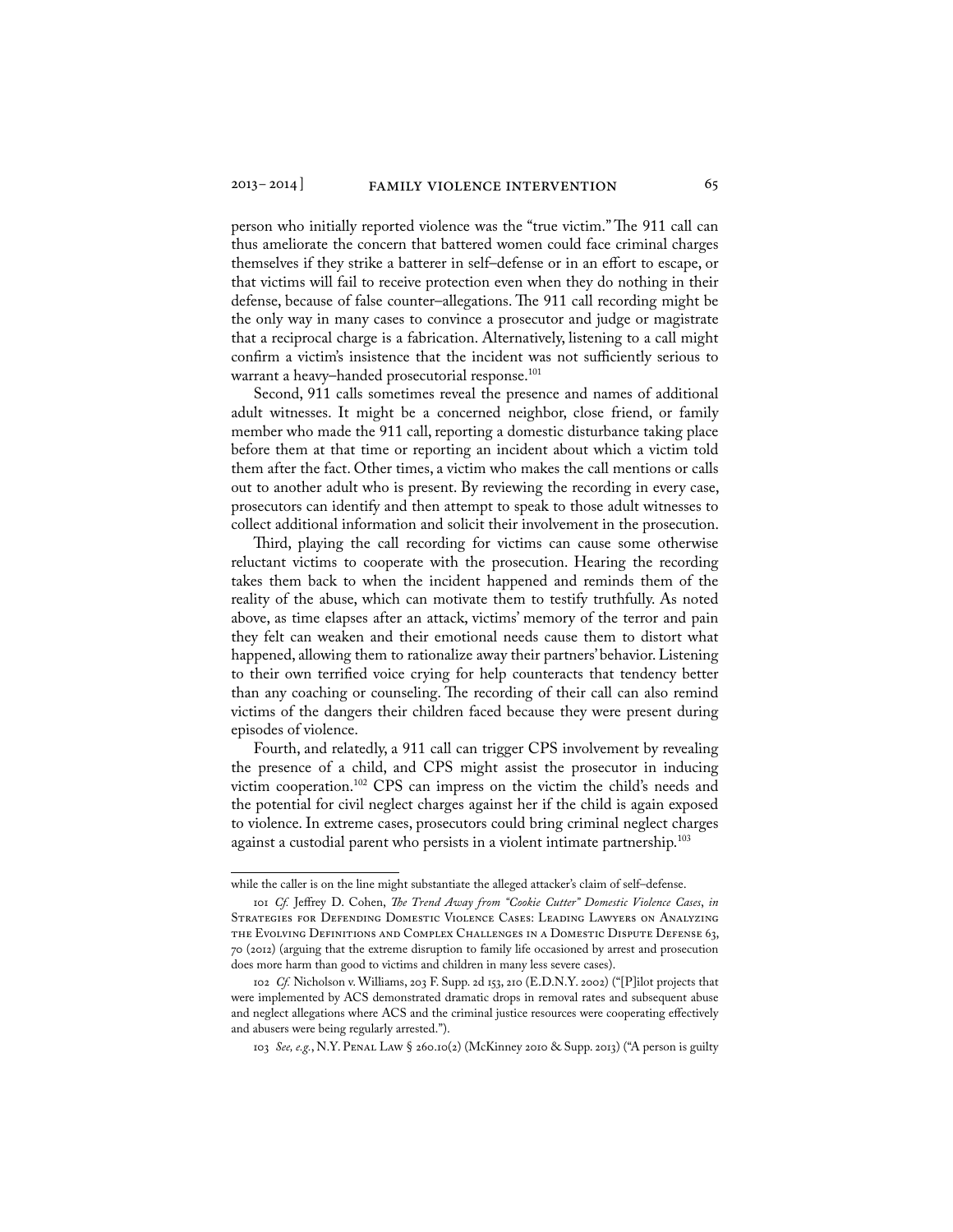person who initially reported violence was the "true victim." The 911 call can thus ameliorate the concern that battered women could face criminal charges themselves if they strike a batterer in self–defense or in an effort to escape, or that victims will fail to receive protection even when they do nothing in their defense, because of false counter–allegations. The 911 call recording might be the only way in many cases to convince a prosecutor and judge or magistrate that a reciprocal charge is a fabrication. Alternatively, listening to a call might confirm a victim's insistence that the incident was not sufficiently serious to warrant a heavy–handed prosecutorial response.[101]

Second, 911 calls sometimes reveal the presence and names of additional adult witnesses. It might be a concerned neighbor, close friend, or family member who made the 911 call, reporting a domestic disturbance taking place before them at that time or reporting an incident about which a victim told them after the fact. Other times, a victim who makes the call mentions or calls out to another adult who is present. By reviewing the recording in every case, prosecutors can identify and then attempt to speak to those adult witnesses to collect additional information and solicit their involvement in the prosecution.

Third, playing the call recording for victims can cause some otherwise reluctant victims to cooperate with the prosecution. Hearing the recording takes them back to when the incident happened and reminds them of the reality of the abuse, which can motivate them to testify truthfully. As noted above, as time elapses after an attack, victims' memory of the terror and pain they felt can weaken and their emotional needs cause them to distort what happened, allowing them to rationalize away their partners' behavior. Listening to their own terrified voice crying for help counteracts that tendency better than any coaching or counseling. The recording of their call can also remind victims of the dangers their children faced because they were present during episodes of violence.

Fourth, and relatedly, a 911 call can trigger CPS involvement by revealing the presence of a child, and CPS might assist the prosecutor in inducing victim cooperation.[102] CPS can impress on the victim the child's needs and the potential for civil neglect charges against her if the child is again exposed to violence. In extreme cases, prosecutors could bring criminal neglect charges against a custodial parent who persists in a violent intimate partnership.[103]

---

while the caller is on the line might substantiate the alleged attacker's claim of self–defense.

101 *Cf.* Jeffrey D. Cohen, *The Trend Away from "Cookie Cutter" Domestic Violence Cases*, *in* Strategies for Defending Domestic Violence Cases: Leading Lawyers on Analyzing the Evolving Definitions and Complex Challenges in a Domestic Dispute Defense 63, 70 (2012) (arguing that the extreme disruption to family life occasioned by arrest and prosecution does more harm than good to victims and children in many less severe cases).

102 *Cf.* Nicholson v. Williams, 203 F. Supp. 2d 153, 210 (E.D.N.Y. 2002) ("[P]ilot projects that were implemented by ACS demonstrated dramatic drops in removal rates and subsequent abuse and neglect allegations where ACS and the criminal justice resources were cooperating effectively and abusers were being regularly arrested.").

103 *See, e.g.*, N.Y. Penal Law § 260.10(2) (McKinney 2010 & Supp. 2013) ("A person is guilty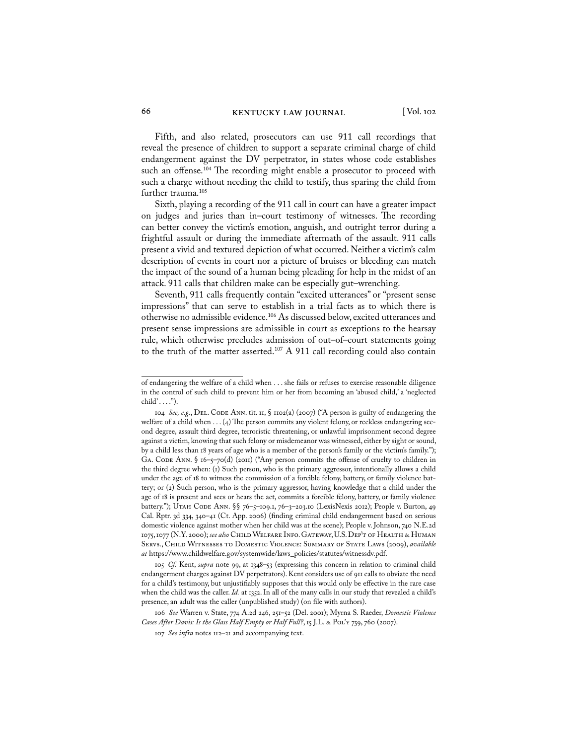Fifth, and also related, prosecutors can use 911 call recordings that reveal the presence of children to support a separate criminal charge of child endangerment against the DV perpetrator, in states whose code establishes such an offense.[104] The recording might enable a prosecutor to proceed with such a charge without needing the child to testify, thus sparing the child from further trauma.[105]

Sixth, playing a recording of the 911 call in court can have a greater impact on judges and juries than in–court testimony of witnesses. The recording can better convey the victim's emotion, anguish, and outright terror during a frightful assault or during the immediate aftermath of the assault. 911 calls present a vivid and textured depiction of what occurred. Neither a victim's calm description of events in court nor a picture of bruises or bleeding can match the impact of the sound of a human being pleading for help in the midst of an attack. 911 calls that children make can be especially gut–wrenching.

Seventh, 911 calls frequently contain "excited utterances" or "present sense impressions" that can serve to establish in a trial facts as to which there is otherwise no admissible evidence.[106] As discussed below, excited utterances and present sense impressions are admissible in court as exceptions to the hearsay rule, which otherwise precludes admission of out–of–court statements going to the truth of the matter asserted.[107] A 911 call recording could also contain

---

of endangering the welfare of a child when . . . she fails or refuses to exercise reasonable diligence in the control of such child to prevent him or her from becoming an 'abused child,' a 'neglected child' . . . .").

104 *See, e.g.*, Del. Code Ann. tit. 11, § 1102(a) (2007) ("A person is guilty of endangering the welfare of a child when . . . (4) The person commits any violent felony, or reckless endangering second degree, assault third degree, terroristic threatening, or unlawful imprisonment second degree against a victim, knowing that such felony or misdemeanor was witnessed, either by sight or sound, by a child less than 18 years of age who is a member of the person's family or the victim's family."); Ga. Code Ann. § 16–5–70(d) (2011) ("Any person commits the offense of cruelty to children in the third degree when: (1) Such person, who is the primary aggressor, intentionally allows a child under the age of 18 to witness the commission of a forcible felony, battery, or family violence battery; or (2) Such person, who is the primary aggressor, having knowledge that a child under the age of 18 is present and sees or hears the act, commits a forcible felony, battery, or family violence battery."); Utah Code Ann. §§ 76–5–109.1, 76–3–203.10 (LexisNexis 2012); People v. Burton, 49 Cal. Rptr. 3d 334, 340–41 (Ct. App. 2006) (finding criminal child endangerment based on serious domestic violence against mother when her child was at the scene); People v. Johnson, 740 N.E.2d 1075, 1077 (N.Y. 2000); *see also* Child Welfare Info. Gateway, U.S. Dep't of Health & Human Servs., Child Witnesses to Domestic Violence: Summary of State Laws (2009), *available at* https://www.childwelfare.gov/systemwide/laws_policies/statutes/witnessdv.pdf.

105 *Cf.* Kent, *supra* note 99, at 1348–53 (expressing this concern in relation to criminal child endangerment charges against DV perpetrators). Kent considers use of 911 calls to obviate the need for a child's testimony, but unjustifiably supposes that this would only be effective in the rare case when the child was the caller. *Id.* at 1352. In all of the many calls in our study that revealed a child's presence, an adult was the caller (unpublished study) (on file with authors).

106 *See* Warren v. State, 774 A.2d 246, 251–52 (Del. 2001); Myrna S. Raeder, *Domestic Violence Cases After Davis: Is the Glass Half Empty or Half Full?*, 15 J.L. & Pol'y 759, 760 (2007).

107 *See infra* notes 112–21 and accompanying text.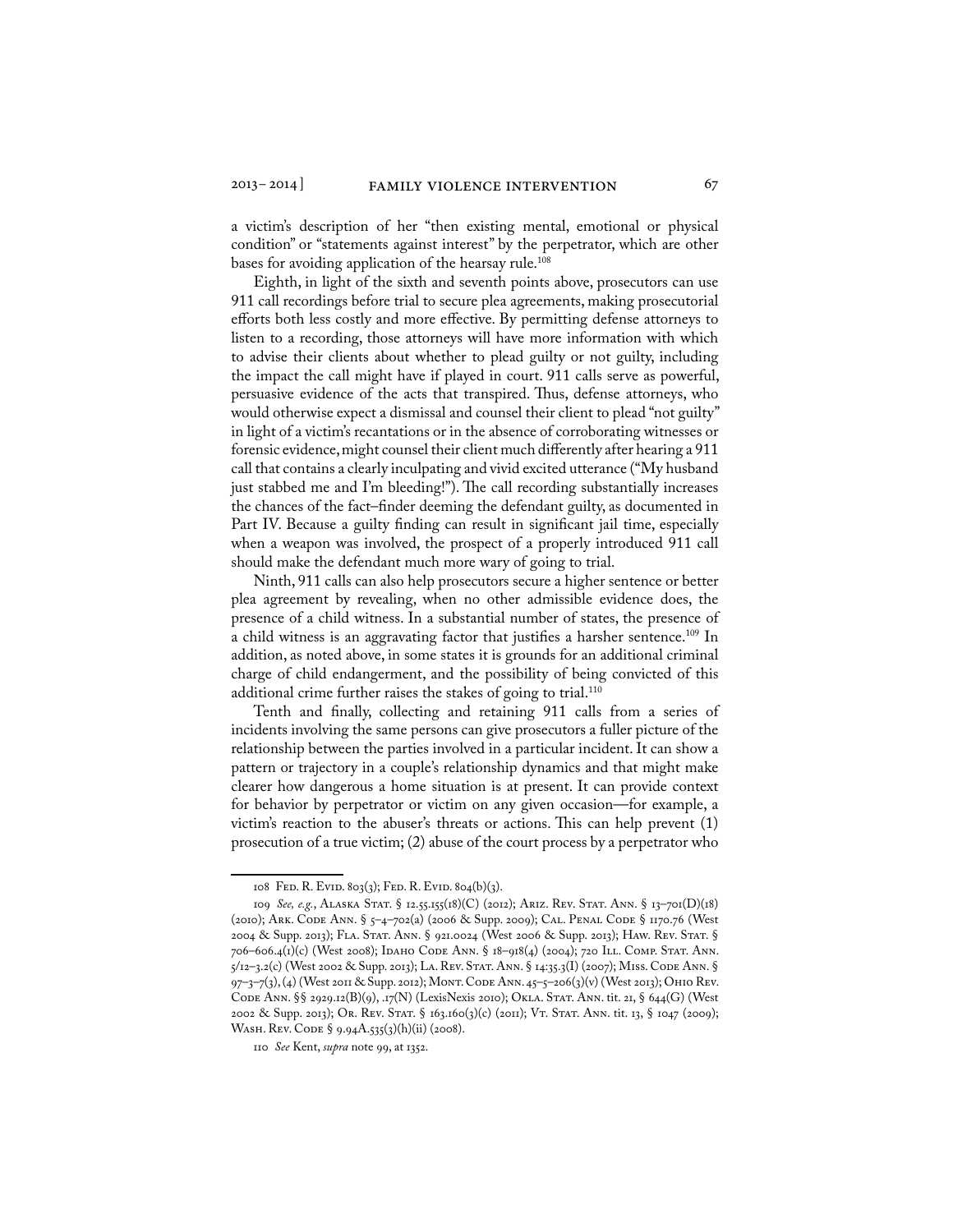a victim's description of her "then existing mental, emotional or physical condition" or "statements against interest" by the perpetrator, which are other bases for avoiding application of the hearsay rule.[108]

Eighth, in light of the sixth and seventh points above, prosecutors can use 911 call recordings before trial to secure plea agreements, making prosecutorial efforts both less costly and more effective. By permitting defense attorneys to listen to a recording, those attorneys will have more information with which to advise their clients about whether to plead guilty or not guilty, including the impact the call might have if played in court. 911 calls serve as powerful, persuasive evidence of the acts that transpired. Thus, defense attorneys, who would otherwise expect a dismissal and counsel their client to plead "not guilty" in light of a victim's recantations or in the absence of corroborating witnesses or forensic evidence, might counsel their client much differently after hearing a 911 call that contains a clearly inculpating and vivid excited utterance ("My husband just stabbed me and I'm bleeding!"). The call recording substantially increases the chances of the fact–finder deeming the defendant guilty, as documented in Part IV. Because a guilty finding can result in significant jail time, especially when a weapon was involved, the prospect of a properly introduced 911 call should make the defendant much more wary of going to trial.

Ninth, 911 calls can also help prosecutors secure a higher sentence or better plea agreement by revealing, when no other admissible evidence does, the presence of a child witness. In a substantial number of states, the presence of a child witness is an aggravating factor that justifies a harsher sentence.[109] In addition, as noted above, in some states it is grounds for an additional criminal charge of child endangerment, and the possibility of being convicted of this additional crime further raises the stakes of going to trial.[110]

Tenth and finally, collecting and retaining 911 calls from a series of incidents involving the same persons can give prosecutors a fuller picture of the relationship between the parties involved in a particular incident. It can show a pattern or trajectory in a couple's relationship dynamics and that might make clearer how dangerous a home situation is at present. It can provide context for behavior by perpetrator or victim on any given occasion—for example, a victim's reaction to the abuser's threats or actions. This can help prevent (1) prosecution of a true victim; (2) abuse of the court process by a perpetrator who

---

108 Fed. R. Evid. 803(3); Fed. R. Evid. 804(b)(3).

109 *See, e.g.*, Alaska Stat. § 12.55.155(18)(C) (2012); Ariz. Rev. Stat. Ann. § 13–701(D)(18) (2010); Ark. Code Ann. § 5–4–702(a) (2006 & Supp. 2009); Cal. Penal Code § 1170.76 (West 2004 & Supp. 2013); Fla. Stat. Ann. § 921.0024 (West 2006 & Supp. 2013); Haw. Rev. Stat. § 706–606.4(1)(c) (West 2008); Idaho Code Ann. § 18–918(4) (2004); 720 Ill. Comp. Stat. Ann. 5/12–3.2(c) (West 2002 & Supp. 2013); La. Rev. Stat. Ann. § 14:35.3(I) (2007); Miss. Code Ann. § 97–3–7(3), (4) (West 2011 & Supp. 2012); Mont. Code Ann. 45–5–206(3)(v) (West 2013); Ohio Rev. Code Ann. §§ 2929.12(B)(9), .17(N) (LexisNexis 2010); Okla. Stat. Ann. tit. 21, § 644(G) (West 2002 & Supp. 2013); Or. Rev. Stat. § 163.160(3)(c) (2011); Vt. Stat. Ann. tit. 13, § 1047 (2009); Wash. Rev. Code § 9.94A.535(3)(h)(ii) (2008).

110 *See* Kent, *supra* note 99, at 1352.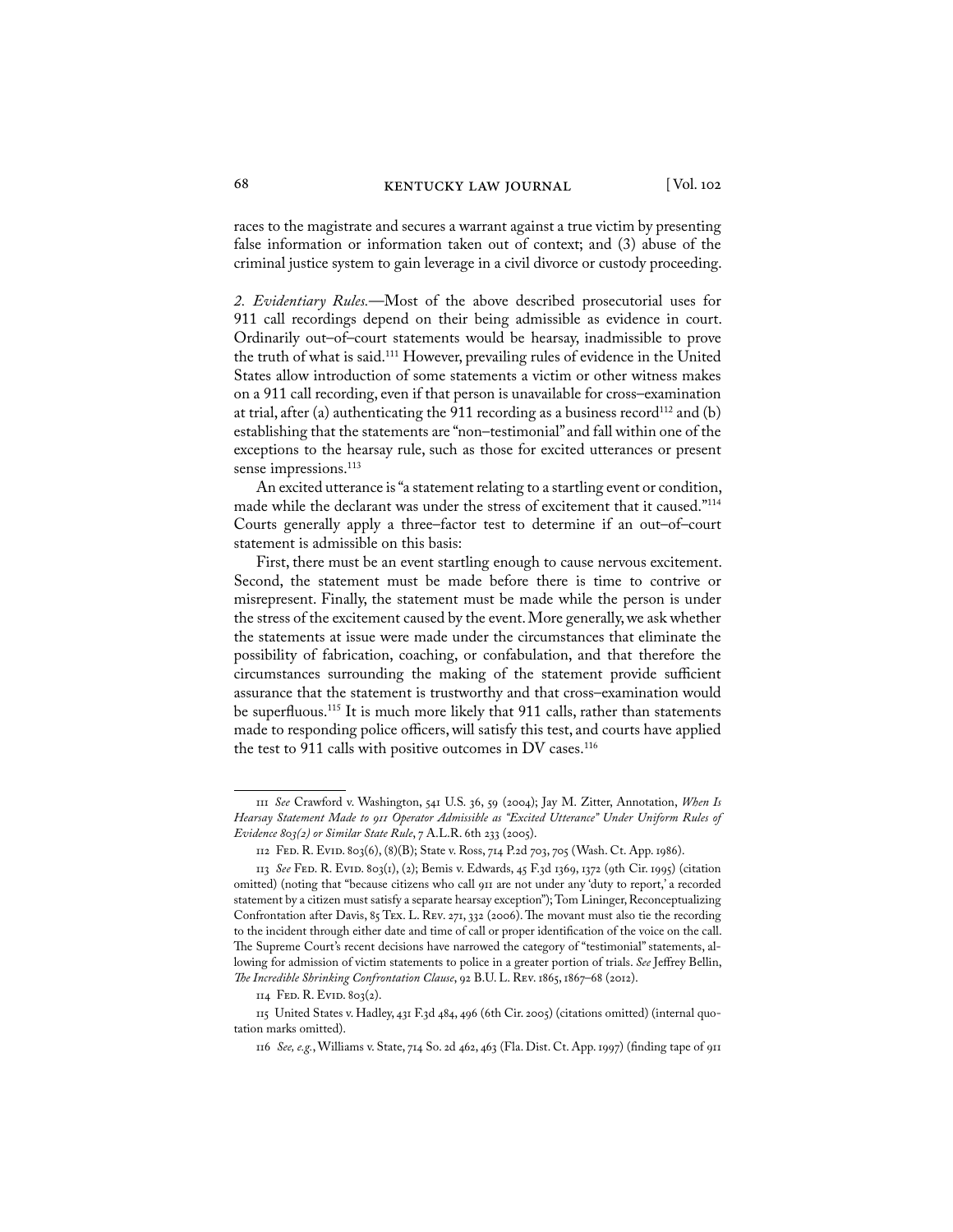races to the magistrate and secures a warrant against a true victim by presenting false information or information taken out of context; and (3) abuse of the criminal justice system to gain leverage in a civil divorce or custody proceeding.

*2. Evidentiary Rules.*—Most of the above described prosecutorial uses for 911 call recordings depend on their being admissible as evidence in court. Ordinarily out–of–court statements would be hearsay, inadmissible to prove the truth of what is said.[111] However, prevailing rules of evidence in the United States allow introduction of some statements a victim or other witness makes on a 911 call recording, even if that person is unavailable for cross–examination at trial, after (a) authenticating the 911 recording as a business record[112] and (b) establishing that the statements are "non–testimonial" and fall within one of the exceptions to the hearsay rule, such as those for excited utterances or present sense impressions.[113]

An excited utterance is "a statement relating to a startling event or condition, made while the declarant was under the stress of excitement that it caused."[114] Courts generally apply a three–factor test to determine if an out–of–court statement is admissible on this basis:

First, there must be an event startling enough to cause nervous excitement. Second, the statement must be made before there is time to contrive or misrepresent. Finally, the statement must be made while the person is under the stress of the excitement caused by the event. More generally, we ask whether the statements at issue were made under the circumstances that eliminate the possibility of fabrication, coaching, or confabulation, and that therefore the circumstances surrounding the making of the statement provide sufficient assurance that the statement is trustworthy and that cross–examination would be superfluous.[115] It is much more likely that 911 calls, rather than statements made to responding police officers, will satisfy this test, and courts have applied the test to 911 calls with positive outcomes in DV cases.[116]

---

111 *See* Crawford v. Washington, 541 U.S. 36, 59 (2004); Jay M. Zitter, Annotation, *When Is Hearsay Statement Made to 911 Operator Admissible as "Excited Utterance" Under Uniform Rules of Evidence 803(2) or Similar State Rule*, 7 A.L.R. 6th 233 (2005).

112 Fed. R. Evid. 803(6), (8)(B); State v. Ross, 714 P.2d 703, 705 (Wash. Ct. App. 1986).

113 *See* Fed. R. Evid. 803(1), (2); Bemis v. Edwards, 45 F.3d 1369, 1372 (9th Cir. 1995) (citation omitted) (noting that "because citizens who call 911 are not under any 'duty to report,' a recorded statement by a citizen must satisfy a separate hearsay exception"); Tom Lininger, Reconceptualizing Confrontation after Davis, 85 Tex. L. Rev. 271, 332 (2006). The movant must also tie the recording to the incident through either date and time of call or proper identification of the voice on the call. The Supreme Court's recent decisions have narrowed the category of "testimonial" statements, allowing for admission of victim statements to police in a greater portion of trials. *See* Jeffrey Bellin, *The Incredible Shrinking Confrontation Clause*, 92 B.U. L. Rev. 1865, 1867–68 (2012).

114 Fed. R. Evid. 803(2).

115 United States v. Hadley, 431 F.3d 484, 496 (6th Cir. 2005) (citations omitted) (internal quotation marks omitted).

116 *See, e.g.*, Williams v. State, 714 So. 2d 462, 463 (Fla. Dist. Ct. App. 1997) (finding tape of 911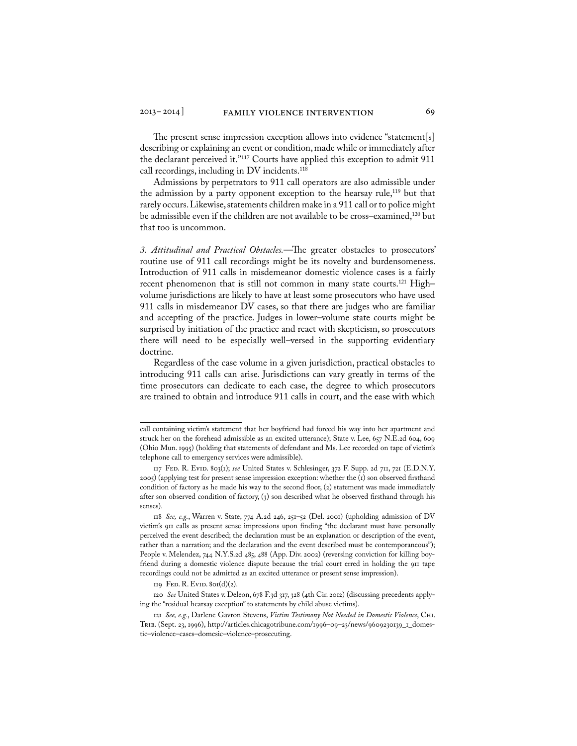The present sense impression exception allows into evidence "statement[s] describing or explaining an event or condition, made while or immediately after the declarant perceived it."[117] Courts have applied this exception to admit 911 call recordings, including in DV incidents.[118]

Admissions by perpetrators to 911 call operators are also admissible under the admission by a party opponent exception to the hearsay rule,[119] but that rarely occurs. Likewise, statements children make in a 911 call or to police might be admissible even if the children are not available to be cross–examined,[120] but that too is uncommon.

*3. Attitudinal and Practical Obstacles.*—The greater obstacles to prosecutors' routine use of 911 call recordings might be its novelty and burdensomeness. Introduction of 911 calls in misdemeanor domestic violence cases is a fairly recent phenomenon that is still not common in many state courts.[121] High–volume jurisdictions are likely to have at least some prosecutors who have used 911 calls in misdemeanor DV cases, so that there are judges who are familiar and accepting of the practice. Judges in lower–volume state courts might be surprised by initiation of the practice and react with skepticism, so prosecutors there will need to be especially well–versed in the supporting evidentiary doctrine.

Regardless of the case volume in a given jurisdiction, practical obstacles to introducing 911 calls can arise. Jurisdictions can vary greatly in terms of the time prosecutors can dedicate to each case, the degree to which prosecutors are trained to obtain and introduce 911 calls in court, and the ease with which

---

call containing victim's statement that her boyfriend had forced his way into her apartment and struck her on the forehead admissible as an excited utterance); State v. Lee, 657 N.E.2d 604, 609 (Ohio Mun. 1995) (holding that statements of defendant and Ms. Lee recorded on tape of victim's telephone call to emergency services were admissible).

117 Fed. R. Evid. 803(1); *see* United States v. Schlesinger, 372 F. Supp. 2d 711, 721 (E.D.N.Y. 2005) (applying test for present sense impression exception: whether the (1) son observed firsthand condition of factory as he made his way to the second floor, (2) statement was made immediately after son observed condition of factory, (3) son described what he observed firsthand through his senses).

118 *See, e.g.*, Warren v. State, 774 A.2d 246, 251–52 (Del. 2001) (upholding admission of DV victim's 911 calls as present sense impressions upon finding "the declarant must have personally perceived the event described; the declaration must be an explanation or description of the event, rather than a narration; and the declaration and the event described must be contemporaneous"); People v. Melendez, 744 N.Y.S.2d 485, 488 (App. Div. 2002) (reversing conviction for killing boyfriend during a domestic violence dispute because the trial court erred in holding the 911 tape recordings could not be admitted as an excited utterance or present sense impression).

119 Fed. R. Evid. 801(d)(2).

120 *See* United States v. Deleon, 678 F.3d 317, 328 (4th Cir. 2012) (discussing precedents applying the "residual hearsay exception" to statements by child abuse victims).

121 *See, e.g.*, Darlene Gavron Stevens, *Victim Testimony Not Needed in Domestic Violence*, Chi. Trib. (Sept. 23, 1996), http://articles.chicagotribune.com/1996–09–23/news/9609230139_1_domestic–violence–cases–domesic–violence–prosecuting.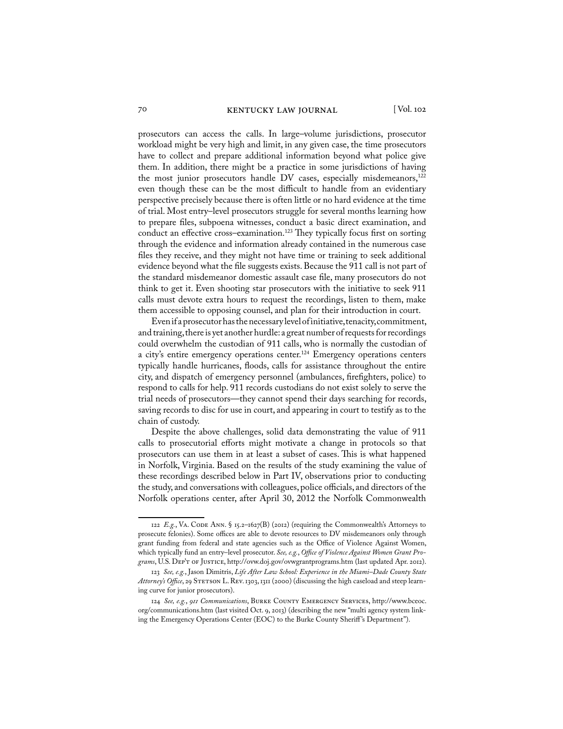prosecutors can access the calls. In large–volume jurisdictions, prosecutor workload might be very high and limit, in any given case, the time prosecutors have to collect and prepare additional information beyond what police give them. In addition, there might be a practice in some jurisdictions of having the most junior prosecutors handle DV cases, especially misdemeanors,[122] even though these can be the most difficult to handle from an evidentiary perspective precisely because there is often little or no hard evidence at the time of trial. Most entry–level prosecutors struggle for several months learning how to prepare files, subpoena witnesses, conduct a basic direct examination, and conduct an effective cross–examination.[123] They typically focus first on sorting through the evidence and information already contained in the numerous case files they receive, and they might not have time or training to seek additional evidence beyond what the file suggests exists. Because the 911 call is not part of the standard misdemeanor domestic assault case file, many prosecutors do not think to get it. Even shooting star prosecutors with the initiative to seek 911 calls must devote extra hours to request the recordings, listen to them, make them accessible to opposing counsel, and plan for their introduction in court.

Even if a prosecutor has the necessary level of initiative, tenacity, commitment, and training, there is yet another hurdle: a great number of requests for recordings could overwhelm the custodian of 911 calls, who is normally the custodian of a city's entire emergency operations center.[124] Emergency operations centers typically handle hurricanes, floods, calls for assistance throughout the entire city, and dispatch of emergency personnel (ambulances, firefighters, police) to respond to calls for help. 911 records custodians do not exist solely to serve the trial needs of prosecutors—they cannot spend their days searching for records, saving records to disc for use in court, and appearing in court to testify as to the chain of custody.

Despite the above challenges, solid data demonstrating the value of 911 calls to prosecutorial efforts might motivate a change in protocols so that prosecutors can use them in at least a subset of cases. This is what happened in Norfolk, Virginia. Based on the results of the study examining the value of these recordings described below in Part IV, observations prior to conducting the study, and conversations with colleagues, police officials, and directors of the Norfolk operations center, after April 30, 2012 the Norfolk Commonwealth

---

122 *E.g.*, VA. CODE ANN. § 15.2–1627(B) (2012) (requiring the Commonwealth's Attorneys to prosecute felonies). Some offices are able to devote resources to DV misdemeanors only through grant funding from federal and state agencies such as the Office of Violence Against Women, which typically fund an entry–level prosecutor. *See, e.g.*, *Office of Violence Against Women Grant Programs*, U.S. DEP'T OF JUSTICE, http://ovw.doj.gov/ovwgrantprograms.htm (last updated Apr. 2012).

123 *See, e.g.*, Jason Dimitris, *Life After Law School: Experience in the Miami–Dade County State Attorney's Office*, 29 STETSON L. REV. 1303, 1311 (2000) (discussing the high caseload and steep learning curve for junior prosecutors).

124 *See, e.g.*, *911 Communications*, BURKE COUNTY EMERGENCY SERVICES, http://www.bceoc.org/communications.htm (last visited Oct. 9, 2013) (describing the new "multi agency system linking the Emergency Operations Center (EOC) to the Burke County Sheriff's Department").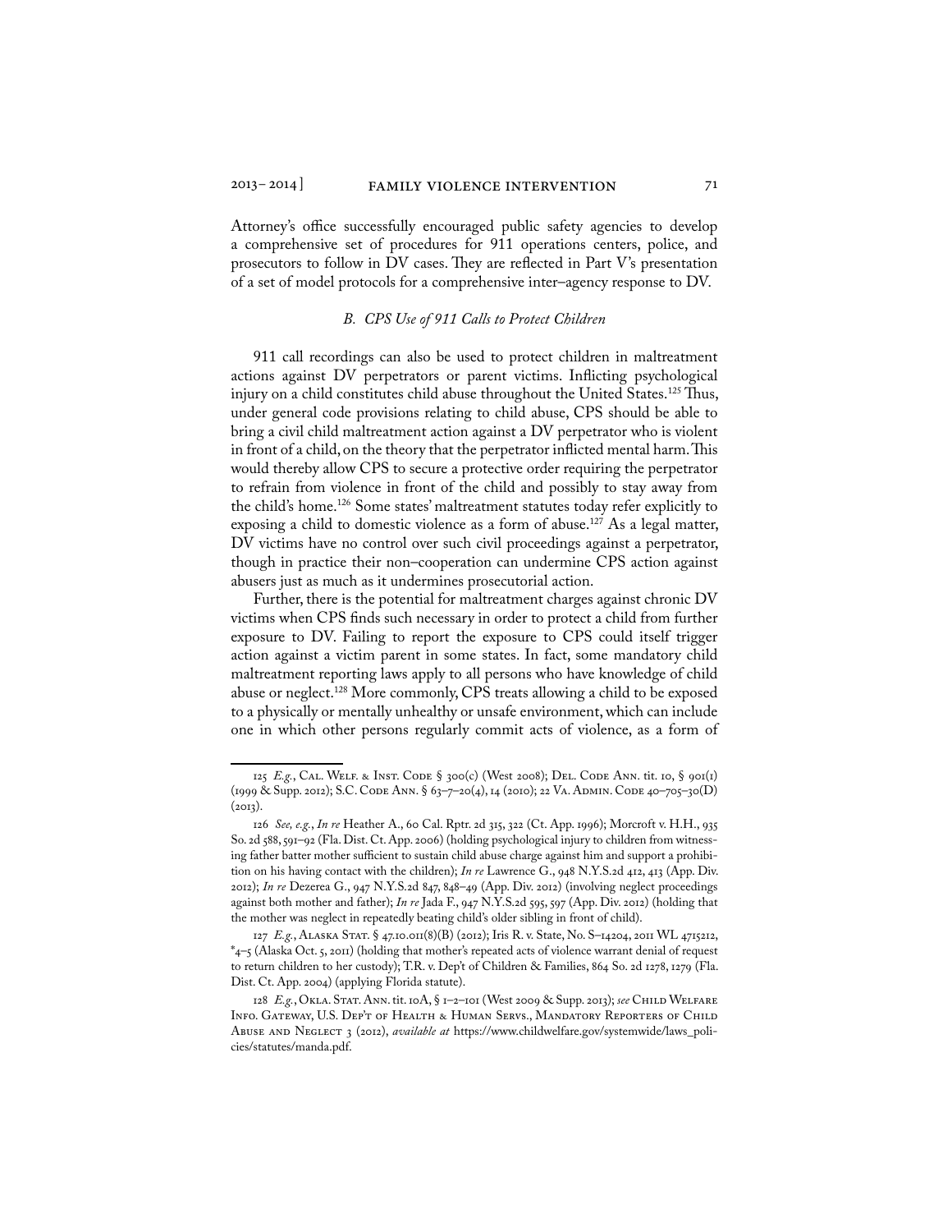Attorney's office successfully encouraged public safety agencies to develop a comprehensive set of procedures for 911 operations centers, police, and prosecutors to follow in DV cases. They are reflected in Part V's presentation of a set of model protocols for a comprehensive inter–agency response to DV.

### *B. CPS Use of 911 Calls to Protect Children*

911 call recordings can also be used to protect children in maltreatment actions against DV perpetrators or parent victims. Inflicting psychological injury on a child constitutes child abuse throughout the United States.[125] Thus, under general code provisions relating to child abuse, CPS should be able to bring a civil child maltreatment action against a DV perpetrator who is violent in front of a child, on the theory that the perpetrator inflicted mental harm. This would thereby allow CPS to secure a protective order requiring the perpetrator to refrain from violence in front of the child and possibly to stay away from the child's home.[126] Some states' maltreatment statutes today refer explicitly to exposing a child to domestic violence as a form of abuse.[127] As a legal matter, DV victims have no control over such civil proceedings against a perpetrator, though in practice their non–cooperation can undermine CPS action against abusers just as much as it undermines prosecutorial action.

Further, there is the potential for maltreatment charges against chronic DV victims when CPS finds such necessary in order to protect a child from further exposure to DV. Failing to report the exposure to CPS could itself trigger action against a victim parent in some states. In fact, some mandatory child maltreatment reporting laws apply to all persons who have knowledge of child abuse or neglect.[128] More commonly, CPS treats allowing a child to be exposed to a physically or mentally unhealthy or unsafe environment, which can include one in which other persons regularly commit acts of violence, as a form of

---

125 *E.g.*, Cal. Welf. & Inst. Code § 300(c) (West 2008); Del. Code Ann. tit. 10, § 901(1) (1999 & Supp. 2012); S.C. Code Ann. § 63–7–20(4), 14 (2010); 22 Va. Admin. Code 40–705–30(D) (2013).

126 *See, e.g.*, *In re* Heather A., 60 Cal. Rptr. 2d 315, 322 (Ct. App. 1996); Morcroft v. H.H., 935 So. 2d 588, 591–92 (Fla. Dist. Ct. App. 2006) (holding psychological injury to children from witnessing father batter mother sufficient to sustain child abuse charge against him and support a prohibition on his having contact with the children); *In re* Lawrence G., 948 N.Y.S.2d 412, 413 (App. Div. 2012); *In re* Dezerea G., 947 N.Y.S.2d 847, 848–49 (App. Div. 2012) (involving neglect proceedings against both mother and father); *In re* Jada F., 947 N.Y.S.2d 595, 597 (App. Div. 2012) (holding that the mother was neglect in repeatedly beating child's older sibling in front of child).

127 *E.g.*, Alaska Stat. § 47.10.011(8)(B) (2012); Iris R. v. State, No. S–14204, 2011 WL 4715212, *4–5 (Alaska Oct. 5, 2011) (holding that mother's repeated acts of violence warrant denial of request to return children to her custody); T.R. v. Dep't of Children & Families, 864 So. 2d 1278, 1279 (Fla. Dist. Ct. App. 2004) (applying Florida statute).

128 *E.g.*, Okla. Stat. Ann. tit. 10A, § 1–2–101 (West 2009 & Supp. 2013); *see* Child Welfare Info. Gateway, U.S. Dep't of Health & Human Servs., Mandatory Reporters of Child Abuse and Neglect 3 (2012), *available at* https://www.childwelfare.gov/systemwide/laws_policies/statutes/manda.pdf.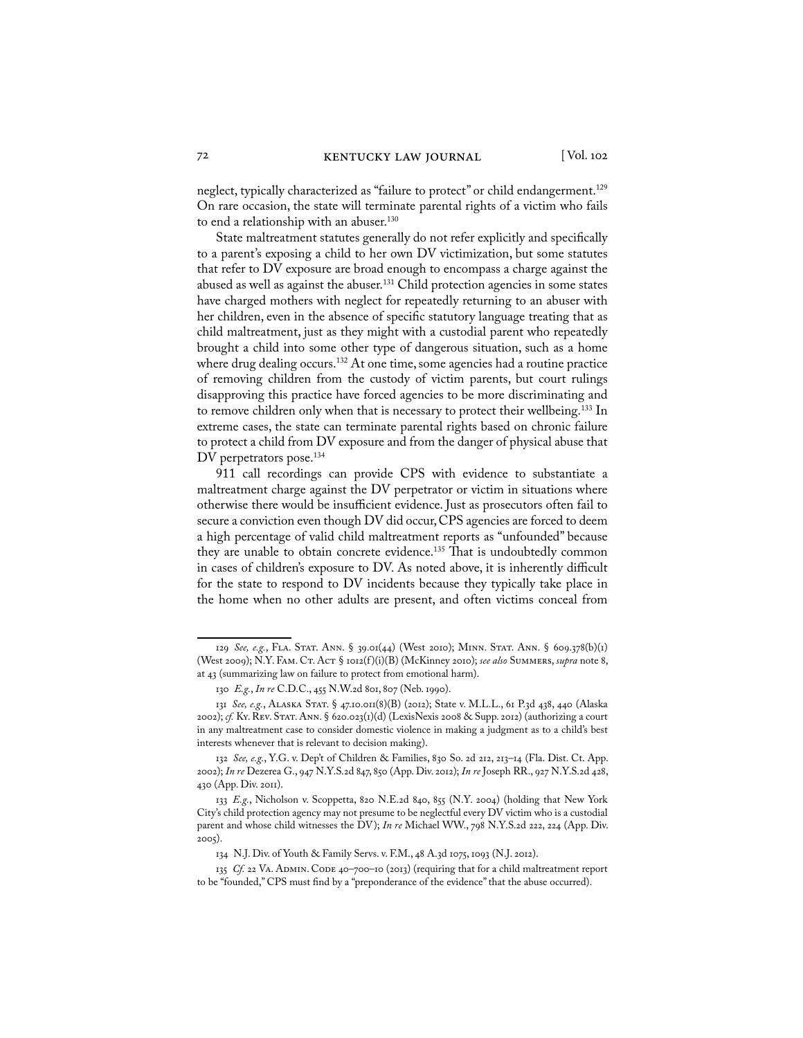neglect, typically characterized as "failure to protect" or child endangerment.[129] On rare occasion, the state will terminate parental rights of a victim who fails to end a relationship with an abuser.[130]

State maltreatment statutes generally do not refer explicitly and specifically to a parent's exposing a child to her own DV victimization, but some statutes that refer to DV exposure are broad enough to encompass a charge against the abused as well as against the abuser.[131] Child protection agencies in some states have charged mothers with neglect for repeatedly returning to an abuser with her children, even in the absence of specific statutory language treating that as child maltreatment, just as they might with a custodial parent who repeatedly brought a child into some other type of dangerous situation, such as a home where drug dealing occurs.[132] At one time, some agencies had a routine practice of removing children from the custody of victim parents, but court rulings disapproving this practice have forced agencies to be more discriminating and to remove children only when that is necessary to protect their wellbeing.[133] In extreme cases, the state can terminate parental rights based on chronic failure to protect a child from DV exposure and from the danger of physical abuse that DV perpetrators pose.[134]

911 call recordings can provide CPS with evidence to substantiate a maltreatment charge against the DV perpetrator or victim in situations where otherwise there would be insufficient evidence. Just as prosecutors often fail to secure a conviction even though DV did occur, CPS agencies are forced to deem a high percentage of valid child maltreatment reports as "unfounded" because they are unable to obtain concrete evidence.[135] That is undoubtedly common in cases of children's exposure to DV. As noted above, it is inherently difficult for the state to respond to DV incidents because they typically take place in the home when no other adults are present, and often victims conceal from

---

129 *See, e.g.*, FLA. STAT. ANN. § 39.01(44) (West 2010); MINN. STAT. ANN. § 609.378(b)(1) (West 2009); N.Y. FAM. CT. ACT § 1012(f)(i)(B) (McKinney 2010); *see also* SUMMERS, *supra* note 8, at 43 (summarizing law on failure to protect from emotional harm).

130 *E.g.*, *In re* C.D.C., 455 N.W.2d 801, 807 (Neb. 1990).

131 *See, e.g.*, ALASKA STAT. § 47.10.011(8)(B) (2012); State v. M.L.L., 61 P.3d 438, 440 (Alaska 2002); *cf.* KY. REV. STAT. ANN. § 620.023(1)(d) (LexisNexis 2008 & Supp. 2012) (authorizing a court in any maltreatment case to consider domestic violence in making a judgment as to a child's best interests whenever that is relevant to decision making).

132 *See, e.g.*, Y.G. v. Dep't of Children & Families, 830 So. 2d 212, 213–14 (Fla. Dist. Ct. App. 2002); *In re* Dezerea G., 947 N.Y.S.2d 847, 850 (App. Div. 2012); *In re* Joseph RR., 927 N.Y.S.2d 428, 430 (App. Div. 2011).

133 *E.g.*, Nicholson v. Scoppetta, 820 N.E.2d 840, 855 (N.Y. 2004) (holding that New York City's child protection agency may not presume to be neglectful every DV victim who is a custodial parent and whose child witnesses the DV); *In re* Michael WW., 798 N.Y.S.2d 222, 224 (App. Div. 2005).

134 N.J. Div. of Youth & Family Servs. v. F.M., 48 A.3d 1075, 1093 (N.J. 2012).

135 *Cf.* 22 VA. ADMIN. CODE 40–700–10 (2013) (requiring that for a child maltreatment report to be "founded," CPS must find by a "preponderance of the evidence" that the abuse occurred).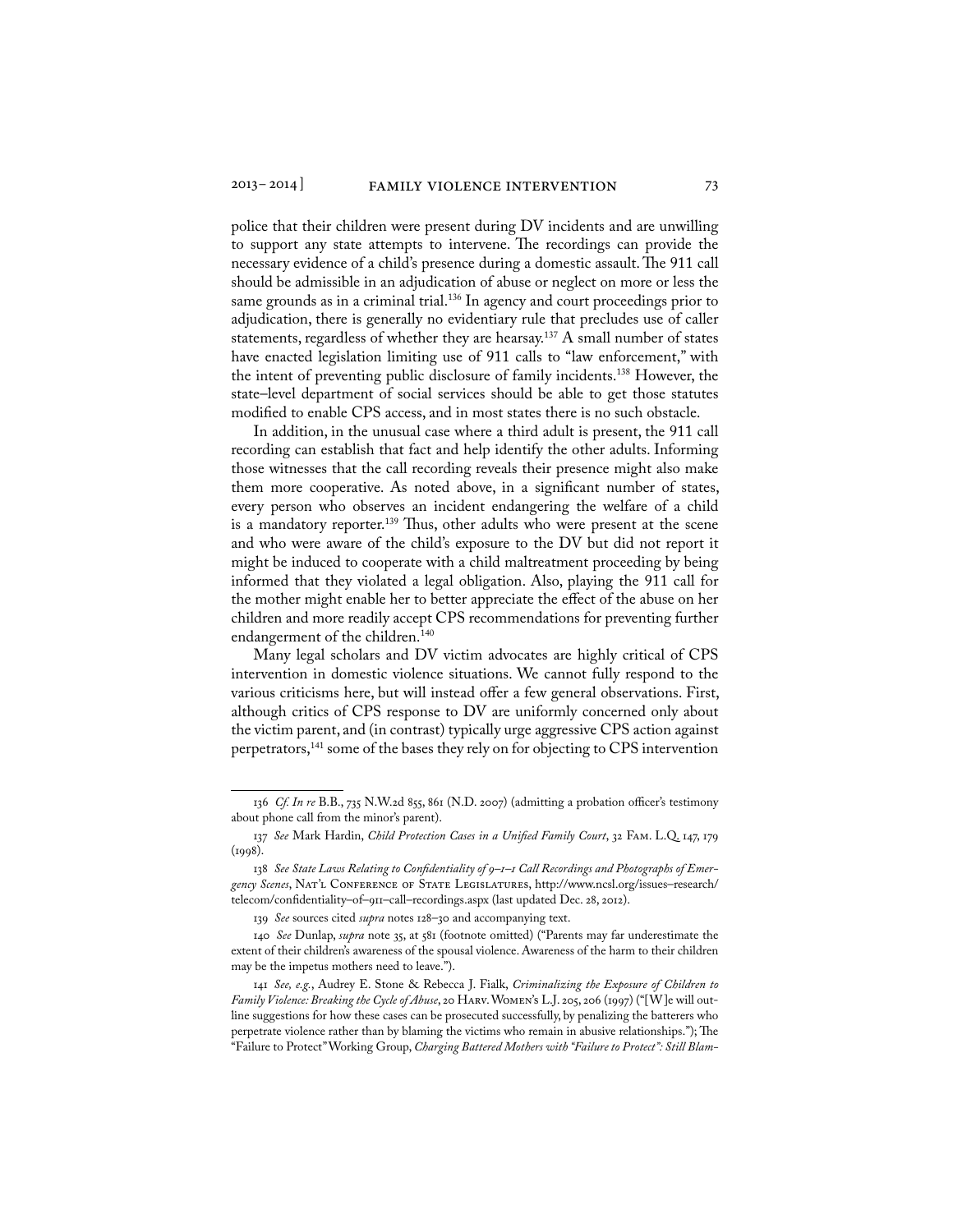police that their children were present during DV incidents and are unwilling to support any state attempts to intervene. The recordings can provide the necessary evidence of a child's presence during a domestic assault. The 911 call should be admissible in an adjudication of abuse or neglect on more or less the same grounds as in a criminal trial.[136] In agency and court proceedings prior to adjudication, there is generally no evidentiary rule that precludes use of caller statements, regardless of whether they are hearsay.[137] A small number of states have enacted legislation limiting use of 911 calls to "law enforcement," with the intent of preventing public disclosure of family incidents.[138] However, the state–level department of social services should be able to get those statutes modified to enable CPS access, and in most states there is no such obstacle.

In addition, in the unusual case where a third adult is present, the 911 call recording can establish that fact and help identify the other adults. Informing those witnesses that the call recording reveals their presence might also make them more cooperative. As noted above, in a significant number of states, every person who observes an incident endangering the welfare of a child is a mandatory reporter.[139] Thus, other adults who were present at the scene and who were aware of the child's exposure to the DV but did not report it might be induced to cooperate with a child maltreatment proceeding by being informed that they violated a legal obligation. Also, playing the 911 call for the mother might enable her to better appreciate the effect of the abuse on her children and more readily accept CPS recommendations for preventing further endangerment of the children.[140]

Many legal scholars and DV victim advocates are highly critical of CPS intervention in domestic violence situations. We cannot fully respond to the various criticisms here, but will instead offer a few general observations. First, although critics of CPS response to DV are uniformly concerned only about the victim parent, and (in contrast) typically urge aggressive CPS action against perpetrators,[141] some of the bases they rely on for objecting to CPS intervention

---

136 *Cf. In re* B.B., 735 N.W.2d 855, 861 (N.D. 2007) (admitting a probation officer's testimony about phone call from the minor's parent).

137 *See* Mark Hardin, *Child Protection Cases in a Unified Family Court*, 32 Fam. L.Q. 147, 179 (1998).

138 *See State Laws Relating to Confidentiality of 9–1–1 Call Recordings and Photographs of Emergency Scenes*, Nat'l Conference of State Legislatures, http://www.ncsl.org/issues–research/telecom/confidentiality–of–911–call–recordings.aspx (last updated Dec. 28, 2012).

139 *See* sources cited *supra* notes 128–30 and accompanying text.

140 *See* Dunlap, *supra* note 35, at 581 (footnote omitted) ("Parents may far underestimate the extent of their children's awareness of the spousal violence. Awareness of the harm to their children may be the impetus mothers need to leave.").

141 *See, e.g.*, Audrey E. Stone & Rebecca J. Fialk, *Criminalizing the Exposure of Children to Family Violence: Breaking the Cycle of Abuse*, 20 Harv. Women's L.J. 205, 206 (1997) ("[W]e will outline suggestions for how these cases can be prosecuted successfully, by penalizing the batterers who perpetrate violence rather than by blaming the victims who remain in abusive relationships."); The "Failure to Protect" Working Group, *Charging Battered Mothers with "Failure to Protect": Still Blam-*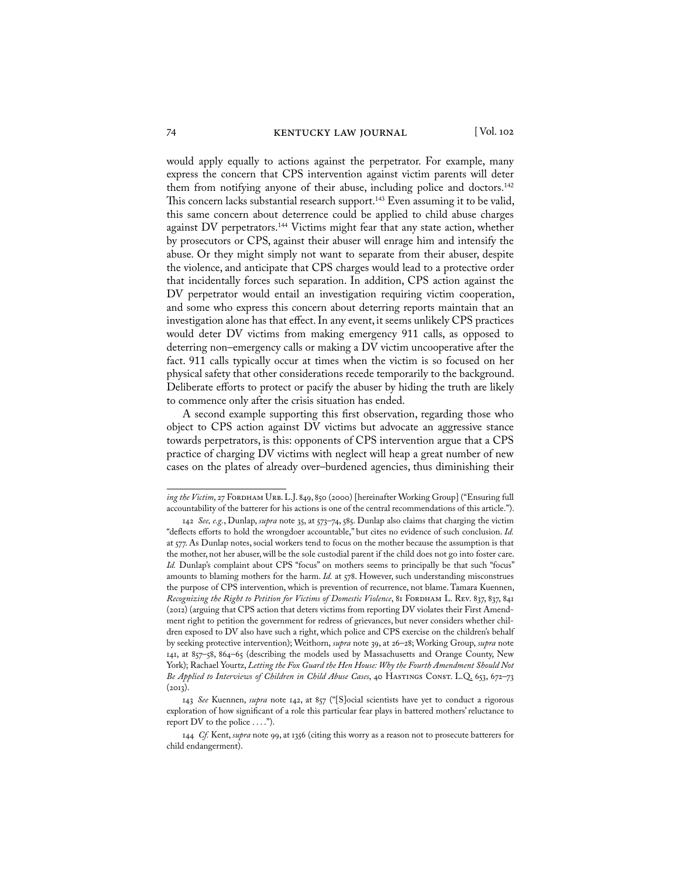would apply equally to actions against the perpetrator. For example, many express the concern that CPS intervention against victim parents will deter them from notifying anyone of their abuse, including police and doctors.[142] This concern lacks substantial research support.[143] Even assuming it to be valid, this same concern about deterrence could be applied to child abuse charges against DV perpetrators.[144] Victims might fear that any state action, whether by prosecutors or CPS, against their abuser will enrage him and intensify the abuse. Or they might simply not want to separate from their abuser, despite the violence, and anticipate that CPS charges would lead to a protective order that incidentally forces such separation. In addition, CPS action against the DV perpetrator would entail an investigation requiring victim cooperation, and some who express this concern about deterring reports maintain that an investigation alone has that effect. In any event, it seems unlikely CPS practices would deter DV victims from making emergency 911 calls, as opposed to deterring non–emergency calls or making a DV victim uncooperative after the fact. 911 calls typically occur at times when the victim is so focused on her physical safety that other considerations recede temporarily to the background. Deliberate efforts to protect or pacify the abuser by hiding the truth are likely to commence only after the crisis situation has ended.

A second example supporting this first observation, regarding those who object to CPS action against DV victims but advocate an aggressive stance towards perpetrators, is this: opponents of CPS intervention argue that a CPS practice of charging DV victims with neglect will heap a great number of new cases on the plates of already over–burdened agencies, thus diminishing their

---

*ing the Victim*, 27 Fordham Urb. L.J. 849, 850 (2000) [hereinafter Working Group] ("Ensuring full accountability of the batterer for his actions is one of the central recommendations of this article.").

142 *See, e.g.*, Dunlap, *supra* note 35, at 573–74, 585. Dunlap also claims that charging the victim "deflects efforts to hold the wrongdoer accountable," but cites no evidence of such conclusion. *Id.* at 577. As Dunlap notes, social workers tend to focus on the mother because the assumption is that the mother, not her abuser, will be the sole custodial parent if the child does not go into foster care. *Id.* Dunlap's complaint about CPS "focus" on mothers seems to principally be that such "focus" amounts to blaming mothers for the harm. *Id.* at 578. However, such understanding misconstrues the purpose of CPS intervention, which is prevention of recurrence, not blame. Tamara Kuennen, *Recognizing the Right to Petition for Victims of Domestic Violence*, 81 Fordham L. Rev. 837, 837, 841 (2012) (arguing that CPS action that deters victims from reporting DV violates their First Amendment right to petition the government for redress of grievances, but never considers whether children exposed to DV also have such a right, which police and CPS exercise on the children's behalf by seeking protective intervention); Weithorn, *supra* note 39, at 26–28; Working Group, *supra* note 141, at 857–58, 864–65 (describing the models used by Massachusetts and Orange County, New York); Rachael Yourtz, *Letting the Fox Guard the Hen House: Why the Fourth Amendment Should Not Be Applied to Interviews of Children in Child Abuse Cases*, 40 Hastings Const. L.Q. 653, 672–73 (2013).

143 *See* Kuennen, *supra* note 142, at 857 ("[S]ocial scientists have yet to conduct a rigorous exploration of how significant of a role this particular fear plays in battered mothers' reluctance to report DV to the police . . . .").

144 *Cf.* Kent, *supra* note 99, at 1356 (citing this worry as a reason not to prosecute batterers for child endangerment).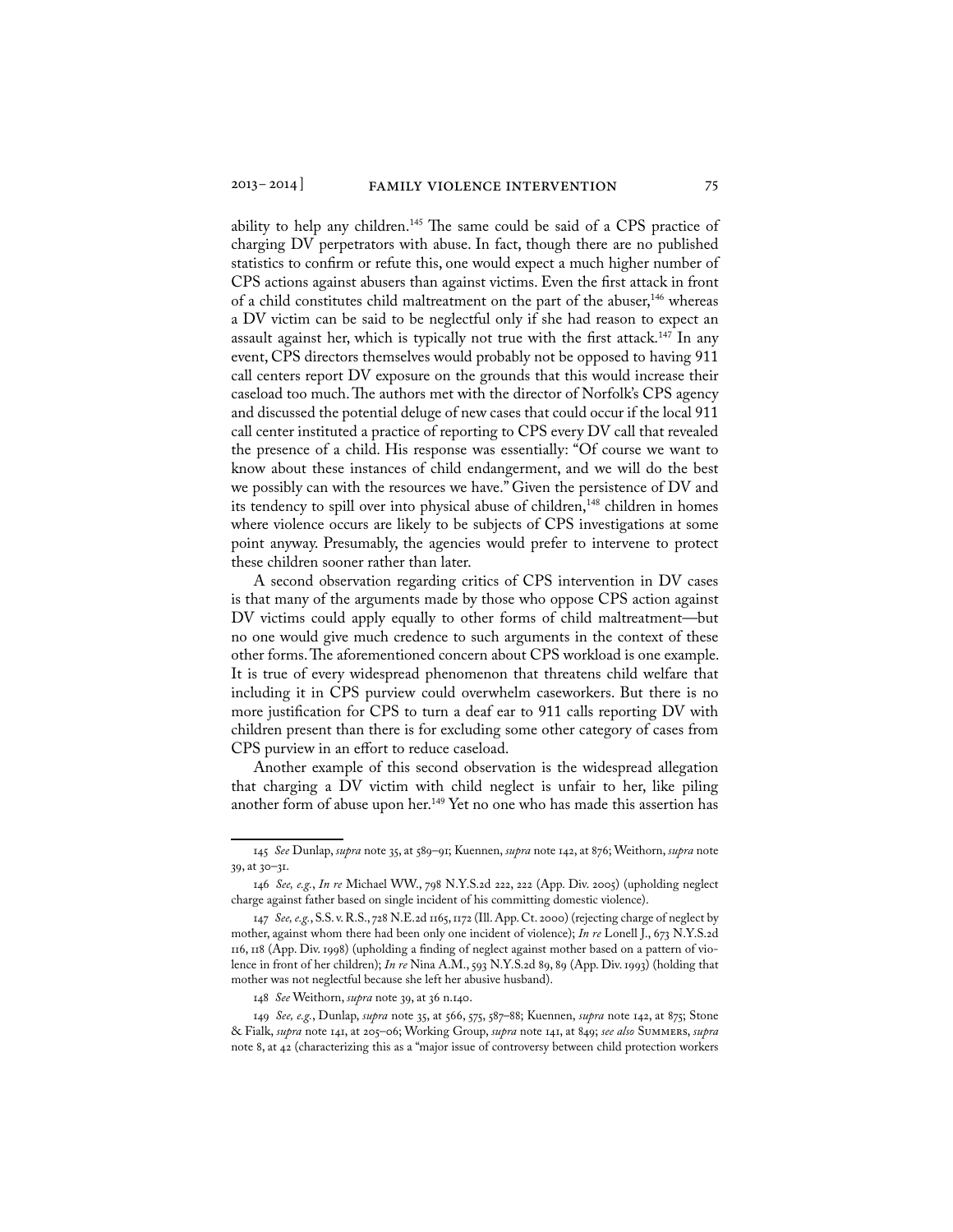ability to help any children.[145] The same could be said of a CPS practice of charging DV perpetrators with abuse. In fact, though there are no published statistics to confirm or refute this, one would expect a much higher number of CPS actions against abusers than against victims. Even the first attack in front of a child constitutes child maltreatment on the part of the abuser,[146] whereas a DV victim can be said to be neglectful only if she had reason to expect an assault against her, which is typically not true with the first attack.[147] In any event, CPS directors themselves would probably not be opposed to having 911 call centers report DV exposure on the grounds that this would increase their caseload too much. The authors met with the director of Norfolk's CPS agency and discussed the potential deluge of new cases that could occur if the local 911 call center instituted a practice of reporting to CPS every DV call that revealed the presence of a child. His response was essentially: "Of course we want to know about these instances of child endangerment, and we will do the best we possibly can with the resources we have." Given the persistence of DV and its tendency to spill over into physical abuse of children,[148] children in homes where violence occurs are likely to be subjects of CPS investigations at some point anyway. Presumably, the agencies would prefer to intervene to protect these children sooner rather than later.

A second observation regarding critics of CPS intervention in DV cases is that many of the arguments made by those who oppose CPS action against DV victims could apply equally to other forms of child maltreatment—but no one would give much credence to such arguments in the context of these other forms. The aforementioned concern about CPS workload is one example. It is true of every widespread phenomenon that threatens child welfare that including it in CPS purview could overwhelm caseworkers. But there is no more justification for CPS to turn a deaf ear to 911 calls reporting DV with children present than there is for excluding some other category of cases from CPS purview in an effort to reduce caseload.

Another example of this second observation is the widespread allegation that charging a DV victim with child neglect is unfair to her, like piling another form of abuse upon her.[149] Yet no one who has made this assertion has

---

145 *See* Dunlap, *supra* note 35, at 589–91; Kuennen, *supra* note 142, at 876; Weithorn, *supra* note 39, at 30–31.

146 *See, e.g.*, *In re* Michael WW., 798 N.Y.S.2d 222, 222 (App. Div. 2005) (upholding neglect charge against father based on single incident of his committing domestic violence).

147 *See, e.g.*, S.S. v. R.S., 728 N.E.2d 1165, 1172 (Ill. App. Ct. 2000) (rejecting charge of neglect by mother, against whom there had been only one incident of violence); *In re* Lonell J., 673 N.Y.S.2d 116, 118 (App. Div. 1998) (upholding a finding of neglect against mother based on a pattern of violence in front of her children); *In re* Nina A.M., 593 N.Y.S.2d 89, 89 (App. Div. 1993) (holding that mother was not neglectful because she left her abusive husband).

148 *See* Weithorn, *supra* note 39, at 36 n.140.

149 *See, e.g.*, Dunlap, *supra* note 35, at 566, 575, 587–88; Kuennen, *supra* note 142, at 875; Stone & Fialk, *supra* note 141, at 205–06; Working Group, *supra* note 141, at 849; *see also* Summers, *supra* note 8, at 42 (characterizing this as a "major issue of controversy between child protection workers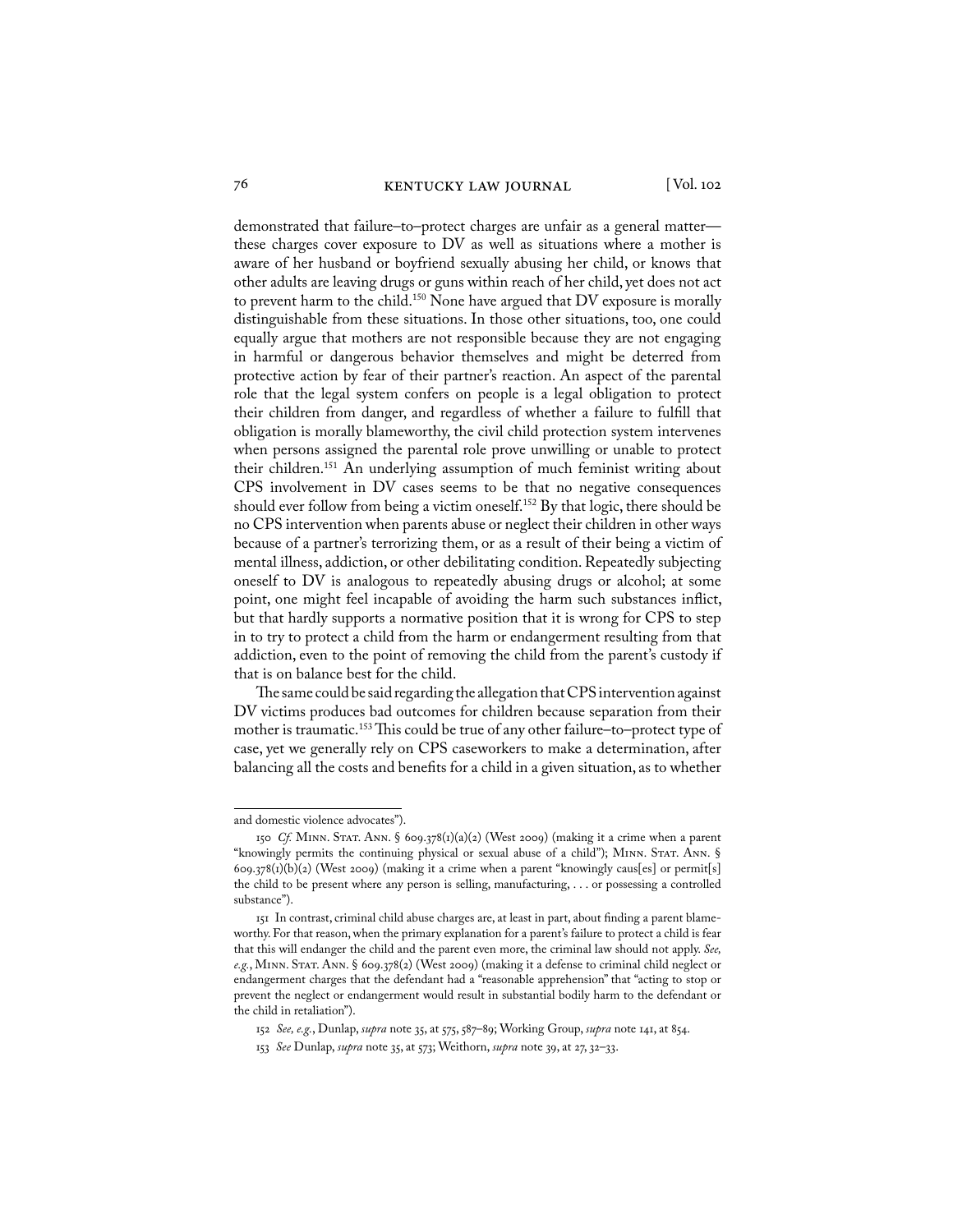demonstrated that failure–to–protect charges are unfair as a general matter—these charges cover exposure to DV as well as situations where a mother is aware of her husband or boyfriend sexually abusing her child, or knows that other adults are leaving drugs or guns within reach of her child, yet does not act to prevent harm to the child.[150] None have argued that DV exposure is morally distinguishable from these situations. In those other situations, too, one could equally argue that mothers are not responsible because they are not engaging in harmful or dangerous behavior themselves and might be deterred from protective action by fear of their partner's reaction. An aspect of the parental role that the legal system confers on people is a legal obligation to protect their children from danger, and regardless of whether a failure to fulfill that obligation is morally blameworthy, the civil child protection system intervenes when persons assigned the parental role prove unwilling or unable to protect their children.[151] An underlying assumption of much feminist writing about CPS involvement in DV cases seems to be that no negative consequences should ever follow from being a victim oneself.[152] By that logic, there should be no CPS intervention when parents abuse or neglect their children in other ways because of a partner's terrorizing them, or as a result of their being a victim of mental illness, addiction, or other debilitating condition. Repeatedly subjecting oneself to DV is analogous to repeatedly abusing drugs or alcohol; at some point, one might feel incapable of avoiding the harm such substances inflict, but that hardly supports a normative position that it is wrong for CPS to step in to try to protect a child from the harm or endangerment resulting from that addiction, even to the point of removing the child from the parent's custody if that is on balance best for the child.

The same could be said regarding the allegation that CPS intervention against DV victims produces bad outcomes for children because separation from their mother is traumatic.[153] This could be true of any other failure–to–protect type of case, yet we generally rely on CPS caseworkers to make a determination, after balancing all the costs and benefits for a child in a given situation, as to whether

---

and domestic violence advocates").

150 *Cf.* Minn. Stat. Ann. § 609.378(1)(a)(2) (West 2009) (making it a crime when a parent "knowingly permits the continuing physical or sexual abuse of a child"); Minn. Stat. Ann. § 609.378(1)(b)(2) (West 2009) (making it a crime when a parent "knowingly caus[es] or permit[s] the child to be present where any person is selling, manufacturing, . . . or possessing a controlled substance").

151 In contrast, criminal child abuse charges are, at least in part, about finding a parent blameworthy. For that reason, when the primary explanation for a parent's failure to protect a child is fear that this will endanger the child and the parent even more, the criminal law should not apply. *See, e.g.*, Minn. Stat. Ann. § 609.378(2) (West 2009) (making it a defense to criminal child neglect or endangerment charges that the defendant had a "reasonable apprehension" that "acting to stop or prevent the neglect or endangerment would result in substantial bodily harm to the defendant or the child in retaliation").

152 *See, e.g.*, Dunlap, *supra* note 35, at 575, 587–89; Working Group, *supra* note 141, at 854.

153 *See* Dunlap, *supra* note 35, at 573; Weithorn, *supra* note 39, at 27, 32–33.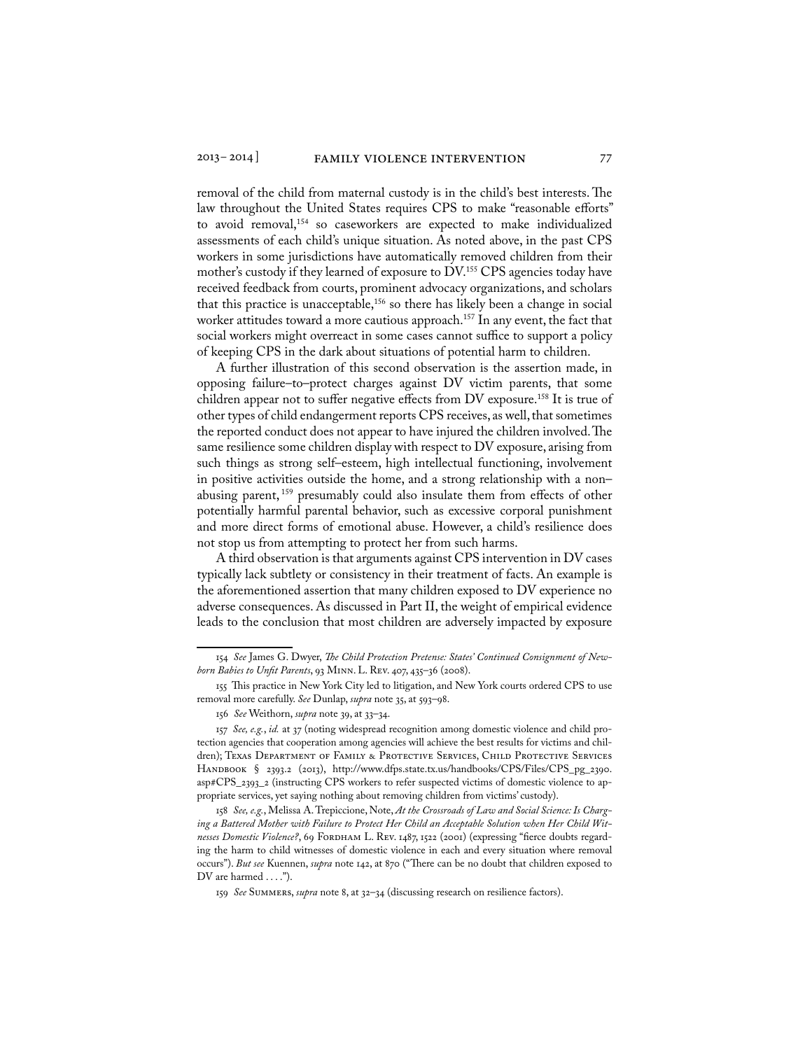removal of the child from maternal custody is in the child's best interests. The law throughout the United States requires CPS to make "reasonable efforts" to avoid removal,[154] so caseworkers are expected to make individualized assessments of each child's unique situation. As noted above, in the past CPS workers in some jurisdictions have automatically removed children from their mother's custody if they learned of exposure to DV.[155] CPS agencies today have received feedback from courts, prominent advocacy organizations, and scholars that this practice is unacceptable,[156] so there has likely been a change in social worker attitudes toward a more cautious approach.[157] In any event, the fact that social workers might overreact in some cases cannot suffice to support a policy of keeping CPS in the dark about situations of potential harm to children.

A further illustration of this second observation is the assertion made, in opposing failure–to–protect charges against DV victim parents, that some children appear not to suffer negative effects from DV exposure.[158] It is true of other types of child endangerment reports CPS receives, as well, that sometimes the reported conduct does not appear to have injured the children involved. The same resilience some children display with respect to DV exposure, arising from such things as strong self–esteem, high intellectual functioning, involvement in positive activities outside the home, and a strong relationship with a non–abusing parent,[159] presumably could also insulate them from effects of other potentially harmful parental behavior, such as excessive corporal punishment and more direct forms of emotional abuse. However, a child's resilience does not stop us from attempting to protect her from such harms.

A third observation is that arguments against CPS intervention in DV cases typically lack subtlety or consistency in their treatment of facts. An example is the aforementioned assertion that many children exposed to DV experience no adverse consequences. As discussed in Part II, the weight of empirical evidence leads to the conclusion that most children are adversely impacted by exposure

---

154 *See* James G. Dwyer, *The Child Protection Pretense: States' Continued Consignment of Newborn Babies to Unfit Parents*, 93 Minn. L. Rev. 407, 435–36 (2008).

155 This practice in New York City led to litigation, and New York courts ordered CPS to use removal more carefully. *See* Dunlap, *supra* note 35, at 593–98.

156 *See* Weithorn, *supra* note 39, at 33–34.

157 *See, e.g.*, *id.* at 37 (noting widespread recognition among domestic violence and child protection agencies that cooperation among agencies will achieve the best results for victims and children); Texas Department of Family & Protective Services, Child Protective Services Handbook § 2393.2 (2013), http://www.dfps.state.tx.us/handbooks/CPS/Files/CPS_pg_2390.asp#CPS_2393_2 (instructing CPS workers to refer suspected victims of domestic violence to appropriate services, yet saying nothing about removing children from victims' custody).

158 *See, e.g.*, Melissa A. Trepiccione, Note, *At the Crossroads of Law and Social Science: Is Charging a Battered Mother with Failure to Protect Her Child an Acceptable Solution when Her Child Witnesses Domestic Violence?*, 69 Fordham L. Rev. 1487, 1522 (2001) (expressing "fierce doubts regarding the harm to child witnesses of domestic violence in each and every situation where removal occurs"). *But see* Kuennen, *supra* note 142, at 870 ("There can be no doubt that children exposed to DV are harmed . . . .").

159 *See* Summers, *supra* note 8, at 32–34 (discussing research on resilience factors).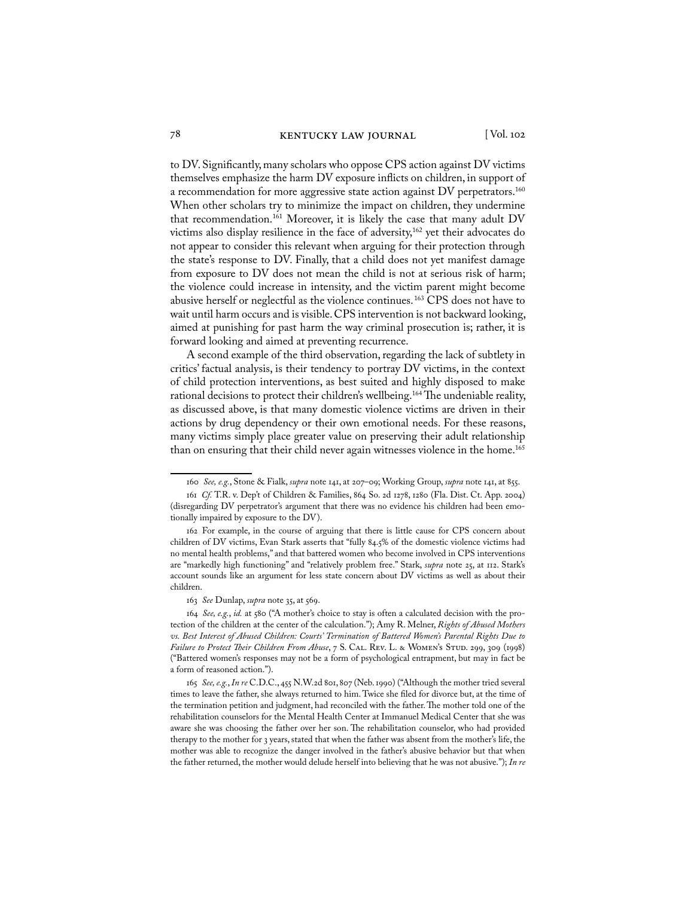to DV. Significantly, many scholars who oppose CPS action against DV victims themselves emphasize the harm DV exposure inflicts on children, in support of a recommendation for more aggressive state action against DV perpetrators.[160] When other scholars try to minimize the impact on children, they undermine that recommendation.[161] Moreover, it is likely the case that many adult DV victims also display resilience in the face of adversity,[162] yet their advocates do not appear to consider this relevant when arguing for their protection through the state's response to DV. Finally, that a child does not yet manifest damage from exposure to DV does not mean the child is not at serious risk of harm; the violence could increase in intensity, and the victim parent might become abusive herself or neglectful as the violence continues.[163] CPS does not have to wait until harm occurs and is visible. CPS intervention is not backward looking, aimed at punishing for past harm the way criminal prosecution is; rather, it is forward looking and aimed at preventing recurrence.

A second example of the third observation, regarding the lack of subtlety in critics' factual analysis, is their tendency to portray DV victims, in the context of child protection interventions, as best suited and highly disposed to make rational decisions to protect their children's wellbeing.[164] The undeniable reality, as discussed above, is that many domestic violence victims are driven in their actions by drug dependency or their own emotional needs. For these reasons, many victims simply place greater value on preserving their adult relationship than on ensuring that their child never again witnesses violence in the home.[165]

---

160 *See, e.g.*, Stone & Fialk, *supra* note 141, at 207–09; Working Group, *supra* note 141, at 855.

161 *Cf.* T.R. v. Dep't of Children & Families, 864 So. 2d 1278, 1280 (Fla. Dist. Ct. App. 2004) (disregarding DV perpetrator's argument that there was no evidence his children had been emotionally impaired by exposure to the DV).

162 For example, in the course of arguing that there is little cause for CPS concern about children of DV victims, Evan Stark asserts that "fully 84.5% of the domestic violence victims had no mental health problems," and that battered women who become involved in CPS interventions are "markedly high functioning" and "relatively problem free." Stark, *supra* note 25, at 112. Stark's account sounds like an argument for less state concern about DV victims as well as about their children.

163 *See* Dunlap, *supra* note 35, at 569.

164 *See, e.g.*, *id.* at 580 ("A mother's choice to stay is often a calculated decision with the protection of the children at the center of the calculation."); Amy R. Melner, *Rights of Abused Mothers vs. Best Interest of Abused Children: Courts' Termination of Battered Women's Parental Rights Due to Failure to Protect Their Children From Abuse*, 7 S. Cal. Rev. L. & Women's Stud. 299, 309 (1998) ("Battered women's responses may not be a form of psychological entrapment, but may in fact be a form of reasoned action.").

165 *See, e.g.*, *In re* C.D.C., 455 N.W.2d 801, 807 (Neb. 1990) ("Although the mother tried several times to leave the father, she always returned to him. Twice she filed for divorce but, at the time of the termination petition and judgment, had reconciled with the father. The mother told one of the rehabilitation counselors for the Mental Health Center at Immanuel Medical Center that she was aware she was choosing the father over her son. The rehabilitation counselor, who had provided therapy to the mother for 3 years, stated that when the father was absent from the mother's life, the mother was able to recognize the danger involved in the father's abusive behavior but that when the father returned, the mother would delude herself into believing that he was not abusive."); *In re*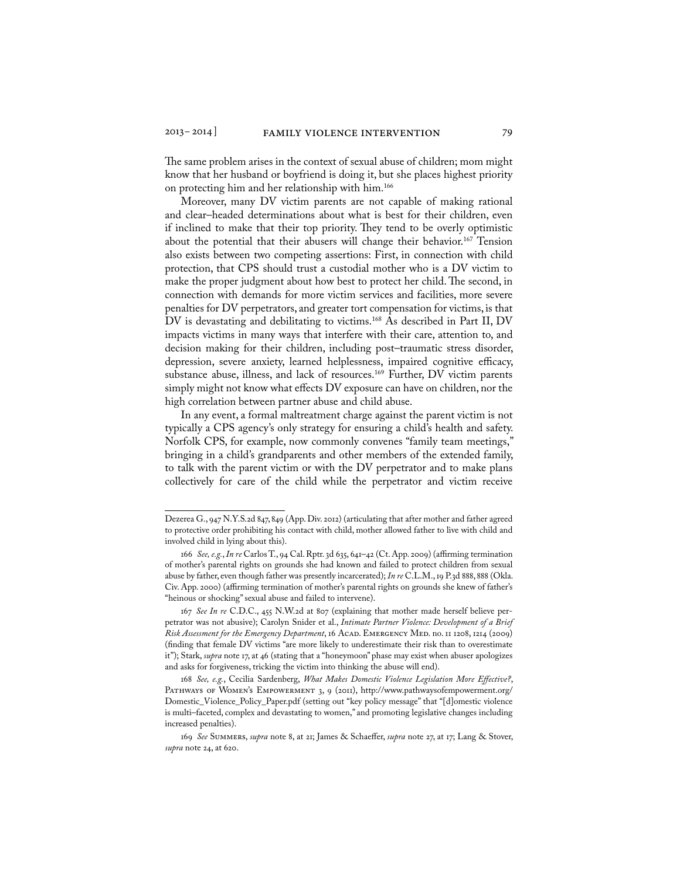The same problem arises in the context of sexual abuse of children; mom might know that her husband or boyfriend is doing it, but she places highest priority on protecting him and her relationship with him.[166]

Moreover, many DV victim parents are not capable of making rational and clear–headed determinations about what is best for their children, even if inclined to make that their top priority. They tend to be overly optimistic about the potential that their abusers will change their behavior.[167] Tension also exists between two competing assertions: First, in connection with child protection, that CPS should trust a custodial mother who is a DV victim to make the proper judgment about how best to protect her child. The second, in connection with demands for more victim services and facilities, more severe penalties for DV perpetrators, and greater tort compensation for victims, is that DV is devastating and debilitating to victims.[168] As described in Part II, DV impacts victims in many ways that interfere with their care, attention to, and decision making for their children, including post–traumatic stress disorder, depression, severe anxiety, learned helplessness, impaired cognitive efficacy, substance abuse, illness, and lack of resources.[169] Further, DV victim parents simply might not know what effects DV exposure can have on children, nor the high correlation between partner abuse and child abuse.

In any event, a formal maltreatment charge against the parent victim is not typically a CPS agency's only strategy for ensuring a child's health and safety. Norfolk CPS, for example, now commonly convenes "family team meetings," bringing in a child's grandparents and other members of the extended family, to talk with the parent victim or with the DV perpetrator and to make plans collectively for care of the child while the perpetrator and victim receive

---

Dezerea G., 947 N.Y.S.2d 847, 849 (App. Div. 2012) (articulating that after mother and father agreed to protective order prohibiting his contact with child, mother allowed father to live with child and involved child in lying about this).

166 *See, e.g.*, *In re* Carlos T., 94 Cal. Rptr. 3d 635, 641–42 (Ct. App. 2009) (affirming termination of mother's parental rights on grounds she had known and failed to protect children from sexual abuse by father, even though father was presently incarcerated); *In re* C.L.M., 19 P.3d 888, 888 (Okla. Civ. App. 2000) (affirming termination of mother's parental rights on grounds she knew of father's "heinous or shocking" sexual abuse and failed to intervene).

167 *See In re* C.D.C., 455 N.W.2d at 807 (explaining that mother made herself believe perpetrator was not abusive); Carolyn Snider et al., *Intimate Partner Violence: Development of a Brief Risk Assessment for the Emergency Department*, 16 Acad. Emergency Med. no. 11 1208, 1214 (2009) (finding that female DV victims "are more likely to underestimate their risk than to overestimate it"); Stark, *supra* note 17, at 46 (stating that a "honeymoon" phase may exist when abuser apologizes and asks for forgiveness, tricking the victim into thinking the abuse will end).

168 *See, e.g.*, Cecilia Sardenberg, *What Makes Domestic Violence Legislation More Effective?*, Pathways of Women's Empowerment 3, 9 (2011), http://www.pathwaysofempowerment.org/Domestic_Violence_Policy_Paper.pdf (setting out "key policy message" that "[d]omestic violence is multi–faceted, complex and devastating to women," and promoting legislative changes including increased penalties).

169 *See* Summers, *supra* note 8, at 21; James & Schaeffer, *supra* note 27, at 17; Lang & Stover, *supra* note 24, at 620.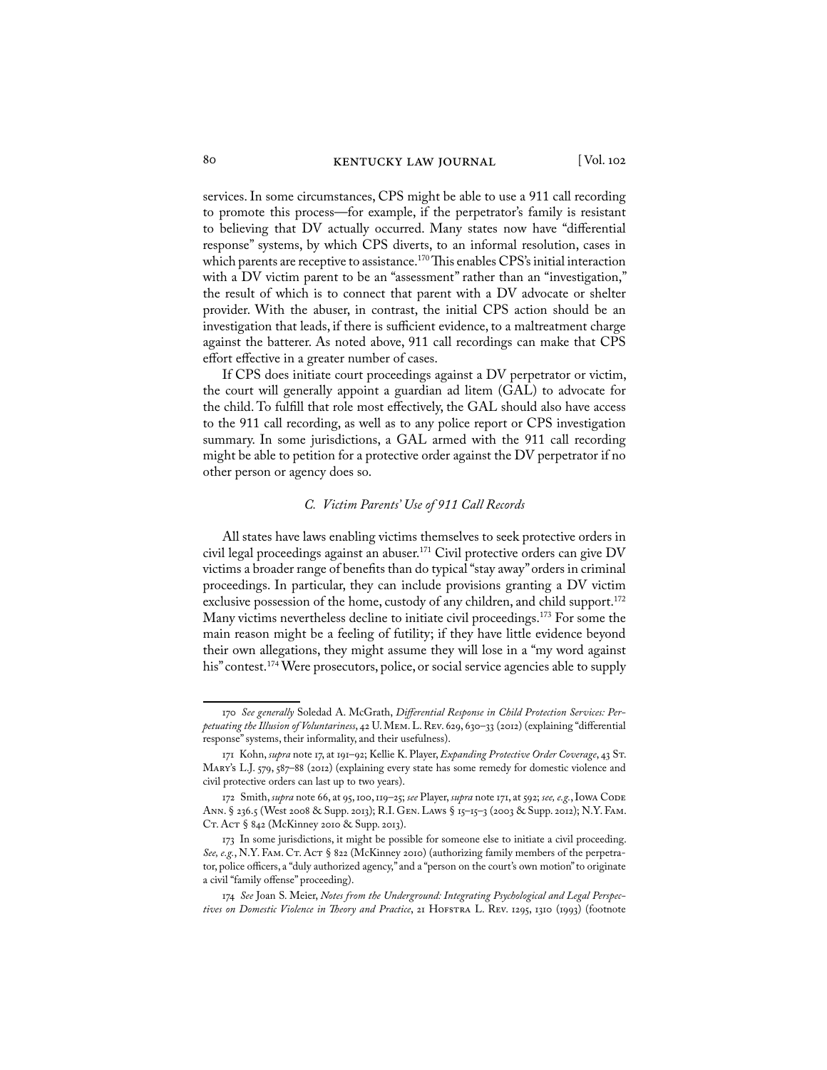services. In some circumstances, CPS might be able to use a 911 call recording to promote this process—for example, if the perpetrator's family is resistant to believing that DV actually occurred. Many states now have "differential response" systems, by which CPS diverts, to an informal resolution, cases in which parents are receptive to assistance.[170] This enables CPS's initial interaction with a DV victim parent to be an "assessment" rather than an "investigation," the result of which is to connect that parent with a DV advocate or shelter provider. With the abuser, in contrast, the initial CPS action should be an investigation that leads, if there is sufficient evidence, to a maltreatment charge against the batterer. As noted above, 911 call recordings can make that CPS effort effective in a greater number of cases.

If CPS does initiate court proceedings against a DV perpetrator or victim, the court will generally appoint a guardian ad litem (GAL) to advocate for the child. To fulfill that role most effectively, the GAL should also have access to the 911 call recording, as well as to any police report or CPS investigation summary. In some jurisdictions, a GAL armed with the 911 call recording might be able to petition for a protective order against the DV perpetrator if no other person or agency does so.

### *C. Victim Parents' Use of 911 Call Records*

All states have laws enabling victims themselves to seek protective orders in civil legal proceedings against an abuser.[171] Civil protective orders can give DV victims a broader range of benefits than do typical "stay away" orders in criminal proceedings. In particular, they can include provisions granting a DV victim exclusive possession of the home, custody of any children, and child support.[172] Many victims nevertheless decline to initiate civil proceedings.[173] For some the main reason might be a feeling of futility; if they have little evidence beyond their own allegations, they might assume they will lose in a "my word against his" contest.[174] Were prosecutors, police, or social service agencies able to supply

---

170 *See generally* Soledad A. McGrath, *Differential Response in Child Protection Services: Perpetuating the Illusion of Voluntariness*, 42 U. Mem. L. Rev. 629, 630–33 (2012) (explaining "differential response" systems, their informality, and their usefulness).

171 Kohn, *supra* note 17, at 191–92; Kellie K. Player, *Expanding Protective Order Coverage*, 43 St. Mary's L.J. 579, 587–88 (2012) (explaining every state has some remedy for domestic violence and civil protective orders can last up to two years).

172 Smith, *supra* note 66, at 95, 100, 119–25; *see* Player, *supra* note 171, at 592; *see, e.g.*, Iowa Code Ann. § 236.5 (West 2008 & Supp. 2013); R.I. Gen. Laws § 15–15–3 (2003 & Supp. 2012); N.Y. Fam. Ct. Act § 842 (McKinney 2010 & Supp. 2013).

173 In some jurisdictions, it might be possible for someone else to initiate a civil proceeding. *See, e.g.*, N.Y. Fam. Ct. Act § 822 (McKinney 2010) (authorizing family members of the perpetrator, police officers, a "duly authorized agency," and a "person on the court's own motion" to originate a civil "family offense" proceeding).

174 *See* Joan S. Meier, *Notes from the Underground: Integrating Psychological and Legal Perspectives on Domestic Violence in Theory and Practice*, 21 Hofstra L. Rev. 1295, 1310 (1993) (footnote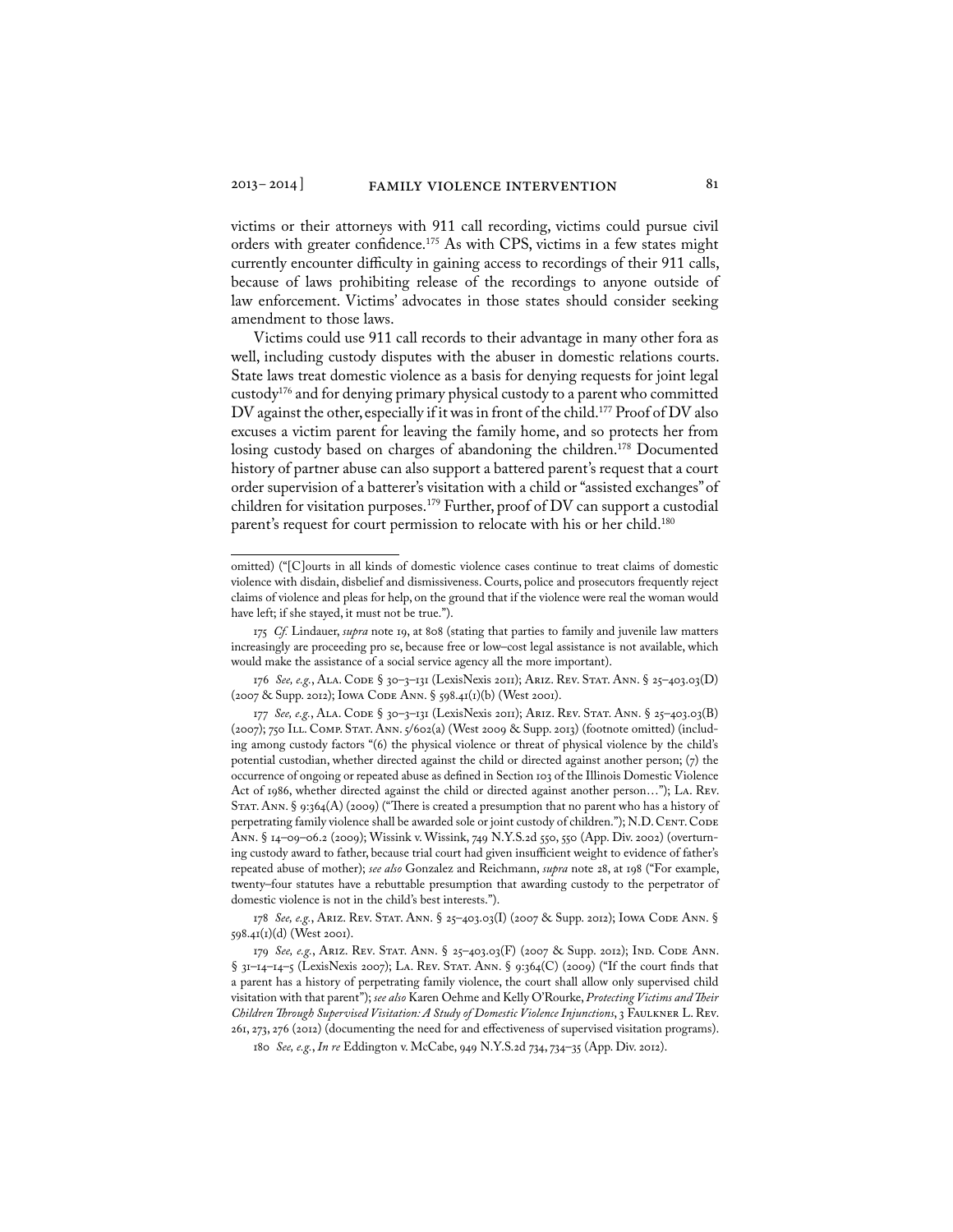victims or their attorneys with 911 call recording, victims could pursue civil orders with greater confidence.[175] As with CPS, victims in a few states might currently encounter difficulty in gaining access to recordings of their 911 calls, because of laws prohibiting release of the recordings to anyone outside of law enforcement. Victims' advocates in those states should consider seeking amendment to those laws.

Victims could use 911 call records to their advantage in many other fora as well, including custody disputes with the abuser in domestic relations courts. State laws treat domestic violence as a basis for denying requests for joint legal custody[176] and for denying primary physical custody to a parent who committed DV against the other, especially if it was in front of the child.[177] Proof of DV also excuses a victim parent for leaving the family home, and so protects her from losing custody based on charges of abandoning the children.[178] Documented history of partner abuse can also support a battered parent's request that a court order supervision of a batterer's visitation with a child or "assisted exchanges" of children for visitation purposes.[179] Further, proof of DV can support a custodial parent's request for court permission to relocate with his or her child.[180]

---

omitted) ("[C]ourts in all kinds of domestic violence cases continue to treat claims of domestic violence with disdain, disbelief and dismissiveness. Courts, police and prosecutors frequently reject claims of violence and pleas for help, on the ground that if the violence were real the woman would have left; if she stayed, it must not be true.").

175 *Cf.* Lindauer, *supra* note 19, at 808 (stating that parties to family and juvenile law matters increasingly are proceeding pro se, because free or low–cost legal assistance is not available, which would make the assistance of a social service agency all the more important).

176 *See, e.g.*, Ala. Code § 30–3–131 (LexisNexis 2011); Ariz. Rev. Stat. Ann. § 25–403.03(D) (2007 & Supp. 2012); Iowa Code Ann. § 598.41(1)(b) (West 2001).

177 *See, e.g.*, Ala. Code § 30–3–131 (LexisNexis 2011); Ariz. Rev. Stat. Ann. § 25–403.03(B) (2007); 750 Ill. Comp. Stat. Ann. 5/602(a) (West 2009 & Supp. 2013) (footnote omitted) (including among custody factors "(6) the physical violence or threat of physical violence by the child's potential custodian, whether directed against the child or directed against another person; (7) the occurrence of ongoing or repeated abuse as defined in Section 103 of the Illinois Domestic Violence Act of 1986, whether directed against the child or directed against another person…"); La. Rev. Stat. Ann. § 9:364(A) (2009) ("There is created a presumption that no parent who has a history of perpetrating family violence shall be awarded sole or joint custody of children."); N.D. Cent. Code Ann. § 14–09–06.2 (2009); Wissink v. Wissink, 749 N.Y.S.2d 550, 550 (App. Div. 2002) (overturning custody award to father, because trial court had given insufficient weight to evidence of father's repeated abuse of mother); *see also* Gonzalez and Reichmann, *supra* note 28, at 198 ("For example, twenty–four statutes have a rebuttable presumption that awarding custody to the perpetrator of domestic violence is not in the child's best interests.").

178 *See, e.g.*, Ariz. Rev. Stat. Ann. § 25–403.03(I) (2007 & Supp. 2012); Iowa Code Ann. § 598.41(1)(d) (West 2001).

179 *See, e.g.*, Ariz. Rev. Stat. Ann. § 25–403.03(F) (2007 & Supp. 2012); Ind. Code Ann. § 31–14–14–5 (LexisNexis 2007); La. Rev. Stat. Ann. § 9:364(C) (2009) ("If the court finds that a parent has a history of perpetrating family violence, the court shall allow only supervised child visitation with that parent"); *see also* Karen Oehme and Kelly O'Rourke, *Protecting Victims and Their Children Through Supervised Visitation: A Study of Domestic Violence Injunctions*, 3 Faulkner L. Rev. 261, 273, 276 (2012) (documenting the need for and effectiveness of supervised visitation programs).

180 *See, e.g.*, *In re* Eddington v. McCabe, 949 N.Y.S.2d 734, 734–35 (App. Div. 2012).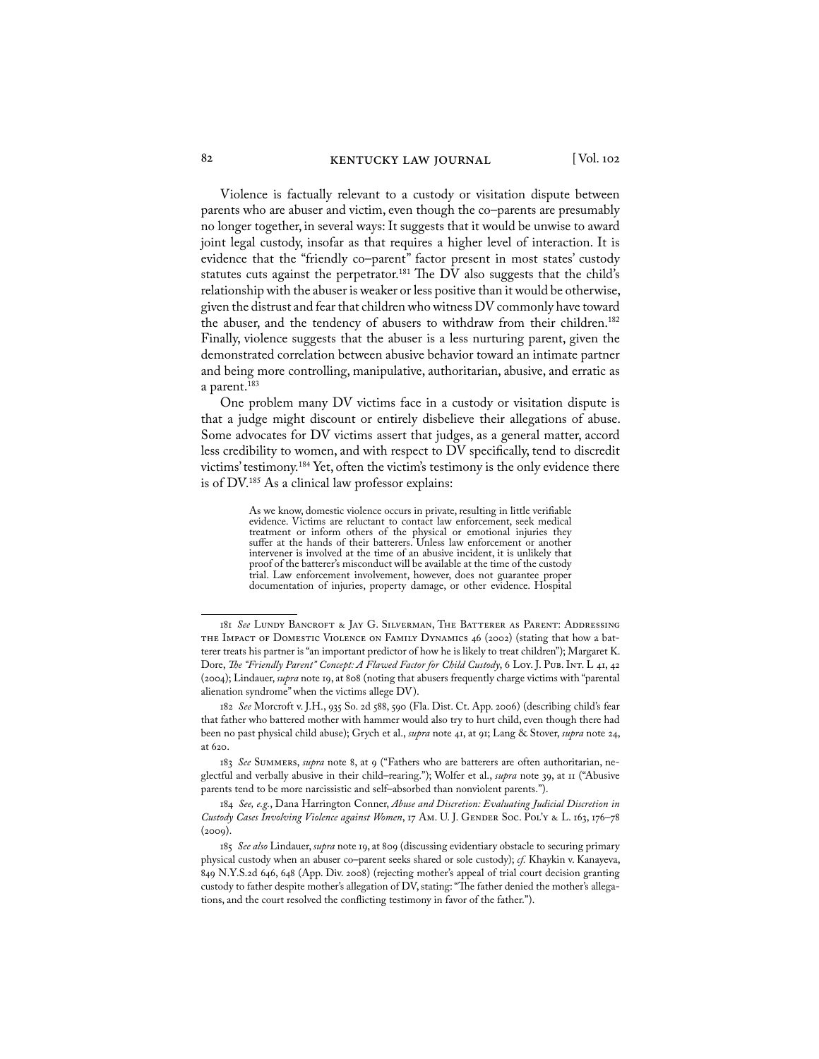Violence is factually relevant to a custody or visitation dispute between parents who are abuser and victim, even though the co–parents are presumably no longer together, in several ways: It suggests that it would be unwise to award joint legal custody, insofar as that requires a higher level of interaction. It is evidence that the "friendly co–parent" factor present in most states' custody statutes cuts against the perpetrator.[181] The DV also suggests that the child's relationship with the abuser is weaker or less positive than it would be otherwise, given the distrust and fear that children who witness DV commonly have toward the abuser, and the tendency of abusers to withdraw from their children.[182] Finally, violence suggests that the abuser is a less nurturing parent, given the demonstrated correlation between abusive behavior toward an intimate partner and being more controlling, manipulative, authoritarian, abusive, and erratic as a parent.[183]

One problem many DV victims face in a custody or visitation dispute is that a judge might discount or entirely disbelieve their allegations of abuse. Some advocates for DV victims assert that judges, as a general matter, accord less credibility to women, and with respect to DV specifically, tend to discredit victims' testimony.[184] Yet, often the victim's testimony is the only evidence there is of DV.[185] As a clinical law professor explains:

> As we know, domestic violence occurs in private, resulting in little verifiable evidence. Victims are reluctant to contact law enforcement, seek medical treatment or inform others of the physical or emotional injuries they suffer at the hands of their batterers. Unless law enforcement or another intervener is involved at the time of an abusive incident, it is unlikely that proof of the batterer's misconduct will be available at the time of the custody trial. Law enforcement involvement, however, does not guarantee proper documentation of injuries, property damage, or other evidence. Hospital

---

181 *See* Lundy Bancroft & Jay G. Silverman, The Batterer as Parent: Addressing the Impact of Domestic Violence on Family Dynamics 46 (2002) (stating that how a batterer treats his partner is "an important predictor of how he is likely to treat children"); Margaret K. Dore, *The "Friendly Parent" Concept: A Flawed Factor for Child Custody*, 6 Loy. J. Pub. Int. L 41, 42 (2004); Lindauer, *supra* note 19, at 808 (noting that abusers frequently charge victims with "parental alienation syndrome" when the victims allege DV).

182 *See* Morcroft v. J.H., 935 So. 2d 588, 590 (Fla. Dist. Ct. App. 2006) (describing child's fear that father who battered mother with hammer would also try to hurt child, even though there had been no past physical child abuse); Grych et al., *supra* note 41, at 91; Lang & Stover, *supra* note 24, at 620.

183 *See* Summers, *supra* note 8, at 9 ("Fathers who are batterers are often authoritarian, neglectful and verbally abusive in their child–rearing."); Wolfer et al., *supra* note 39, at 11 ("Abusive parents tend to be more narcissistic and self–absorbed than nonviolent parents.").

184 *See, e.g.*, Dana Harrington Conner, *Abuse and Discretion: Evaluating Judicial Discretion in Custody Cases Involving Violence against Women*, 17 Am. U. J. Gender Soc. Pol'y & L. 163, 176–78 (2009).

185 *See also* Lindauer, *supra* note 19, at 809 (discussing evidentiary obstacle to securing primary physical custody when an abuser co–parent seeks shared or sole custody); *cf.* Khaykin v. Kanayeva, 849 N.Y.S.2d 646, 648 (App. Div. 2008) (rejecting mother's appeal of trial court decision granting custody to father despite mother's allegation of DV, stating: "The father denied the mother's allegations, and the court resolved the conflicting testimony in favor of the father.").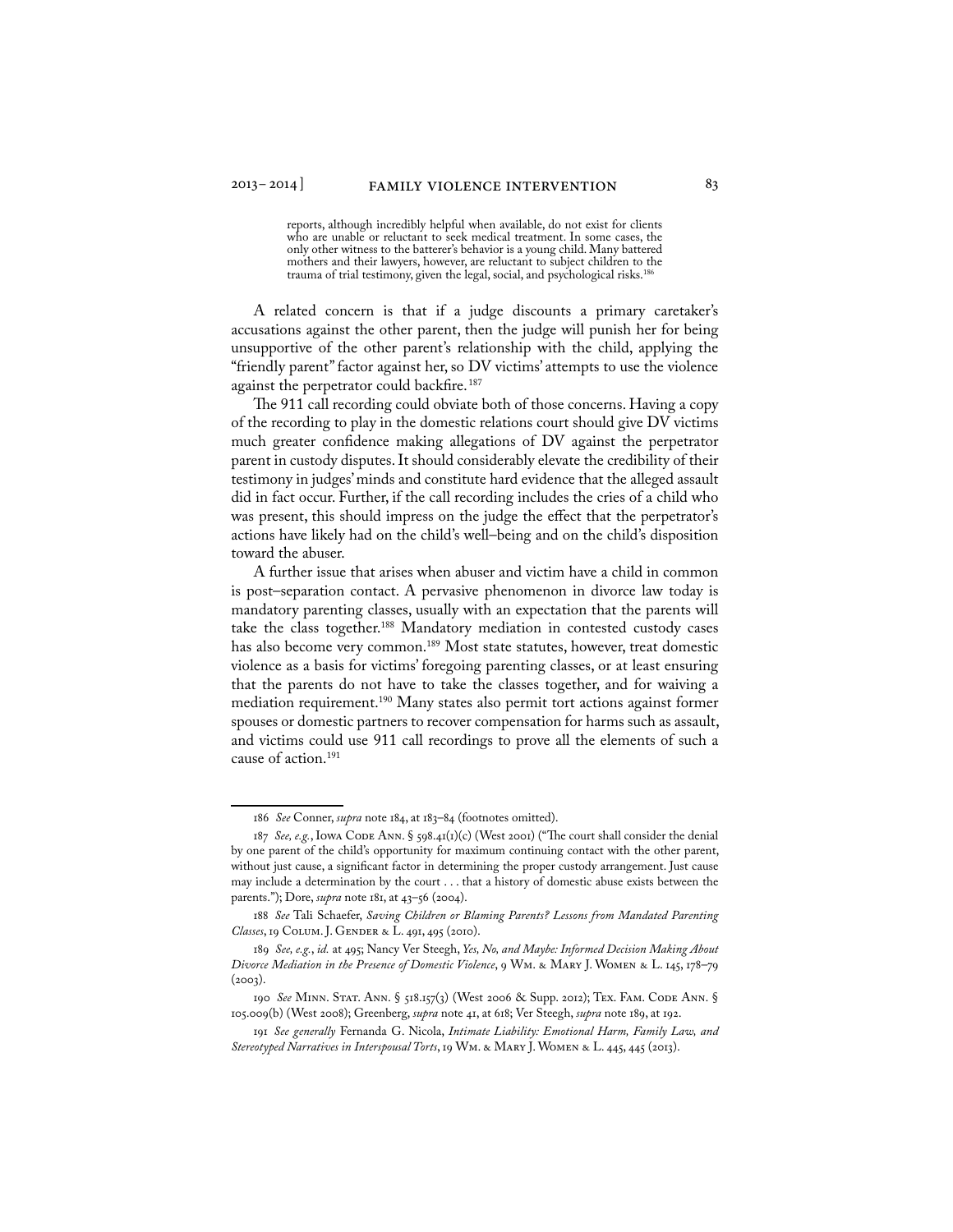> reports, although incredibly helpful when available, do not exist for clients who are unable or reluctant to seek medical treatment. In some cases, the only other witness to the batterer's behavior is a young child. Many battered mothers and their lawyers, however, are reluctant to subject children to the trauma of trial testimony, given the legal, social, and psychological risks.[186]

A related concern is that if a judge discounts a primary caretaker's accusations against the other parent, then the judge will punish her for being unsupportive of the other parent's relationship with the child, applying the "friendly parent" factor against her, so DV victims' attempts to use the violence against the perpetrator could backfire.[187]

The 911 call recording could obviate both of those concerns. Having a copy of the recording to play in the domestic relations court should give DV victims much greater confidence making allegations of DV against the perpetrator parent in custody disputes. It should considerably elevate the credibility of their testimony in judges' minds and constitute hard evidence that the alleged assault did in fact occur. Further, if the call recording includes the cries of a child who was present, this should impress on the judge the effect that the perpetrator's actions have likely had on the child's well–being and on the child's disposition toward the abuser.

A further issue that arises when abuser and victim have a child in common is post–separation contact. A pervasive phenomenon in divorce law today is mandatory parenting classes, usually with an expectation that the parents will take the class together.[188] Mandatory mediation in contested custody cases has also become very common.[189] Most state statutes, however, treat domestic violence as a basis for victims' foregoing parenting classes, or at least ensuring that the parents do not have to take the classes together, and for waiving a mediation requirement.[190] Many states also permit tort actions against former spouses or domestic partners to recover compensation for harms such as assault, and victims could use 911 call recordings to prove all the elements of such a cause of action.[191]

---

186 *See* Conner, *supra* note 184, at 183–84 (footnotes omitted).

187 *See, e.g.*, Iowa Code Ann. § 598.41(1)(c) (West 2001) ("The court shall consider the denial by one parent of the child's opportunity for maximum continuing contact with the other parent, without just cause, a significant factor in determining the proper custody arrangement. Just cause may include a determination by the court . . . that a history of domestic abuse exists between the parents."); Dore, *supra* note 181, at 43–56 (2004).

188 *See* Tali Schaefer, *Saving Children or Blaming Parents? Lessons from Mandated Parenting Classes*, 19 Colum. J. Gender & L. 491, 495 (2010).

189 *See, e.g.*, *id.* at 495; Nancy Ver Steegh, *Yes, No, and Maybe: Informed Decision Making About Divorce Mediation in the Presence of Domestic Violence*, 9 Wm. & Mary J. Women & L. 145, 178–79 (2003).

190 *See* Minn. Stat. Ann. § 518.157(3) (West 2006 & Supp. 2012); Tex. Fam. Code Ann. § 105.009(b) (West 2008); Greenberg, *supra* note 41, at 618; Ver Steegh, *supra* note 189, at 192.

191 *See generally* Fernanda G. Nicola, *Intimate Liability: Emotional Harm, Family Law, and Stereotyped Narratives in Interspousal Torts*, 19 Wm. & Mary J. Women & L. 445, 445 (2013).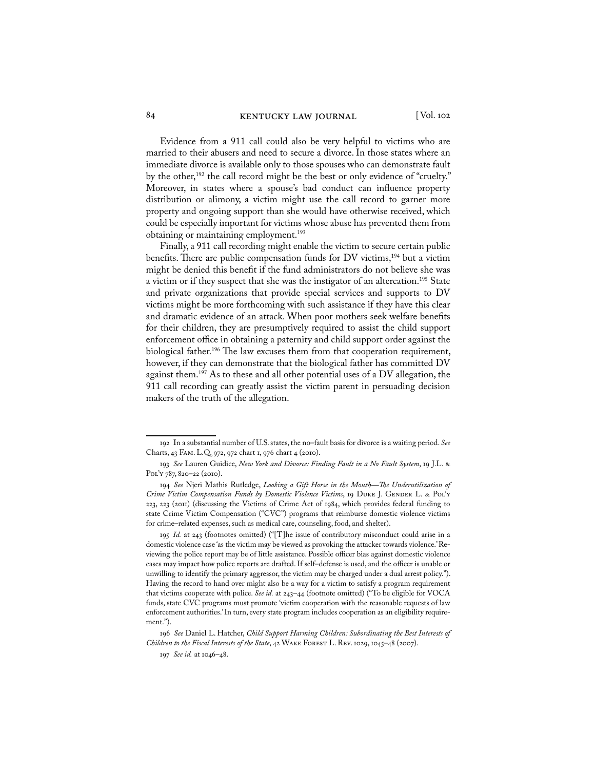Evidence from a 911 call could also be very helpful to victims who are married to their abusers and need to secure a divorce. In those states where an immediate divorce is available only to those spouses who can demonstrate fault by the other,[192] the call record might be the best or only evidence of "cruelty." Moreover, in states where a spouse's bad conduct can influence property distribution or alimony, a victim might use the call record to garner more property and ongoing support than she would have otherwise received, which could be especially important for victims whose abuse has prevented them from obtaining or maintaining employment.[193]

Finally, a 911 call recording might enable the victim to secure certain public benefits. There are public compensation funds for DV victims,[194] but a victim might be denied this benefit if the fund administrators do not believe she was a victim or if they suspect that she was the instigator of an altercation.[195] State and private organizations that provide special services and supports to DV victims might be more forthcoming with such assistance if they have this clear and dramatic evidence of an attack. When poor mothers seek welfare benefits for their children, they are presumptively required to assist the child support enforcement office in obtaining a paternity and child support order against the biological father.[196] The law excuses them from that cooperation requirement, however, if they can demonstrate that the biological father has committed DV against them.[197] As to these and all other potential uses of a DV allegation, the 911 call recording can greatly assist the victim parent in persuading decision makers of the truth of the allegation.

---

192 In a substantial number of U.S. states, the no–fault basis for divorce is a waiting period. *See* Charts, 43 Fam. L.Q. 972, 972 chart 1, 976 chart 4 (2010).

193 *See* Lauren Guidice, *New York and Divorce: Finding Fault in a No Fault System*, 19 J.L. & Pol'y 787, 820–22 (2010).

194 *See* Njeri Mathis Rutledge, *Looking a Gift Horse in the Mouth—The Underutilization of Crime Victim Compensation Funds by Domestic Violence Victims*, 19 Duke J. Gender L. & Pol'y 223, 223 (2011) (discussing the Victims of Crime Act of 1984, which provides federal funding to state Crime Victim Compensation ("CVC") programs that reimburse domestic violence victims for crime–related expenses, such as medical care, counseling, food, and shelter).

195 *Id.* at 243 (footnotes omitted) ("[T]he issue of contributory misconduct could arise in a domestic violence case 'as the victim may be viewed as provoking the attacker towards violence.' Reviewing the police report may be of little assistance. Possible officer bias against domestic violence cases may impact how police reports are drafted. If self–defense is used, and the officer is unable or unwilling to identify the primary aggressor, the victim may be charged under a dual arrest policy."). Having the record to hand over might also be a way for a victim to satisfy a program requirement that victims cooperate with police. *See id.* at 243–44 (footnote omitted) ("To be eligible for VOCA funds, state CVC programs must promote 'victim cooperation with the reasonable requests of law enforcement authorities.' In turn, every state program includes cooperation as an eligibility requirement.").

196 *See* Daniel L. Hatcher, *Child Support Harming Children: Subordinating the Best Interests of Children to the Fiscal Interests of the State*, 42 Wake Forest L. Rev. 1029, 1045–48 (2007).

197 *See id.* at 1046–48.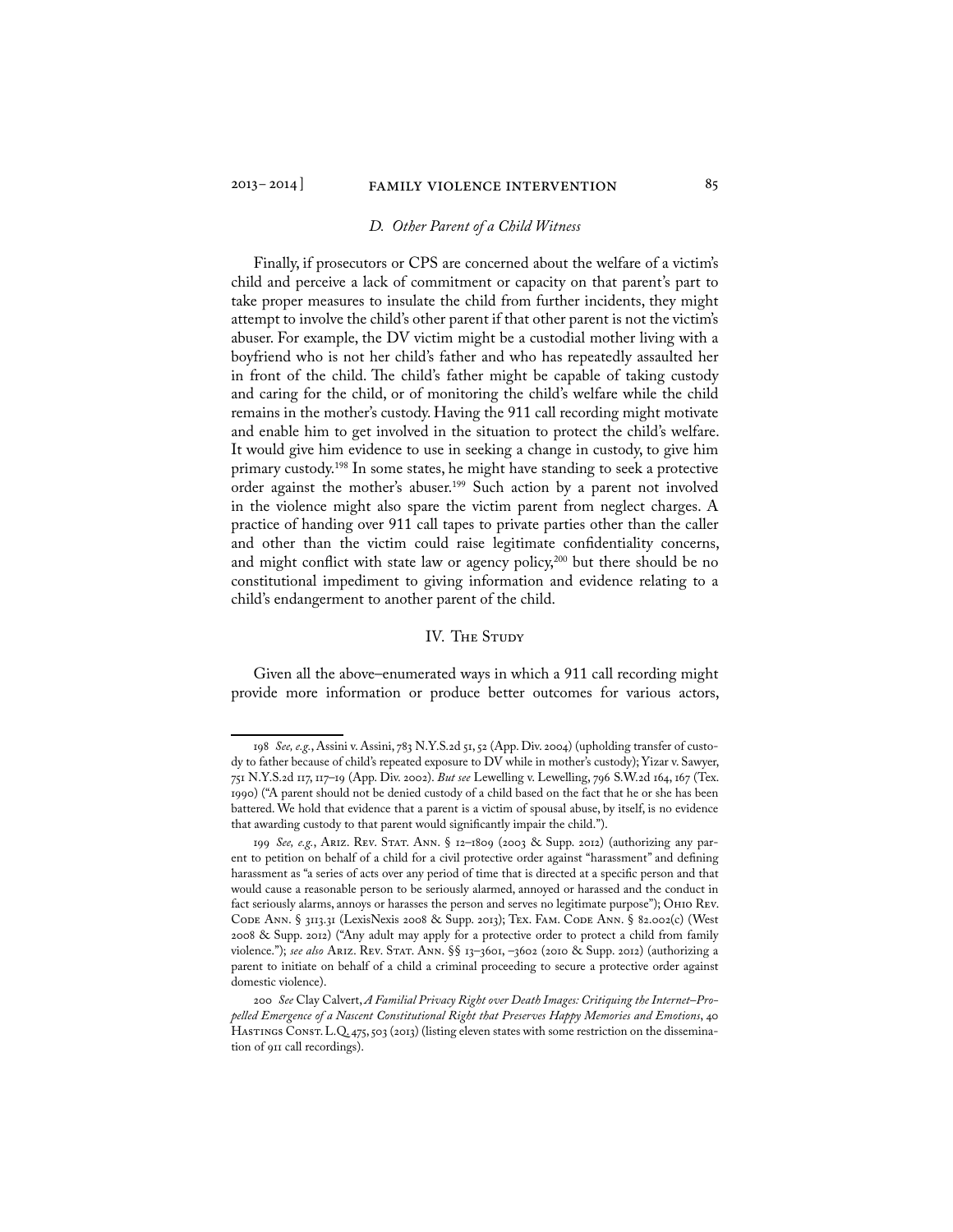### *D. Other Parent of a Child Witness*

Finally, if prosecutors or CPS are concerned about the welfare of a victim's child and perceive a lack of commitment or capacity on that parent's part to take proper measures to insulate the child from further incidents, they might attempt to involve the child's other parent if that other parent is not the victim's abuser. For example, the DV victim might be a custodial mother living with a boyfriend who is not her child's father and who has repeatedly assaulted her in front of the child. The child's father might be capable of taking custody and caring for the child, or of monitoring the child's welfare while the child remains in the mother's custody. Having the 911 call recording might motivate and enable him to get involved in the situation to protect the child's welfare. It would give him evidence to use in seeking a change in custody, to give him primary custody.[198] In some states, he might have standing to seek a protective order against the mother's abuser.[199] Such action by a parent not involved in the violence might also spare the victim parent from neglect charges. A practice of handing over 911 call tapes to private parties other than the caller and other than the victim could raise legitimate confidentiality concerns, and might conflict with state law or agency policy,[200] but there should be no constitutional impediment to giving information and evidence relating to a child's endangerment to another parent of the child.

## IV. The Study

Given all the above–enumerated ways in which a 911 call recording might provide more information or produce better outcomes for various actors,

---

198 *See, e.g.*, Assini v. Assini, 783 N.Y.S.2d 51, 52 (App. Div. 2004) (upholding transfer of custody to father because of child's repeated exposure to DV while in mother's custody); Yizar v. Sawyer, 751 N.Y.S.2d 117, 117–19 (App. Div. 2002). *But see* Lewelling v. Lewelling, 796 S.W.2d 164, 167 (Tex. 1990) ("A parent should not be denied custody of a child based on the fact that he or she has been battered. We hold that evidence that a parent is a victim of spousal abuse, by itself, is no evidence that awarding custody to that parent would significantly impair the child.").

199 *See, e.g.*, Ariz. Rev. Stat. Ann. § 12–1809 (2003 & Supp. 2012) (authorizing any parent to petition on behalf of a child for a civil protective order against "harassment" and defining harassment as "a series of acts over any period of time that is directed at a specific person and that would cause a reasonable person to be seriously alarmed, annoyed or harassed and the conduct in fact seriously alarms, annoys or harasses the person and serves no legitimate purpose"); Ohio Rev. Code Ann. § 3113.31 (LexisNexis 2008 & Supp. 2013); Tex. Fam. Code Ann. § 82.002(c) (West 2008 & Supp. 2012) ("Any adult may apply for a protective order to protect a child from family violence."); *see also* Ariz. Rev. Stat. Ann. §§ 13–3601, –3602 (2010 & Supp. 2012) (authorizing a parent to initiate on behalf of a child a criminal proceeding to secure a protective order against domestic violence).

200 *See* Clay Calvert, *A Familial Privacy Right over Death Images: Critiquing the Internet–Propelled Emergence of a Nascent Constitutional Right that Preserves Happy Memories and Emotions*, 40 Hastings Const. L.Q. 475, 503 (2013) (listing eleven states with some restriction on the dissemination of 911 call recordings).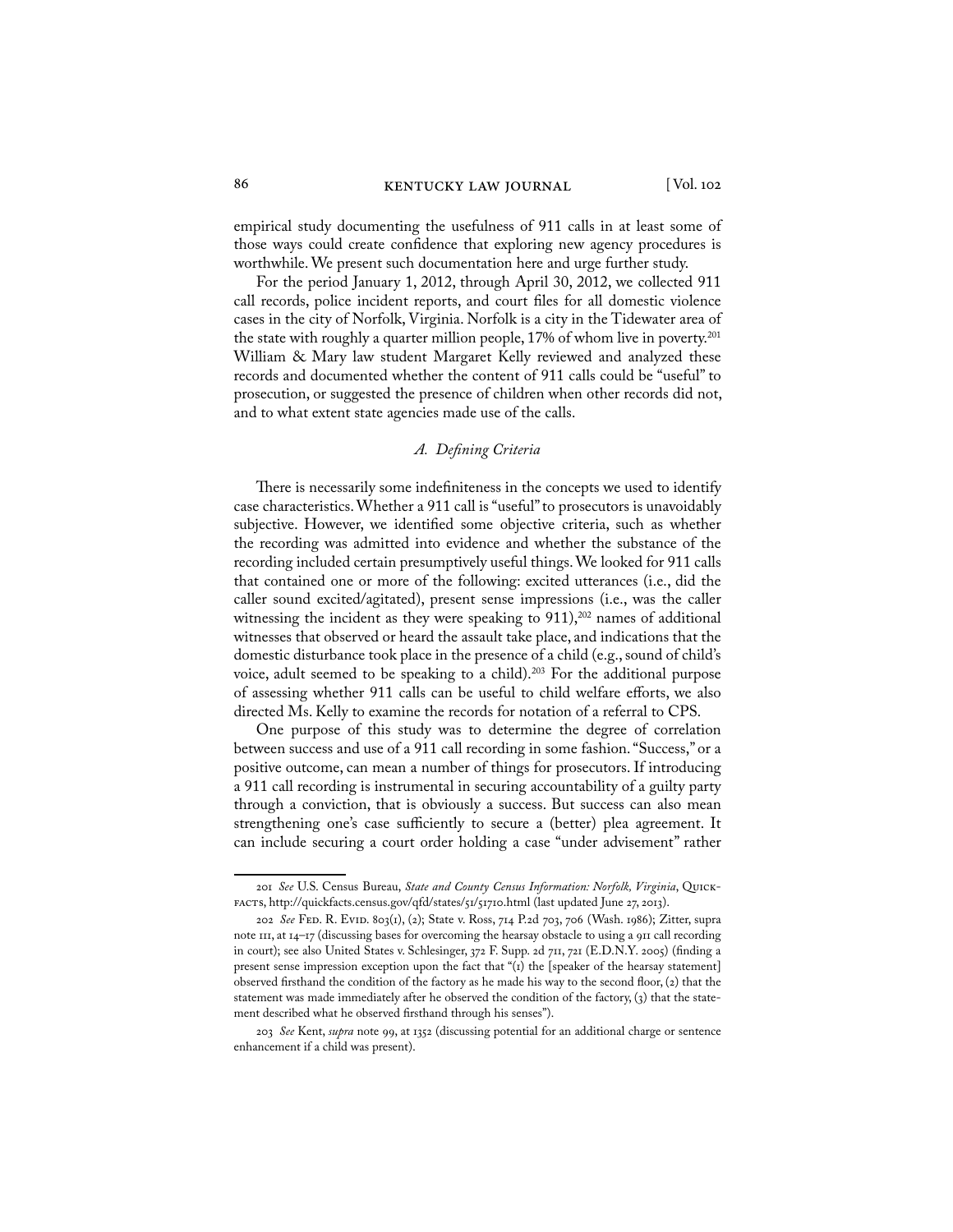empirical study documenting the usefulness of 911 calls in at least some of those ways could create confidence that exploring new agency procedures is worthwhile. We present such documentation here and urge further study.

For the period January 1, 2012, through April 30, 2012, we collected 911 call records, police incident reports, and court files for all domestic violence cases in the city of Norfolk, Virginia. Norfolk is a city in the Tidewater area of the state with roughly a quarter million people, 17% of whom live in poverty.[201] William & Mary law student Margaret Kelly reviewed and analyzed these records and documented whether the content of 911 calls could be "useful" to prosecution, or suggested the presence of children when other records did not, and to what extent state agencies made use of the calls.

### *A. Defining Criteria*

There is necessarily some indefiniteness in the concepts we used to identify case characteristics. Whether a 911 call is "useful" to prosecutors is unavoidably subjective. However, we identified some objective criteria, such as whether the recording was admitted into evidence and whether the substance of the recording included certain presumptively useful things. We looked for 911 calls that contained one or more of the following: excited utterances (i.e., did the caller sound excited/agitated), present sense impressions (i.e., was the caller witnessing the incident as they were speaking to 911),[202] names of additional witnesses that observed or heard the assault take place, and indications that the domestic disturbance took place in the presence of a child (e.g., sound of child's voice, adult seemed to be speaking to a child).[203] For the additional purpose of assessing whether 911 calls can be useful to child welfare efforts, we also directed Ms. Kelly to examine the records for notation of a referral to CPS.

One purpose of this study was to determine the degree of correlation between success and use of a 911 call recording in some fashion. "Success," or a positive outcome, can mean a number of things for prosecutors. If introducing a 911 call recording is instrumental in securing accountability of a guilty party through a conviction, that is obviously a success. But success can also mean strengthening one's case sufficiently to secure a (better) plea agreement. It can include securing a court order holding a case "under advisement" rather

---

201 *See* U.S. Census Bureau, *State and County Census Information: Norfolk, Virginia*, Quickfacts, http://quickfacts.census.gov/qfd/states/51/51710.html (last updated June 27, 2013).

202 *See* Fed. R. Evid. 803(1), (2); State v. Ross, 714 P.2d 703, 706 (Wash. 1986); Zitter, supra note 111, at 14–17 (discussing bases for overcoming the hearsay obstacle to using a 911 call recording in court); see also United States v. Schlesinger, 372 F. Supp. 2d 711, 721 (E.D.N.Y. 2005) (finding a present sense impression exception upon the fact that "(1) the [speaker of the hearsay statement] observed firsthand the condition of the factory as he made his way to the second floor, (2) that the statement was made immediately after he observed the condition of the factory, (3) that the statement described what he observed firsthand through his senses").

203 *See* Kent, *supra* note 99, at 1352 (discussing potential for an additional charge or sentence enhancement if a child was present).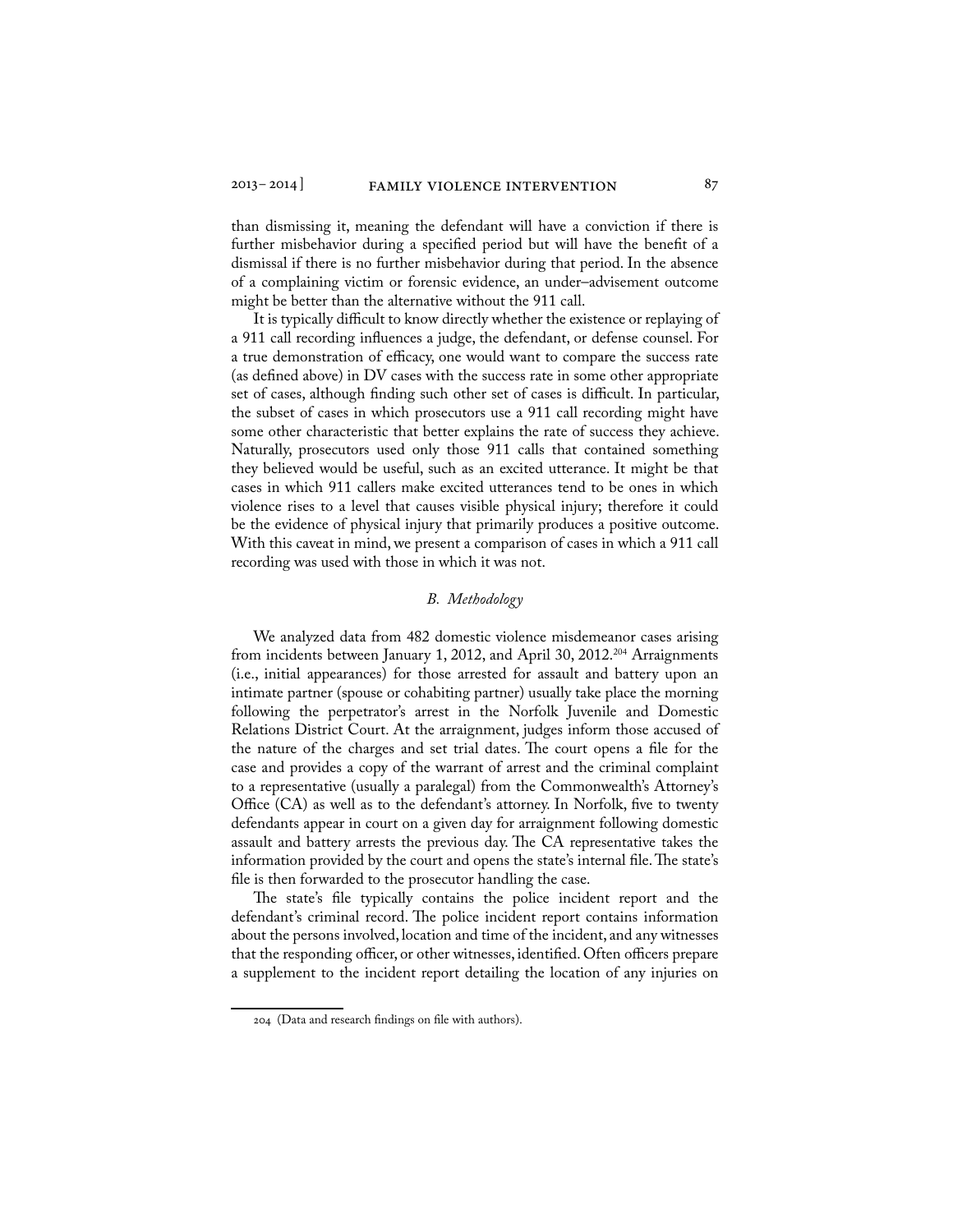than dismissing it, meaning the defendant will have a conviction if there is further misbehavior during a specified period but will have the benefit of a dismissal if there is no further misbehavior during that period. In the absence of a complaining victim or forensic evidence, an under–advisement outcome might be better than the alternative without the 911 call.

It is typically difficult to know directly whether the existence or replaying of a 911 call recording influences a judge, the defendant, or defense counsel. For a true demonstration of efficacy, one would want to compare the success rate (as defined above) in DV cases with the success rate in some other appropriate set of cases, although finding such other set of cases is difficult. In particular, the subset of cases in which prosecutors use a 911 call recording might have some other characteristic that better explains the rate of success they achieve. Naturally, prosecutors used only those 911 calls that contained something they believed would be useful, such as an excited utterance. It might be that cases in which 911 callers make excited utterances tend to be ones in which violence rises to a level that causes visible physical injury; therefore it could be the evidence of physical injury that primarily produces a positive outcome. With this caveat in mind, we present a comparison of cases in which a 911 call recording was used with those in which it was not.

### *B. Methodology*

We analyzed data from 482 domestic violence misdemeanor cases arising from incidents between January 1, 2012, and April 30, 2012.[204] Arraignments (i.e., initial appearances) for those arrested for assault and battery upon an intimate partner (spouse or cohabiting partner) usually take place the morning following the perpetrator's arrest in the Norfolk Juvenile and Domestic Relations District Court. At the arraignment, judges inform those accused of the nature of the charges and set trial dates. The court opens a file for the case and provides a copy of the warrant of arrest and the criminal complaint to a representative (usually a paralegal) from the Commonwealth's Attorney's Office (CA) as well as to the defendant's attorney. In Norfolk, five to twenty defendants appear in court on a given day for arraignment following domestic assault and battery arrests the previous day. The CA representative takes the information provided by the court and opens the state's internal file. The state's file is then forwarded to the prosecutor handling the case.

The state's file typically contains the police incident report and the defendant's criminal record. The police incident report contains information about the persons involved, location and time of the incident, and any witnesses that the responding officer, or other witnesses, identified. Often officers prepare a supplement to the incident report detailing the location of any injuries on

---

204 (Data and research findings on file with authors).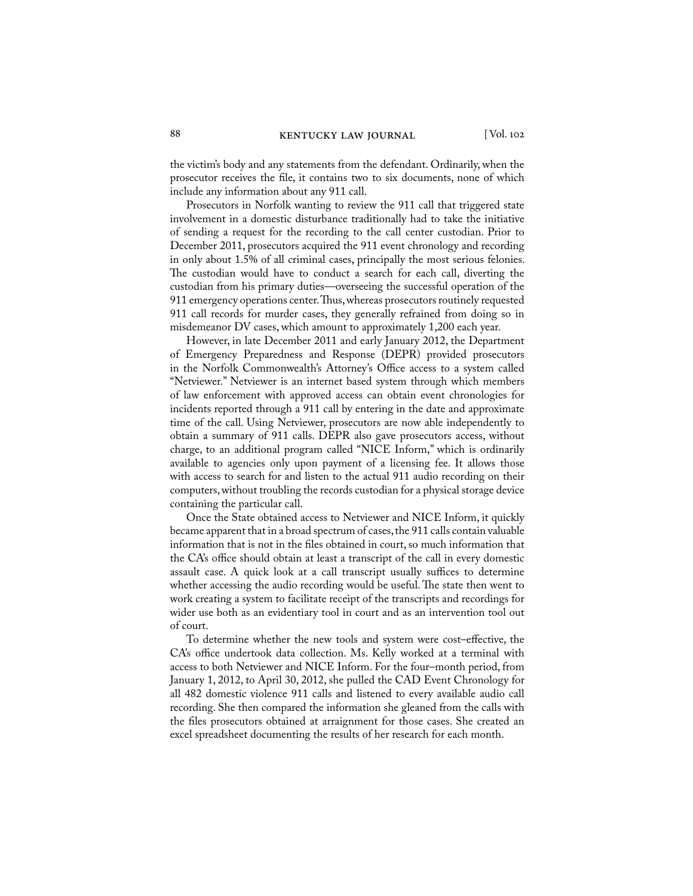the victim's body and any statements from the defendant. Ordinarily, when the prosecutor receives the file, it contains two to six documents, none of which include any information about any 911 call.

Prosecutors in Norfolk wanting to review the 911 call that triggered state involvement in a domestic disturbance traditionally had to take the initiative of sending a request for the recording to the call center custodian. Prior to December 2011, prosecutors acquired the 911 event chronology and recording in only about 1.5% of all criminal cases, principally the most serious felonies. The custodian would have to conduct a search for each call, diverting the custodian from his primary duties—overseeing the successful operation of the 911 emergency operations center. Thus, whereas prosecutors routinely requested 911 call records for murder cases, they generally refrained from doing so in misdemeanor DV cases, which amount to approximately 1,200 each year.

However, in late December 2011 and early January 2012, the Department of Emergency Preparedness and Response (DEPR) provided prosecutors in the Norfolk Commonwealth's Attorney's Office access to a system called "Netviewer." Netviewer is an internet based system through which members of law enforcement with approved access can obtain event chronologies for incidents reported through a 911 call by entering in the date and approximate time of the call. Using Netviewer, prosecutors are now able independently to obtain a summary of 911 calls. DEPR also gave prosecutors access, without charge, to an additional program called "NICE Inform," which is ordinarily available to agencies only upon payment of a licensing fee. It allows those with access to search for and listen to the actual 911 audio recording on their computers, without troubling the records custodian for a physical storage device containing the particular call.

Once the State obtained access to Netviewer and NICE Inform, it quickly became apparent that in a broad spectrum of cases, the 911 calls contain valuable information that is not in the files obtained in court, so much information that the CA's office should obtain at least a transcript of the call in every domestic assault case. A quick look at a call transcript usually suffices to determine whether accessing the audio recording would be useful. The state then went to work creating a system to facilitate receipt of the transcripts and recordings for wider use both as an evidentiary tool in court and as an intervention tool out of court.

To determine whether the new tools and system were cost–effective, the CA's office undertook data collection. Ms. Kelly worked at a terminal with access to both Netviewer and NICE Inform. For the four–month period, from January 1, 2012, to April 30, 2012, she pulled the CAD Event Chronology for all 482 domestic violence 911 calls and listened to every available audio call recording. She then compared the information she gleaned from the calls with the files prosecutors obtained at arraignment for those cases. She created an excel spreadsheet documenting the results of her research for each month.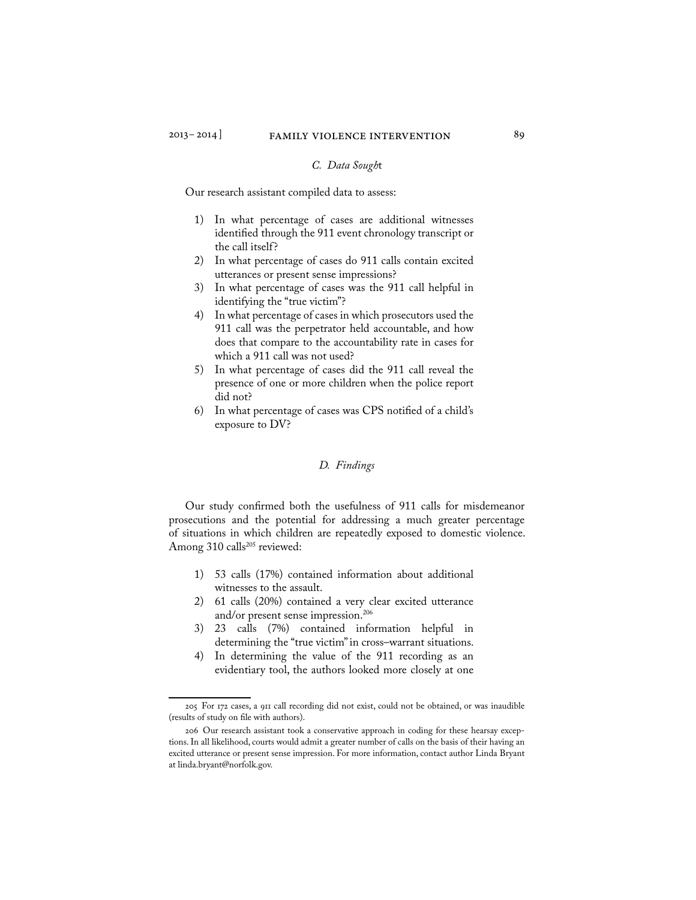### *C. Data Sought*

Our research assistant compiled data to assess:

1) In what percentage of cases are additional witnesses identified through the 911 event chronology transcript or the call itself?
2) In what percentage of cases do 911 calls contain excited utterances or present sense impressions?
3) In what percentage of cases was the 911 call helpful in identifying the "true victim"?
4) In what percentage of cases in which prosecutors used the 911 call was the perpetrator held accountable, and how does that compare to the accountability rate in cases for which a 911 call was not used?
5) In what percentage of cases did the 911 call reveal the presence of one or more children when the police report did not?
6) In what percentage of cases was CPS notified of a child's exposure to DV?

### *D. Findings*

Our study confirmed both the usefulness of 911 calls for misdemeanor prosecutions and the potential for addressing a much greater percentage of situations in which children are repeatedly exposed to domestic violence. Among 310 calls[205] reviewed:

1) 53 calls (17%) contained information about additional witnesses to the assault.
2) 61 calls (20%) contained a very clear excited utterance and/or present sense impression.[206]
3) 23 calls (7%) contained information helpful in determining the "true victim" in cross–warrant situations.
4) In determining the value of the 911 recording as an evidentiary tool, the authors looked more closely at one

---

205 For 172 cases, a 911 call recording did not exist, could not be obtained, or was inaudible (results of study on file with authors).

206 Our research assistant took a conservative approach in coding for these hearsay exceptions. In all likelihood, courts would admit a greater number of calls on the basis of their having an excited utterance or present sense impression. For more information, contact author Linda Bryant at linda.bryant@norfolk.gov.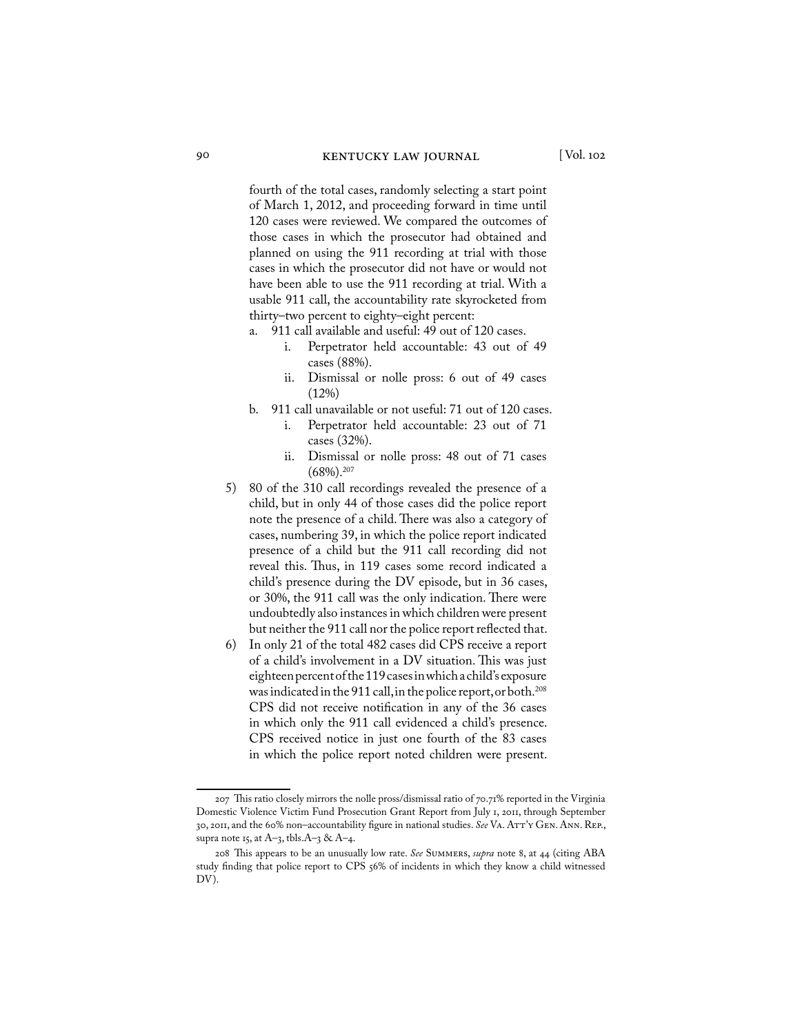fourth of the total cases, randomly selecting a start point of March 1, 2012, and proceeding forward in time until 120 cases were reviewed. We compared the outcomes of those cases in which the prosecutor had obtained and planned on using the 911 recording at trial with those cases in which the prosecutor did not have or would not have been able to use the 911 recording at trial. With a usable 911 call, the accountability rate skyrocketed from thirty–two percent to eighty–eight percent:

   a. 911 call available and useful: 49 out of 120 cases.
      i. Perpetrator held accountable: 43 out of 49 cases (88%).
      ii. Dismissal or nolle pross: 6 out of 49 cases (12%)
   b. 911 call unavailable or not useful: 71 out of 120 cases.
      i. Perpetrator held accountable: 23 out of 71 cases (32%).
      ii. Dismissal or nolle pross: 48 out of 71 cases (68%).[207]

5) 80 of the 310 call recordings revealed the presence of a child, but in only 44 of those cases did the police report note the presence of a child. There was also a category of cases, numbering 39, in which the police report indicated presence of a child but the 911 call recording did not reveal this. Thus, in 119 cases some record indicated a child's presence during the DV episode, but in 36 cases, or 30%, the 911 call was the only indication. There were undoubtedly also instances in which children were present but neither the 911 call nor the police report reflected that.

6) In only 21 of the total 482 cases did CPS receive a report of a child's involvement in a DV situation. This was just eighteen percent of the 119 cases in which a child's exposure was indicated in the 911 call, in the police report, or both.[208] CPS did not receive notification in any of the 36 cases in which only the 911 call evidenced a child's presence. CPS received notice in just one fourth of the 83 cases in which the police report noted children were present.

---

207 This ratio closely mirrors the nolle pross/dismissal ratio of 70.71% reported in the Virginia Domestic Violence Victim Fund Prosecution Grant Report from July 1, 2011, through September 30, 2011, and the 60% non–accountability figure in national studies. *See* VA. ATT'Y GEN. ANN. REP., supra note 15, at A–3, tbls.A–3 & A–4.

208 This appears to be an unusually low rate. *See* SUMMERS, *supra* note 8, at 44 (citing ABA study finding that police report to CPS 56% of incidents in which they know a child witnessed DV).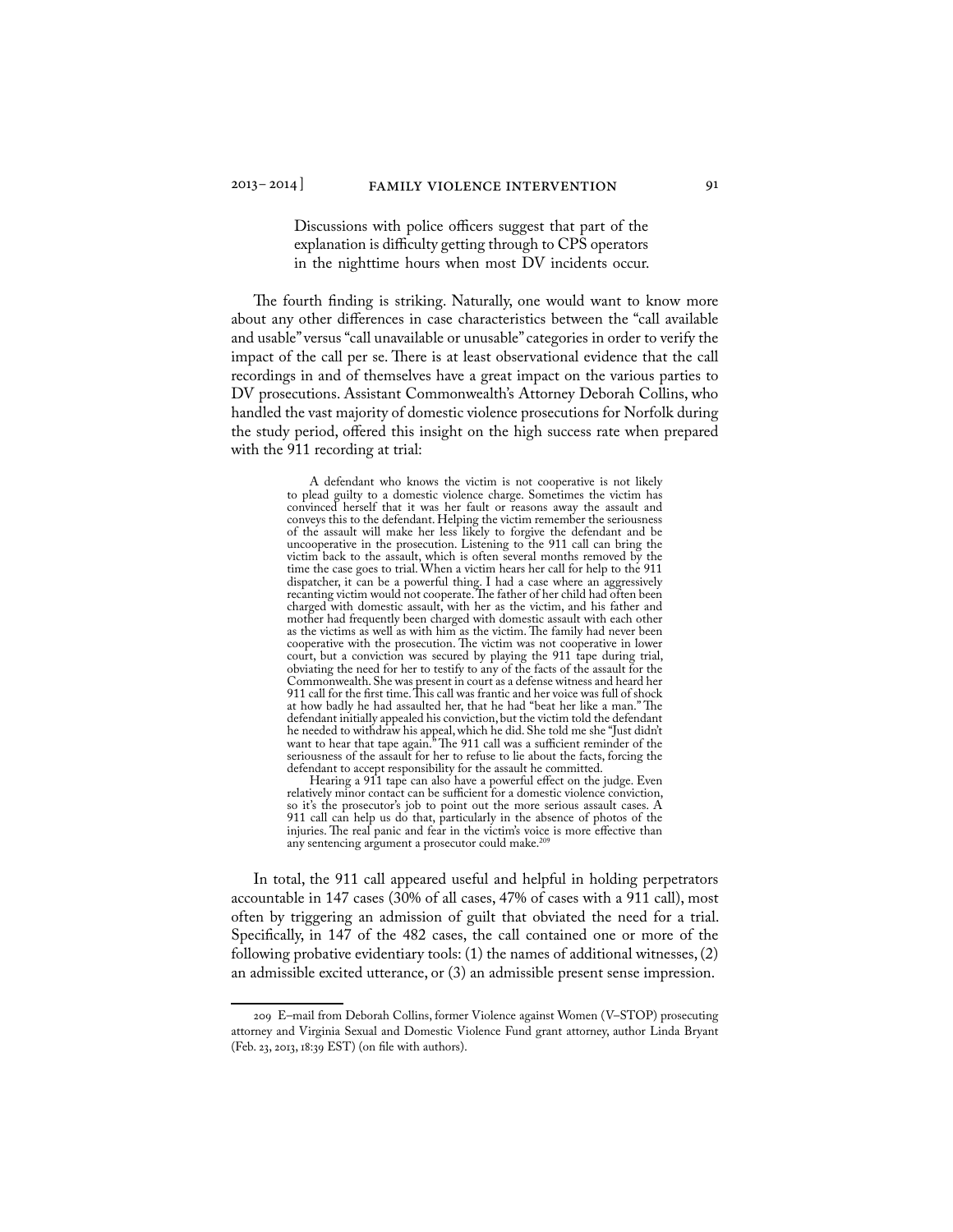> Discussions with police officers suggest that part of the explanation is difficulty getting through to CPS operators in the nighttime hours when most DV incidents occur.

The fourth finding is striking. Naturally, one would want to know more about any other differences in case characteristics between the "call available and usable" versus "call unavailable or unusable" categories in order to verify the impact of the call per se. There is at least observational evidence that the call recordings in and of themselves have a great impact on the various parties to DV prosecutions. Assistant Commonwealth's Attorney Deborah Collins, who handled the vast majority of domestic violence prosecutions for Norfolk during the study period, offered this insight on the high success rate when prepared with the 911 recording at trial:

> A defendant who knows the victim is not cooperative is not likely to plead guilty to a domestic violence charge. Sometimes the victim has convinced herself that it was her fault or reasons away the assault and conveys this to the defendant. Helping the victim remember the seriousness of the assault will make her less likely to forgive the defendant and be uncooperative in the prosecution. Listening to the 911 call can bring the victim back to the assault, which is often several months removed by the time the case goes to trial. When a victim hears her call for help to the 911 dispatcher, it can be a powerful thing. I had a case where an aggressively recanting victim would not cooperate. The father of her child had often been charged with domestic assault, with her as the victim, and his father and mother had frequently been charged with domestic assault with each other as the victims as well as with him as the victim. The family had never been cooperative with the prosecution. The victim was not cooperative in lower court, but a conviction was secured by playing the 911 tape during trial, obviating the need for her to testify to any of the facts of the assault for the Commonwealth. She was present in court as a defense witness and heard her 911 call for the first time. This call was frantic and her voice was full of shock at how badly he had assaulted her, that he had "beat her like a man." The defendant initially appealed his conviction, but the victim told the defendant he needed to withdraw his appeal, which he did. She told me she "Just didn't want to hear that tape again." The 911 call was a sufficient reminder of the seriousness of the assault for her to refuse to lie about the facts, forcing the defendant to accept responsibility for the assault he committed.
>
> Hearing a 911 tape can also have a powerful effect on the judge. Even relatively minor contact can be sufficient for a domestic violence conviction, so it's the prosecutor's job to point out the more serious assault cases. A 911 call can help us do that, particularly in the absence of photos of the injuries. The real panic and fear in the victim's voice is more effective than any sentencing argument a prosecutor could make.[209]

In total, the 911 call appeared useful and helpful in holding perpetrators accountable in 147 cases (30% of all cases, 47% of cases with a 911 call), most often by triggering an admission of guilt that obviated the need for a trial. Specifically, in 147 of the 482 cases, the call contained one or more of the following probative evidentiary tools: (1) the names of additional witnesses, (2) an admissible excited utterance, or (3) an admissible present sense impression.

---

209 E-mail from Deborah Collins, former Violence against Women (V-STOP) prosecuting attorney and Virginia Sexual and Domestic Violence Fund grant attorney, author Linda Bryant (Feb. 23, 2013, 18:39 EST) (on file with authors).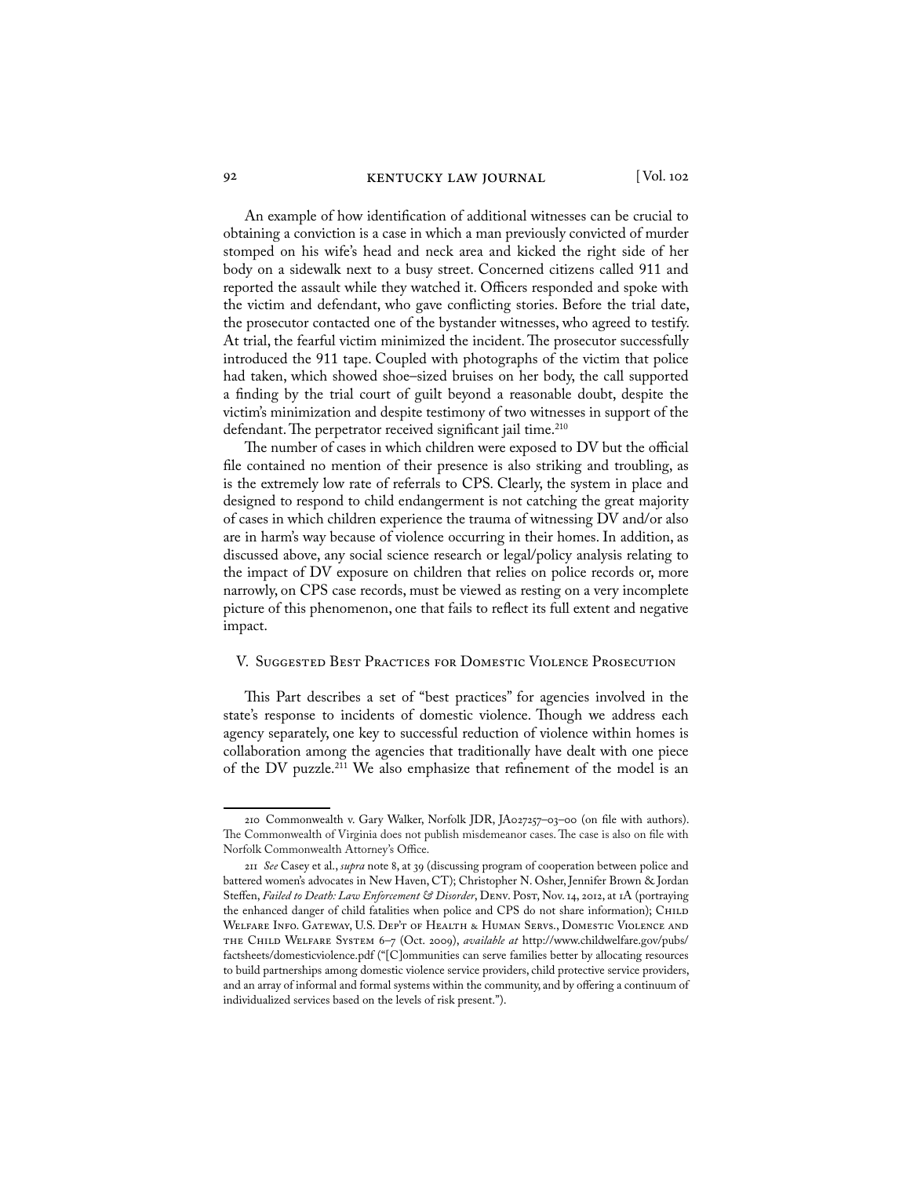An example of how identification of additional witnesses can be crucial to obtaining a conviction is a case in which a man previously convicted of murder stomped on his wife's head and neck area and kicked the right side of her body on a sidewalk next to a busy street. Concerned citizens called 911 and reported the assault while they watched it. Officers responded and spoke with the victim and defendant, who gave conflicting stories. Before the trial date, the prosecutor contacted one of the bystander witnesses, who agreed to testify. At trial, the fearful victim minimized the incident. The prosecutor successfully introduced the 911 tape. Coupled with photographs of the victim that police had taken, which showed shoe–sized bruises on her body, the call supported a finding by the trial court of guilt beyond a reasonable doubt, despite the victim's minimization and despite testimony of two witnesses in support of the defendant. The perpetrator received significant jail time.[210]

The number of cases in which children were exposed to DV but the official file contained no mention of their presence is also striking and troubling, as is the extremely low rate of referrals to CPS. Clearly, the system in place and designed to respond to child endangerment is not catching the great majority of cases in which children experience the trauma of witnessing DV and/or also are in harm's way because of violence occurring in their homes. In addition, as discussed above, any social science research or legal/policy analysis relating to the impact of DV exposure on children that relies on police records or, more narrowly, on CPS case records, must be viewed as resting on a very incomplete picture of this phenomenon, one that fails to reflect its full extent and negative impact.

## V. Suggested Best Practices for Domestic Violence Prosecution

This Part describes a set of "best practices" for agencies involved in the state's response to incidents of domestic violence. Though we address each agency separately, one key to successful reduction of violence within homes is collaboration among the agencies that traditionally have dealt with one piece of the DV puzzle.[211] We also emphasize that refinement of the model is an

---

210 Commonwealth v. Gary Walker, Norfolk JDR, JA027257–03–00 (on file with authors). The Commonwealth of Virginia does not publish misdemeanor cases. The case is also on file with Norfolk Commonwealth Attorney's Office.

211 *See* Casey et al., *supra* note 8, at 39 (discussing program of cooperation between police and battered women's advocates in New Haven, CT); Christopher N. Osher, Jennifer Brown & Jordan Steffen, *Failed to Death: Law Enforcement & Disorder*, Denv. Post, Nov. 14, 2012, at 1A (portraying the enhanced danger of child fatalities when police and CPS do not share information); Child Welfare Info. Gateway, U.S. Dep't of Health & Human Servs., Domestic Violence and the Child Welfare System 6–7 (Oct. 2009), *available at* http://www.childwelfare.gov/pubs/factsheets/domesticviolence.pdf ("[C]ommunities can serve families better by allocating resources to build partnerships among domestic violence service providers, child protective service providers, and an array of informal and formal systems within the community, and by offering a continuum of individualized services based on the levels of risk present.").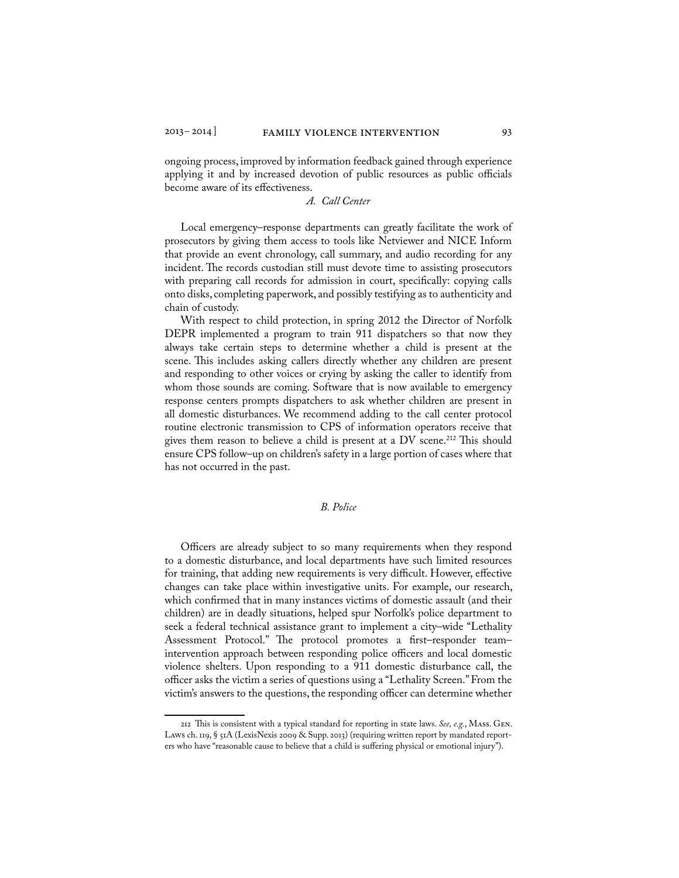ongoing process, improved by information feedback gained through experience applying it and by increased devotion of public resources as public officials become aware of its effectiveness.

### *A. Call Center*

Local emergency–response departments can greatly facilitate the work of prosecutors by giving them access to tools like Netviewer and NICE Inform that provide an event chronology, call summary, and audio recording for any incident. The records custodian still must devote time to assisting prosecutors with preparing call records for admission in court, specifically: copying calls onto disks, completing paperwork, and possibly testifying as to authenticity and chain of custody.

With respect to child protection, in spring 2012 the Director of Norfolk DEPR implemented a program to train 911 dispatchers so that now they always take certain steps to determine whether a child is present at the scene. This includes asking callers directly whether any children are present and responding to other voices or crying by asking the caller to identify from whom those sounds are coming. Software that is now available to emergency response centers prompts dispatchers to ask whether children are present in all domestic disturbances. We recommend adding to the call center protocol routine electronic transmission to CPS of information operators receive that gives them reason to believe a child is present at a DV scene.[212] This should ensure CPS follow–up on children's safety in a large portion of cases where that has not occurred in the past.

### *B. Police*

Officers are already subject to so many requirements when they respond to a domestic disturbance, and local departments have such limited resources for training, that adding new requirements is very difficult. However, effective changes can take place within investigative units. For example, our research, which confirmed that in many instances victims of domestic assault (and their children) are in deadly situations, helped spur Norfolk's police department to seek a federal technical assistance grant to implement a city–wide "Lethality Assessment Protocol." The protocol promotes a first–responder team–intervention approach between responding police officers and local domestic violence shelters. Upon responding to a 911 domestic disturbance call, the officer asks the victim a series of questions using a "Lethality Screen." From the victim's answers to the questions, the responding officer can determine whether

---

212 This is consistent with a typical standard for reporting in state laws. *See, e.g.*, Mass. Gen. Laws ch. 119, § 51A (LexisNexis 2009 & Supp. 2013) (requiring written report by mandated reporters who have "reasonable cause to believe that a child is suffering physical or emotional injury").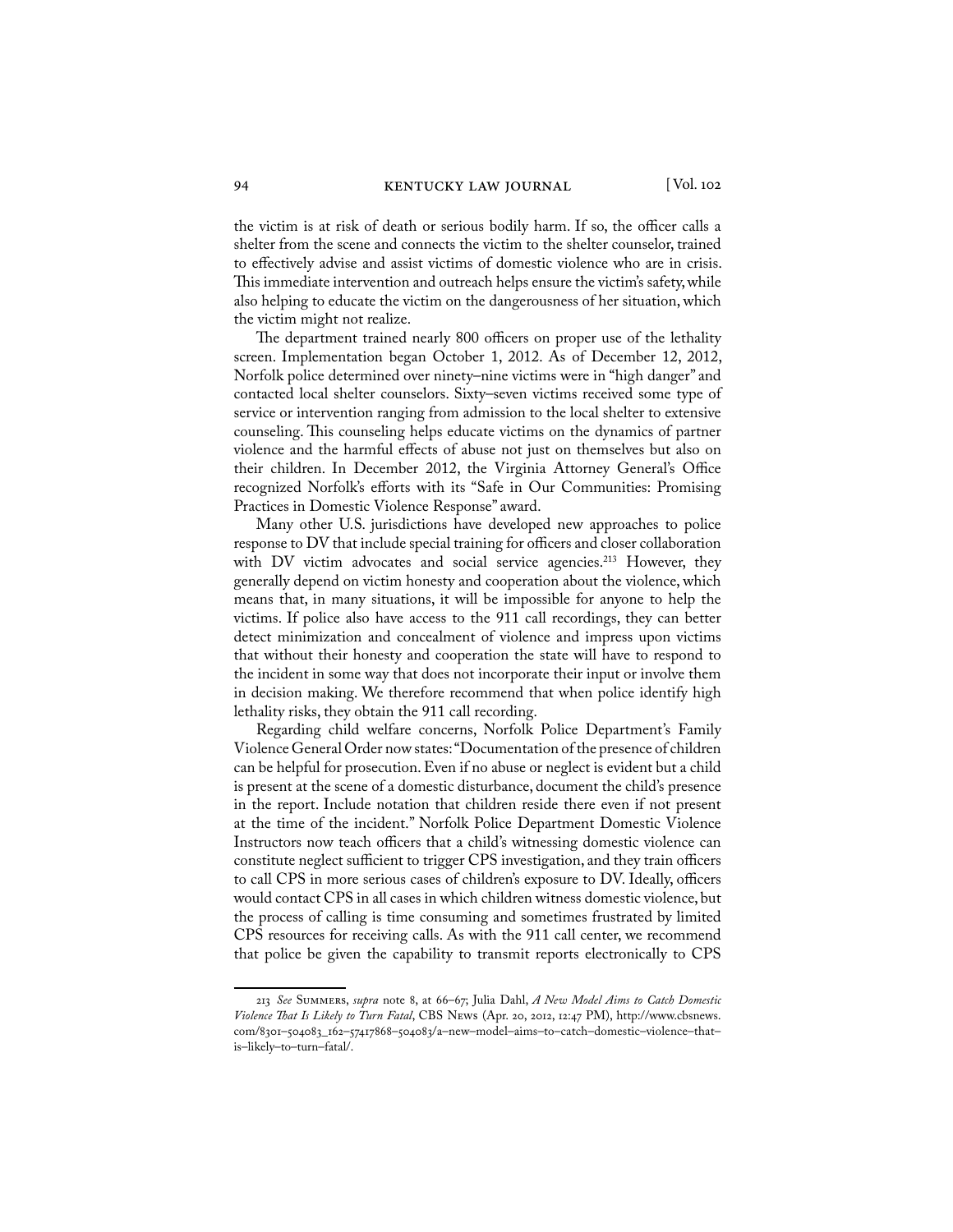the victim is at risk of death or serious bodily harm. If so, the officer calls a shelter from the scene and connects the victim to the shelter counselor, trained to effectively advise and assist victims of domestic violence who are in crisis. This immediate intervention and outreach helps ensure the victim's safety, while also helping to educate the victim on the dangerousness of her situation, which the victim might not realize.

The department trained nearly 800 officers on proper use of the lethality screen. Implementation began October 1, 2012. As of December 12, 2012, Norfolk police determined over ninety–nine victims were in "high danger" and contacted local shelter counselors. Sixty–seven victims received some type of service or intervention ranging from admission to the local shelter to extensive counseling. This counseling helps educate victims on the dynamics of partner violence and the harmful effects of abuse not just on themselves but also on their children. In December 2012, the Virginia Attorney General's Office recognized Norfolk's efforts with its "Safe in Our Communities: Promising Practices in Domestic Violence Response" award.

Many other U.S. jurisdictions have developed new approaches to police response to DV that include special training for officers and closer collaboration with DV victim advocates and social service agencies.[213] However, they generally depend on victim honesty and cooperation about the violence, which means that, in many situations, it will be impossible for anyone to help the victims. If police also have access to the 911 call recordings, they can better detect minimization and concealment of violence and impress upon victims that without their honesty and cooperation the state will have to respond to the incident in some way that does not incorporate their input or involve them in decision making. We therefore recommend that when police identify high lethality risks, they obtain the 911 call recording.

Regarding child welfare concerns, Norfolk Police Department's Family Violence General Order now states: "Documentation of the presence of children can be helpful for prosecution. Even if no abuse or neglect is evident but a child is present at the scene of a domestic disturbance, document the child's presence in the report. Include notation that children reside there even if not present at the time of the incident." Norfolk Police Department Domestic Violence Instructors now teach officers that a child's witnessing domestic violence can constitute neglect sufficient to trigger CPS investigation, and they train officers to call CPS in more serious cases of children's exposure to DV. Ideally, officers would contact CPS in all cases in which children witness domestic violence, but the process of calling is time consuming and sometimes frustrated by limited CPS resources for receiving calls. As with the 911 call center, we recommend that police be given the capability to transmit reports electronically to CPS

---

213 *See* Summers, *supra* note 8, at 66–67; Julia Dahl, *A New Model Aims to Catch Domestic Violence That Is Likely to Turn Fatal*, CBS News (Apr. 20, 2012, 12:47 PM), http://www.cbsnews.com/8301–504083_162–57417868–504083/a–new–model–aims–to–catch–domestic–violence–that–is–likely–to–turn–fatal/.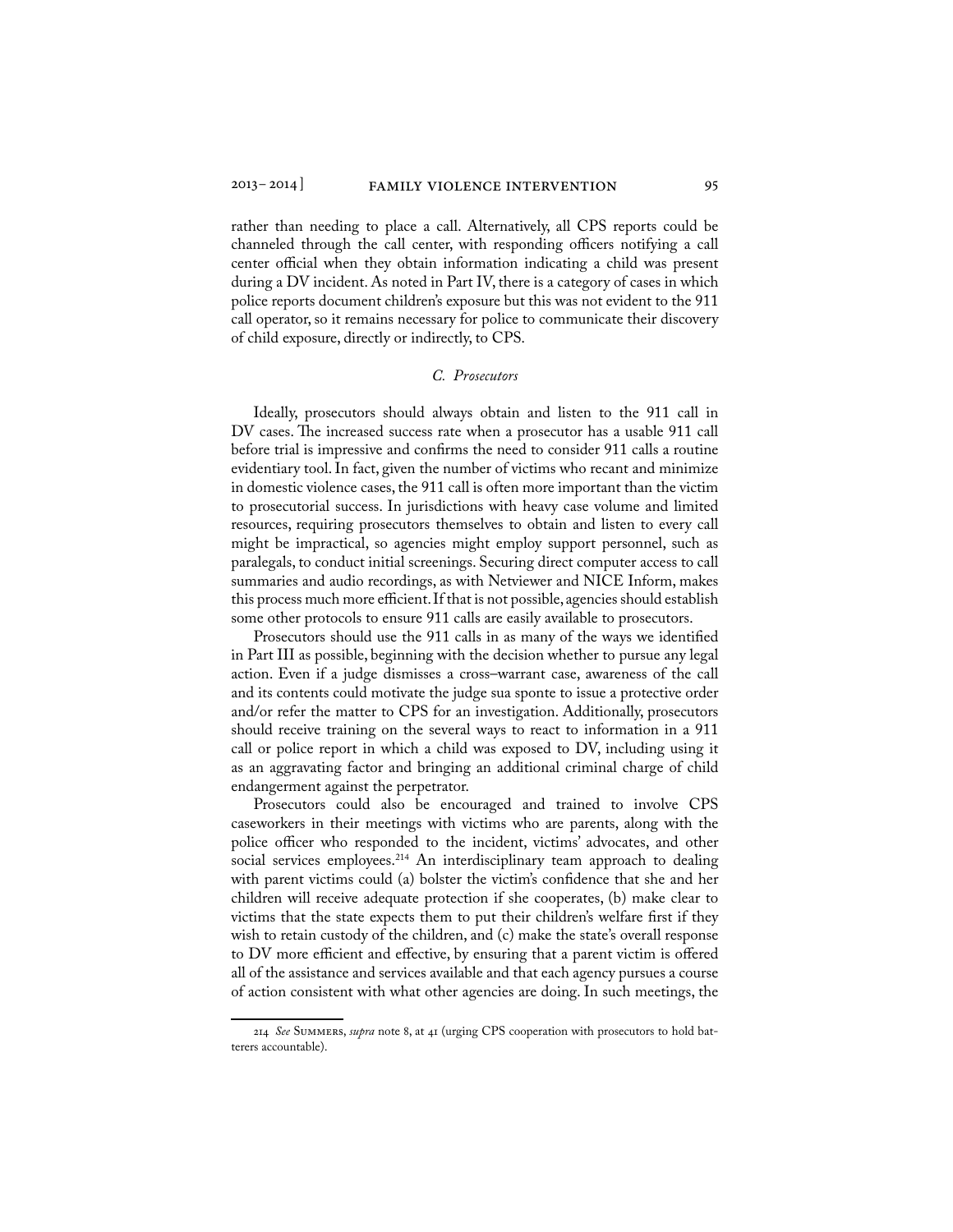rather than needing to place a call. Alternatively, all CPS reports could be channeled through the call center, with responding officers notifying a call center official when they obtain information indicating a child was present during a DV incident. As noted in Part IV, there is a category of cases in which police reports document children's exposure but this was not evident to the 911 call operator, so it remains necessary for police to communicate their discovery of child exposure, directly or indirectly, to CPS.

### *C. Prosecutors*

Ideally, prosecutors should always obtain and listen to the 911 call in DV cases. The increased success rate when a prosecutor has a usable 911 call before trial is impressive and confirms the need to consider 911 calls a routine evidentiary tool. In fact, given the number of victims who recant and minimize in domestic violence cases, the 911 call is often more important than the victim to prosecutorial success. In jurisdictions with heavy case volume and limited resources, requiring prosecutors themselves to obtain and listen to every call might be impractical, so agencies might employ support personnel, such as paralegals, to conduct initial screenings. Securing direct computer access to call summaries and audio recordings, as with Netviewer and NICE Inform, makes this process much more efficient. If that is not possible, agencies should establish some other protocols to ensure 911 calls are easily available to prosecutors.

Prosecutors should use the 911 calls in as many of the ways we identified in Part III as possible, beginning with the decision whether to pursue any legal action. Even if a judge dismisses a cross–warrant case, awareness of the call and its contents could motivate the judge sua sponte to issue a protective order and/or refer the matter to CPS for an investigation. Additionally, prosecutors should receive training on the several ways to react to information in a 911 call or police report in which a child was exposed to DV, including using it as an aggravating factor and bringing an additional criminal charge of child endangerment against the perpetrator.

Prosecutors could also be encouraged and trained to involve CPS caseworkers in their meetings with victims who are parents, along with the police officer who responded to the incident, victims' advocates, and other social services employees.[214] An interdisciplinary team approach to dealing with parent victims could (a) bolster the victim's confidence that she and her children will receive adequate protection if she cooperates, (b) make clear to victims that the state expects them to put their children's welfare first if they wish to retain custody of the children, and (c) make the state's overall response to DV more efficient and effective, by ensuring that a parent victim is offered all of the assistance and services available and that each agency pursues a course of action consistent with what other agencies are doing. In such meetings, the

---

214 *See* Summers, *supra* note 8, at 41 (urging CPS cooperation with prosecutors to hold batterers accountable).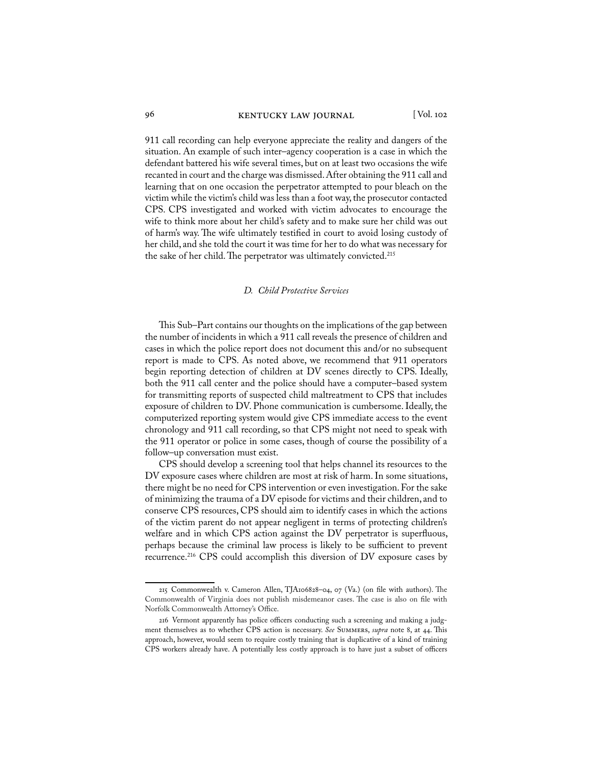911 call recording can help everyone appreciate the reality and dangers of the situation. An example of such inter–agency cooperation is a case in which the defendant battered his wife several times, but on at least two occasions the wife recanted in court and the charge was dismissed. After obtaining the 911 call and learning that on one occasion the perpetrator attempted to pour bleach on the victim while the victim's child was less than a foot way, the prosecutor contacted CPS. CPS investigated and worked with victim advocates to encourage the wife to think more about her child's safety and to make sure her child was out of harm's way. The wife ultimately testified in court to avoid losing custody of her child, and she told the court it was time for her to do what was necessary for the sake of her child. The perpetrator was ultimately convicted.[215]

### *D. Child Protective Services*

This Sub–Part contains our thoughts on the implications of the gap between the number of incidents in which a 911 call reveals the presence of children and cases in which the police report does not document this and/or no subsequent report is made to CPS. As noted above, we recommend that 911 operators begin reporting detection of children at DV scenes directly to CPS. Ideally, both the 911 call center and the police should have a computer–based system for transmitting reports of suspected child maltreatment to CPS that includes exposure of children to DV. Phone communication is cumbersome. Ideally, the computerized reporting system would give CPS immediate access to the event chronology and 911 call recording, so that CPS might not need to speak with the 911 operator or police in some cases, though of course the possibility of a follow–up conversation must exist.

CPS should develop a screening tool that helps channel its resources to the DV exposure cases where children are most at risk of harm. In some situations, there might be no need for CPS intervention or even investigation. For the sake of minimizing the trauma of a DV episode for victims and their children, and to conserve CPS resources, CPS should aim to identify cases in which the actions of the victim parent do not appear negligent in terms of protecting children's welfare and in which CPS action against the DV perpetrator is superfluous, perhaps because the criminal law process is likely to be sufficient to prevent recurrence.[216] CPS could accomplish this diversion of DV exposure cases by

---

215 Commonwealth v. Cameron Allen, TJA106828–04, 07 (Va.) (on file with authors). The Commonwealth of Virginia does not publish misdemeanor cases. The case is also on file with Norfolk Commonwealth Attorney's Office.

216 Vermont apparently has police officers conducting such a screening and making a judgment themselves as to whether CPS action is necessary. *See* Summers, *supra* note 8, at 44. This approach, however, would seem to require costly training that is duplicative of a kind of training CPS workers already have. A potentially less costly approach is to have just a subset of officers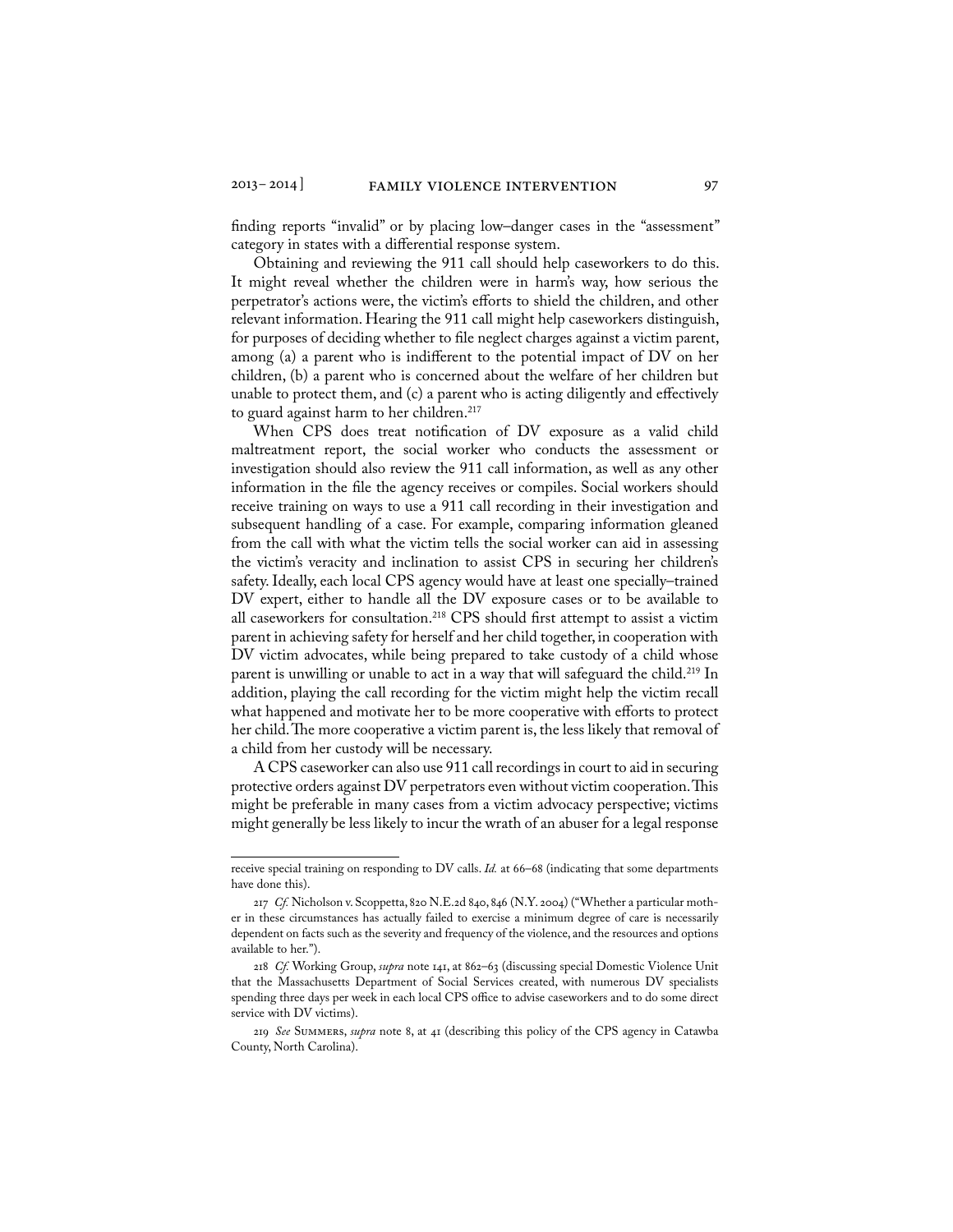finding reports "invalid" or by placing low–danger cases in the "assessment" category in states with a differential response system.

Obtaining and reviewing the 911 call should help caseworkers to do this. It might reveal whether the children were in harm's way, how serious the perpetrator's actions were, the victim's efforts to shield the children, and other relevant information. Hearing the 911 call might help caseworkers distinguish, for purposes of deciding whether to file neglect charges against a victim parent, among (a) a parent who is indifferent to the potential impact of DV on her children, (b) a parent who is concerned about the welfare of her children but unable to protect them, and (c) a parent who is acting diligently and effectively to guard against harm to her children.[217]

When CPS does treat notification of DV exposure as a valid child maltreatment report, the social worker who conducts the assessment or investigation should also review the 911 call information, as well as any other information in the file the agency receives or compiles. Social workers should receive training on ways to use a 911 call recording in their investigation and subsequent handling of a case. For example, comparing information gleaned from the call with what the victim tells the social worker can aid in assessing the victim's veracity and inclination to assist CPS in securing her children's safety. Ideally, each local CPS agency would have at least one specially–trained DV expert, either to handle all the DV exposure cases or to be available to all caseworkers for consultation.[218] CPS should first attempt to assist a victim parent in achieving safety for herself and her child together, in cooperation with DV victim advocates, while being prepared to take custody of a child whose parent is unwilling or unable to act in a way that will safeguard the child.[219] In addition, playing the call recording for the victim might help the victim recall what happened and motivate her to be more cooperative with efforts to protect her child. The more cooperative a victim parent is, the less likely that removal of a child from her custody will be necessary.

A CPS caseworker can also use 911 call recordings in court to aid in securing protective orders against DV perpetrators even without victim cooperation. This might be preferable in many cases from a victim advocacy perspective; victims might generally be less likely to incur the wrath of an abuser for a legal response

---

receive special training on responding to DV calls. *Id.* at 66–68 (indicating that some departments have done this).

217 *Cf.* Nicholson v. Scoppetta, 820 N.E.2d 840, 846 (N.Y. 2004) ("Whether a particular mother in these circumstances has actually failed to exercise a minimum degree of care is necessarily dependent on facts such as the severity and frequency of the violence, and the resources and options available to her.").

218 *Cf.* Working Group, *supra* note 141, at 862–63 (discussing special Domestic Violence Unit that the Massachusetts Department of Social Services created, with numerous DV specialists spending three days per week in each local CPS office to advise caseworkers and to do some direct service with DV victims).

219 *See* Summers, *supra* note 8, at 41 (describing this policy of the CPS agency in Catawba County, North Carolina).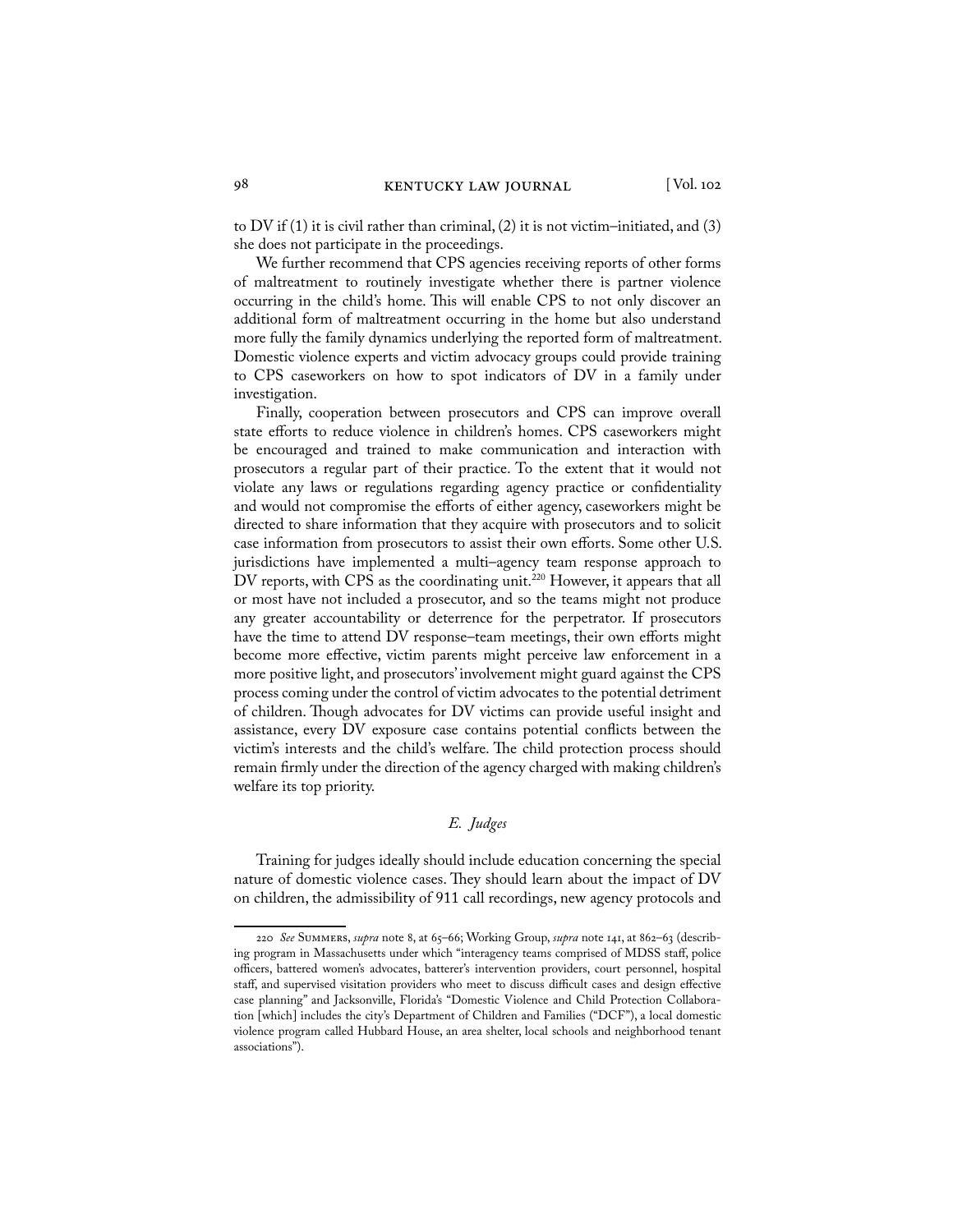to DV if (1) it is civil rather than criminal, (2) it is not victim–initiated, and (3) she does not participate in the proceedings.

We further recommend that CPS agencies receiving reports of other forms of maltreatment to routinely investigate whether there is partner violence occurring in the child's home. This will enable CPS to not only discover an additional form of maltreatment occurring in the home but also understand more fully the family dynamics underlying the reported form of maltreatment. Domestic violence experts and victim advocacy groups could provide training to CPS caseworkers on how to spot indicators of DV in a family under investigation.

Finally, cooperation between prosecutors and CPS can improve overall state efforts to reduce violence in children's homes. CPS caseworkers might be encouraged and trained to make communication and interaction with prosecutors a regular part of their practice. To the extent that it would not violate any laws or regulations regarding agency practice or confidentiality and would not compromise the efforts of either agency, caseworkers might be directed to share information that they acquire with prosecutors and to solicit case information from prosecutors to assist their own efforts. Some other U.S. jurisdictions have implemented a multi–agency team response approach to DV reports, with CPS as the coordinating unit.[220] However, it appears that all or most have not included a prosecutor, and so the teams might not produce any greater accountability or deterrence for the perpetrator. If prosecutors have the time to attend DV response–team meetings, their own efforts might become more effective, victim parents might perceive law enforcement in a more positive light, and prosecutors' involvement might guard against the CPS process coming under the control of victim advocates to the potential detriment of children. Though advocates for DV victims can provide useful insight and assistance, every DV exposure case contains potential conflicts between the victim's interests and the child's welfare. The child protection process should remain firmly under the direction of the agency charged with making children's welfare its top priority.

### *E. Judges*

Training for judges ideally should include education concerning the special nature of domestic violence cases. They should learn about the impact of DV on children, the admissibility of 911 call recordings, new agency protocols and

---

220 *See* Summers, *supra* note 8, at 65–66; Working Group, *supra* note 141, at 862–63 (describing program in Massachusetts under which "interagency teams comprised of MDSS staff, police officers, battered women's advocates, batterer's intervention providers, court personnel, hospital staff, and supervised visitation providers who meet to discuss difficult cases and design effective case planning" and Jacksonville, Florida's "Domestic Violence and Child Protection Collaboration [which] includes the city's Department of Children and Families ("DCF"), a local domestic violence program called Hubbard House, an area shelter, local schools and neighborhood tenant associations").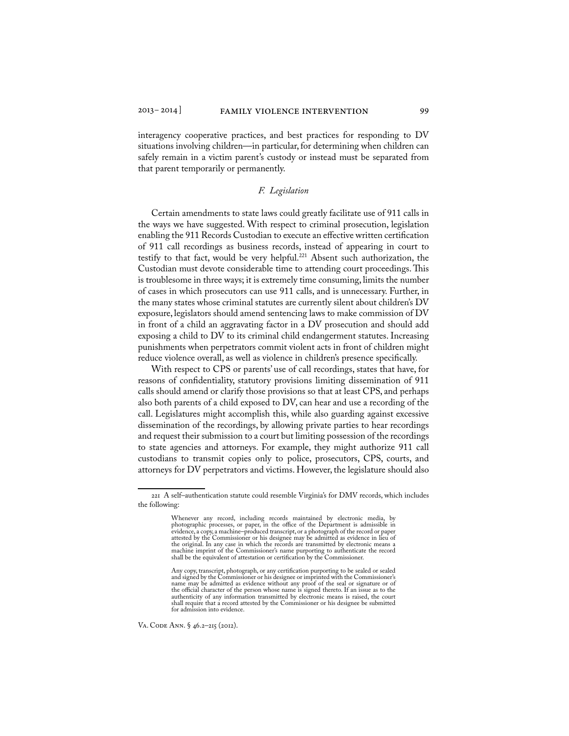interagency cooperative practices, and best practices for responding to DV situations involving children—in particular, for determining when children can safely remain in a victim parent's custody or instead must be separated from that parent temporarily or permanently.

### *F. Legislation*

Certain amendments to state laws could greatly facilitate use of 911 calls in the ways we have suggested. With respect to criminal prosecution, legislation enabling the 911 Records Custodian to execute an effective written certification of 911 call recordings as business records, instead of appearing in court to testify to that fact, would be very helpful.[221] Absent such authorization, the Custodian must devote considerable time to attending court proceedings. This is troublesome in three ways; it is extremely time consuming, limits the number of cases in which prosecutors can use 911 calls, and is unnecessary. Further, in the many states whose criminal statutes are currently silent about children's DV exposure, legislators should amend sentencing laws to make commission of DV in front of a child an aggravating factor in a DV prosecution and should add exposing a child to DV to its criminal child endangerment statutes. Increasing punishments when perpetrators commit violent acts in front of children might reduce violence overall, as well as violence in children's presence specifically.

With respect to CPS or parents' use of call recordings, states that have, for reasons of confidentiality, statutory provisions limiting dissemination of 911 calls should amend or clarify those provisions so that at least CPS, and perhaps also both parents of a child exposed to DV, can hear and use a recording of the call. Legislatures might accomplish this, while also guarding against excessive dissemination of the recordings, by allowing private parties to hear recordings and request their submission to a court but limiting possession of the recordings to state agencies and attorneys. For example, they might authorize 911 call custodians to transmit copies only to police, prosecutors, CPS, courts, and attorneys for DV perpetrators and victims. However, the legislature should also

---

221 A self–authentication statute could resemble Virginia's for DMV records, which includes the following:

> Whenever any record, including records maintained by electronic media, by photographic processes, or paper, in the office of the Department is admissible in evidence, a copy, a machine–produced transcript, or a photograph of the record or paper attested by the Commissioner or his designee may be admitted as evidence in lieu of the original. In any case in which the records are transmitted by electronic means a machine imprint of the Commissioner's name purporting to authenticate the record shall be the equivalent of attestation or certification by the Commissioner.
>
> Any copy, transcript, photograph, or any certification purporting to be sealed or sealed and signed by the Commissioner or his designee or imprinted with the Commissioner's name may be admitted as evidence without any proof of the seal or signature or of the official character of the person whose name is signed thereto. If an issue as to the authenticity of any information transmitted by electronic means is raised, the court shall require that a record attested by the Commissioner or his designee be submitted for admission into evidence.

VA. CODE ANN. § 46.2–215 (2012).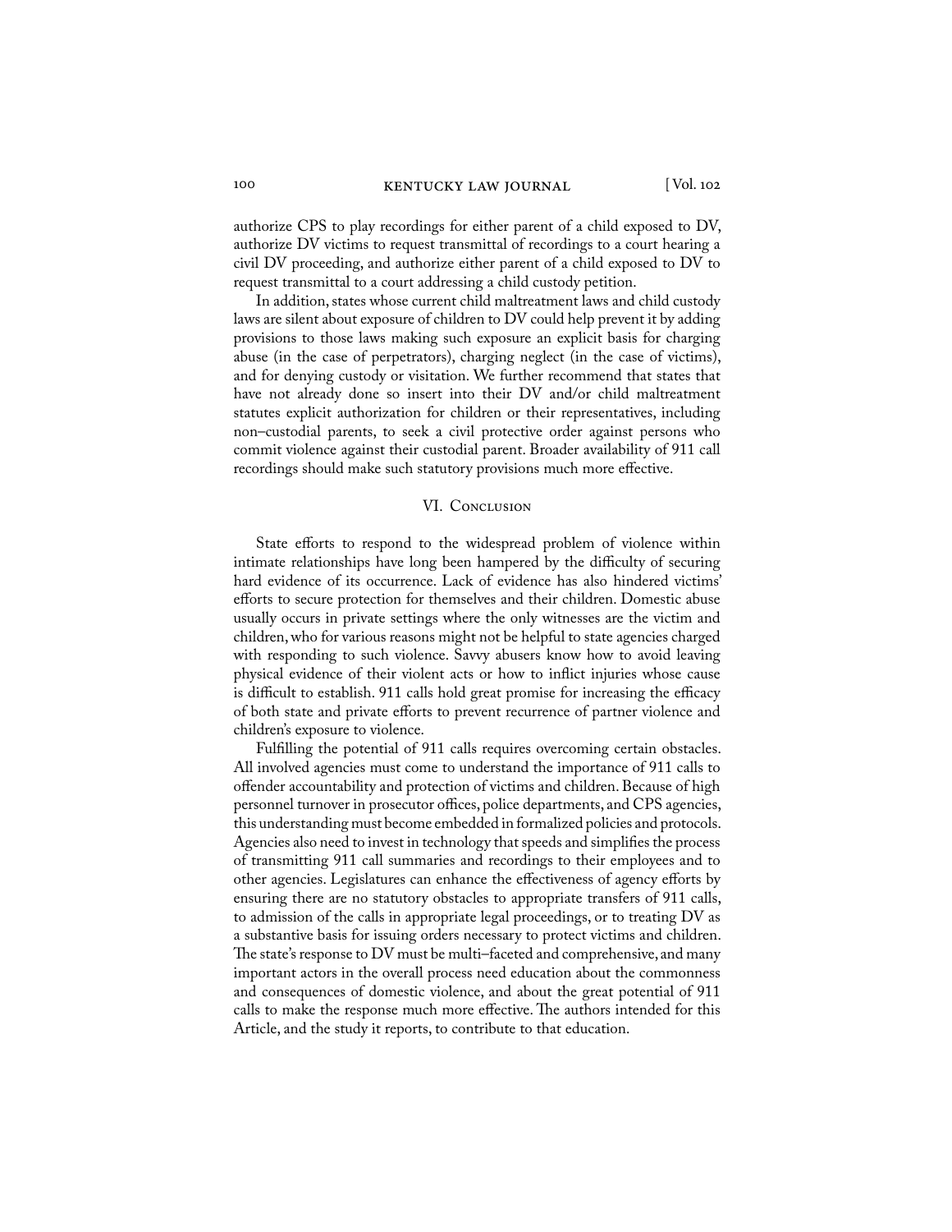authorize CPS to play recordings for either parent of a child exposed to DV, authorize DV victims to request transmittal of recordings to a court hearing a civil DV proceeding, and authorize either parent of a child exposed to DV to request transmittal to a court addressing a child custody petition.

In addition, states whose current child maltreatment laws and child custody laws are silent about exposure of children to DV could help prevent it by adding provisions to those laws making such exposure an explicit basis for charging abuse (in the case of perpetrators), charging neglect (in the case of victims), and for denying custody or visitation. We further recommend that states that have not already done so insert into their DV and/or child maltreatment statutes explicit authorization for children or their representatives, including non–custodial parents, to seek a civil protective order against persons who commit violence against their custodial parent. Broader availability of 911 call recordings should make such statutory provisions much more effective.

## VI. Conclusion

State efforts to respond to the widespread problem of violence within intimate relationships have long been hampered by the difficulty of securing hard evidence of its occurrence. Lack of evidence has also hindered victims' efforts to secure protection for themselves and their children. Domestic abuse usually occurs in private settings where the only witnesses are the victim and children, who for various reasons might not be helpful to state agencies charged with responding to such violence. Savvy abusers know how to avoid leaving physical evidence of their violent acts or how to inflict injuries whose cause is difficult to establish. 911 calls hold great promise for increasing the efficacy of both state and private efforts to prevent recurrence of partner violence and children's exposure to violence.

Fulfilling the potential of 911 calls requires overcoming certain obstacles. All involved agencies must come to understand the importance of 911 calls to offender accountability and protection of victims and children. Because of high personnel turnover in prosecutor offices, police departments, and CPS agencies, this understanding must become embedded in formalized policies and protocols. Agencies also need to invest in technology that speeds and simplifies the process of transmitting 911 call summaries and recordings to their employees and to other agencies. Legislatures can enhance the effectiveness of agency efforts by ensuring there are no statutory obstacles to appropriate transfers of 911 calls, to admission of the calls in appropriate legal proceedings, or to treating DV as a substantive basis for issuing orders necessary to protect victims and children. The state's response to DV must be multi–faceted and comprehensive, and many important actors in the overall process need education about the commonness and consequences of domestic violence, and about the great potential of 911 calls to make the response much more effective. The authors intended for this Article, and the study it reports, to contribute to that education.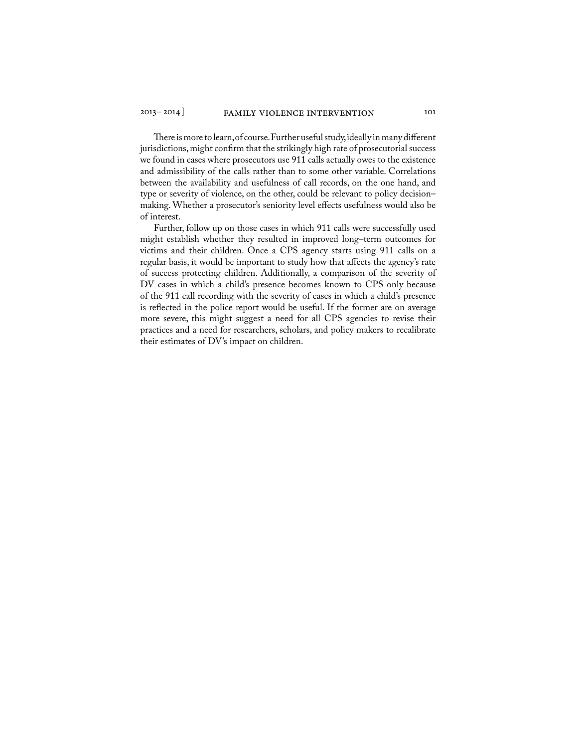There is more to learn, of course. Further useful study, ideally in many different jurisdictions, might confirm that the strikingly high rate of prosecutorial success we found in cases where prosecutors use 911 calls actually owes to the existence and admissibility of the calls rather than to some other variable. Correlations between the availability and usefulness of call records, on the one hand, and type or severity of violence, on the other, could be relevant to policy decision–making. Whether a prosecutor's seniority level effects usefulness would also be of interest.

Further, follow up on those cases in which 911 calls were successfully used might establish whether they resulted in improved long–term outcomes for victims and their children. Once a CPS agency starts using 911 calls on a regular basis, it would be important to study how that affects the agency's rate of success protecting children. Additionally, a comparison of the severity of DV cases in which a child's presence becomes known to CPS only because of the 911 call recording with the severity of cases in which a child's presence is reflected in the police report would be useful. If the former are on average more severe, this might suggest a need for all CPS agencies to revise their practices and a need for researchers, scholars, and policy makers to recalibrate their estimates of DV's impact on children.